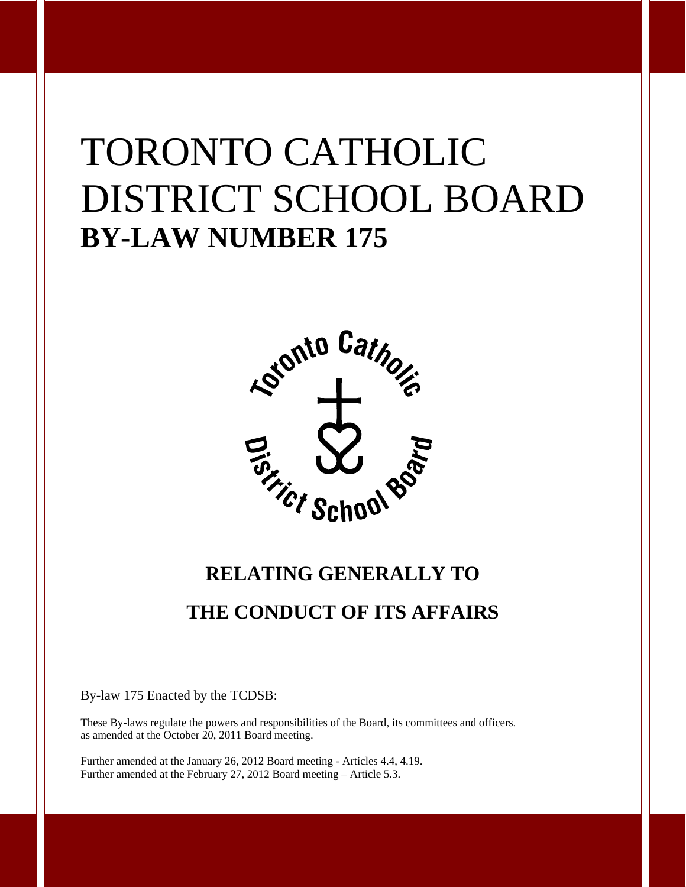# TORONTO CATHOLIC DISTRICT SCHOOL BOARD

## BY-LAW NUMBER 175

**RELATING GENERALLY TO**

**THE CONDUCT OF ITS AFFAIRS**

By-law 175 Enacted by the TCDSB:

These By-laws regulate the powers and responsibilities of the Board, its committees and officers. as amended at the October 20, 2011 Board meeting.

Further amended at the January 26, 2012 Board meeting - Articles 4.4, 4.19.
Further amended at the February 27, 2012 Board meeting – Article 5.3.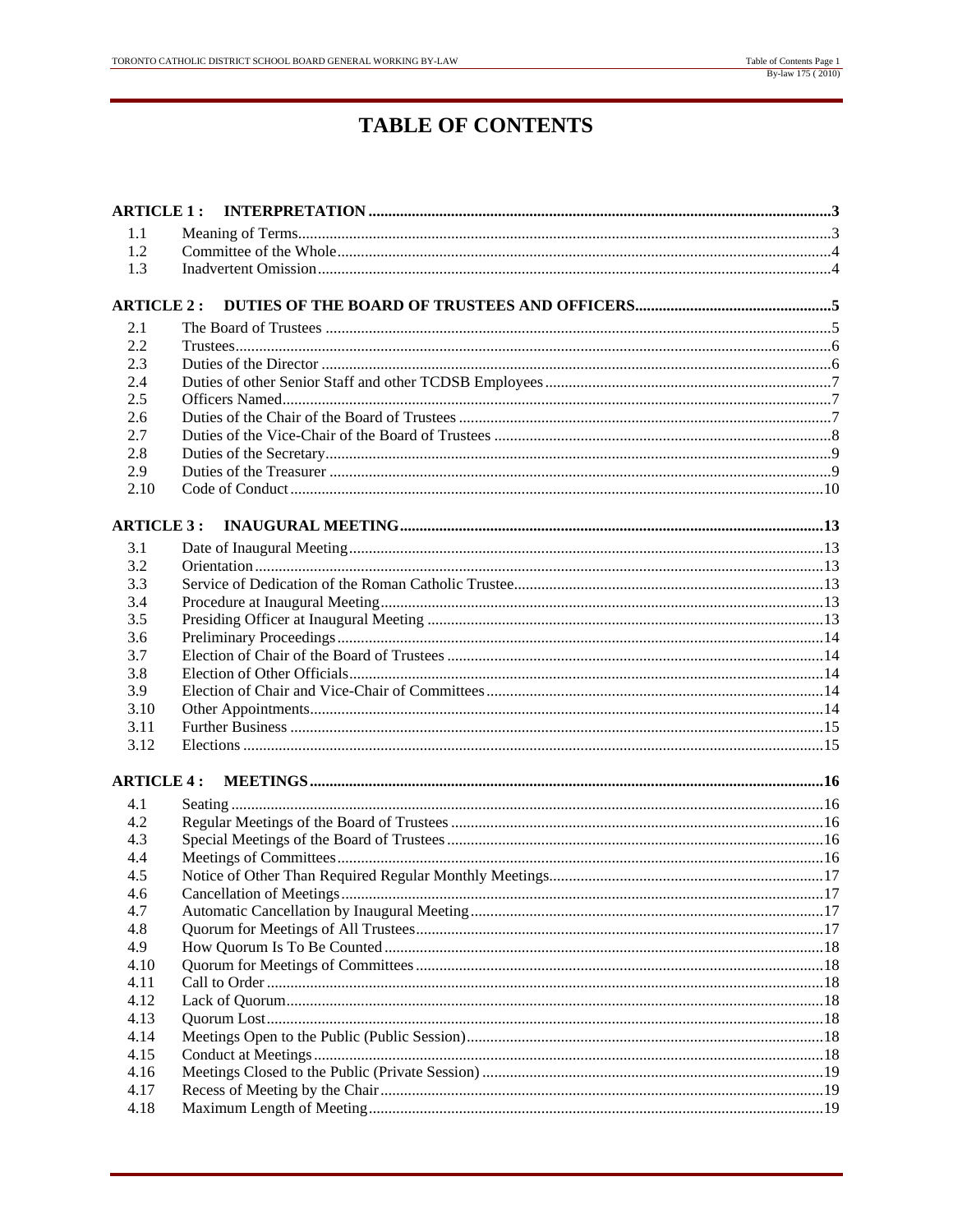# TABLE OF CONTENTS

**ARTICLE 1 : INTERPRETATION ..... 3**

| | | |
|---|---|---|
| 1.1 | Meaning of Terms | 3 |
| 1.2 | Committee of the Whole | 4 |
| 1.3 | Inadvertent Omission | 4 |

**ARTICLE 2 : DUTIES OF THE BOARD OF TRUSTEES AND OFFICERS ..... 5**

| | | |
|---|---|---|
| 2.1 | The Board of Trustees | 5 |
| 2.2 | Trustees | 6 |
| 2.3 | Duties of the Director | 6 |
| 2.4 | Duties of other Senior Staff and other TCDSB Employees | 7 |
| 2.5 | Officers Named | 7 |
| 2.6 | Duties of the Chair of the Board of Trustees | 7 |
| 2.7 | Duties of the Vice-Chair of the Board of Trustees | 8 |
| 2.8 | Duties of the Secretary | 9 |
| 2.9 | Duties of the Treasurer | 9 |
| 2.10 | Code of Conduct | 10 |

**ARTICLE 3 : INAUGURAL MEETING ..... 13**

| | | |
|---|---|---|
| 3.1 | Date of Inaugural Meeting | 13 |
| 3.2 | Orientation | 13 |
| 3.3 | Service of Dedication of the Roman Catholic Trustee | 13 |
| 3.4 | Procedure at Inaugural Meeting | 13 |
| 3.5 | Presiding Officer at Inaugural Meeting | 13 |
| 3.6 | Preliminary Proceedings | 14 |
| 3.7 | Election of Chair of the Board of Trustees | 14 |
| 3.8 | Election of Other Officials | 14 |
| 3.9 | Election of Chair and Vice-Chair of Committees | 14 |
| 3.10 | Other Appointments | 14 |
| 3.11 | Further Business | 15 |
| 3.12 | Elections | 15 |

**ARTICLE 4 : MEETINGS ..... 16**

| | | |
|---|---|---|
| 4.1 | Seating | 16 |
| 4.2 | Regular Meetings of the Board of Trustees | 16 |
| 4.3 | Special Meetings of the Board of Trustees | 16 |
| 4.4 | Meetings of Committees | 16 |
| 4.5 | Notice of Other Than Required Regular Monthly Meetings | 17 |
| 4.6 | Cancellation of Meetings | 17 |
| 4.7 | Automatic Cancellation by Inaugural Meeting | 17 |
| 4.8 | Quorum for Meetings of All Trustees | 17 |
| 4.9 | How Quorum Is To Be Counted | 18 |
| 4.10 | Quorum for Meetings of Committees | 18 |
| 4.11 | Call to Order | 18 |
| 4.12 | Lack of Quorum | 18 |
| 4.13 | Quorum Lost | 18 |
| 4.14 | Meetings Open to the Public (Public Session) | 18 |
| 4.15 | Conduct at Meetings | 18 |
| 4.16 | Meetings Closed to the Public (Private Session) | 19 |
| 4.17 | Recess of Meeting by the Chair | 19 |
| 4.18 | Maximum Length of Meeting | 19 |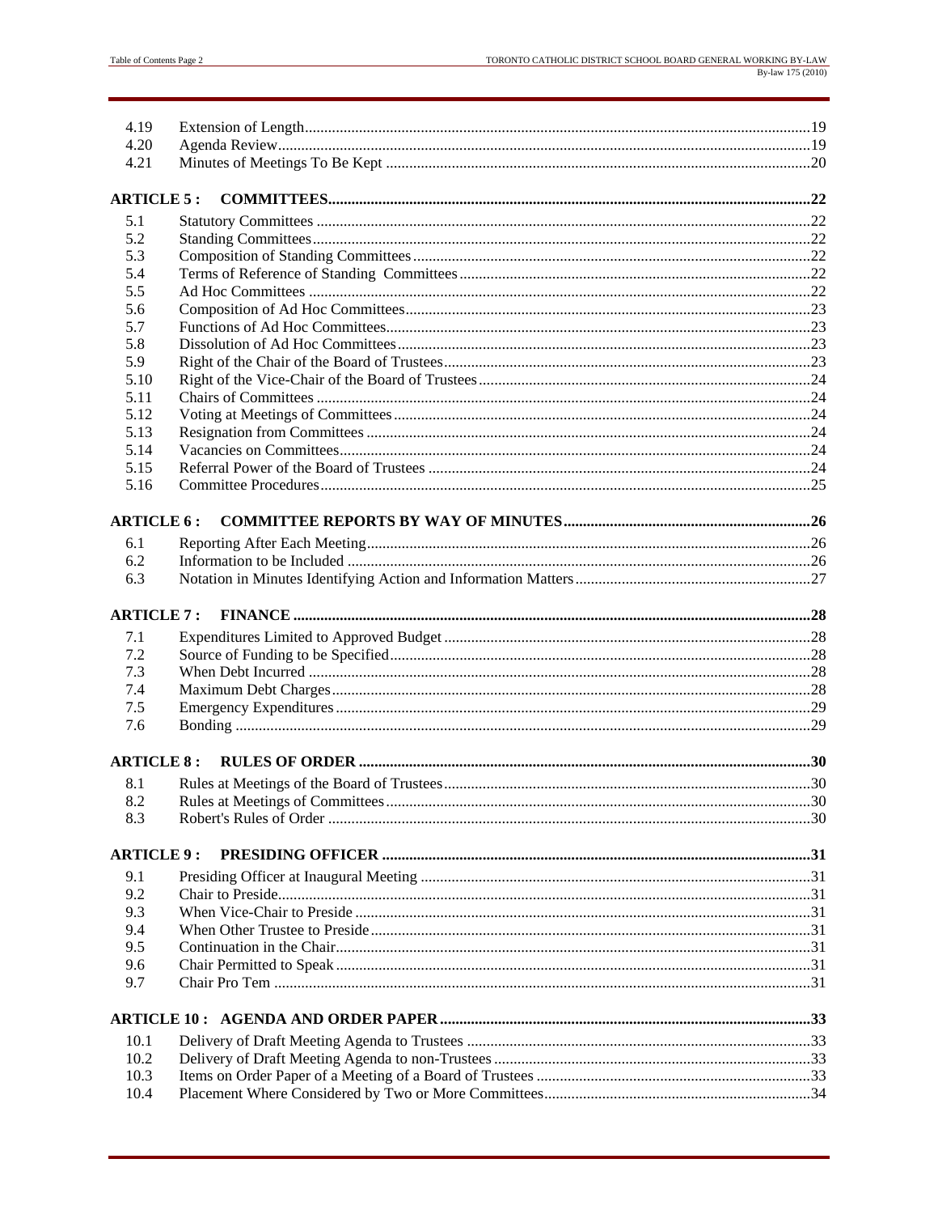| | | |
|---|---|---|
| 4.19 | Extension of Length | 19 |
| 4.20 | Agenda Review | 19 |
| 4.21 | Minutes of Meetings To Be Kept | 20 |
| **ARTICLE 5 :** | **COMMITTEES** | **22** |
| 5.1 | Statutory Committees | 22 |
| 5.2 | Standing Committees | 22 |
| 5.3 | Composition of Standing Committees | 22 |
| 5.4 | Terms of Reference of Standing Committees | 22 |
| 5.5 | Ad Hoc Committees | 22 |
| 5.6 | Composition of Ad Hoc Committees | 23 |
| 5.7 | Functions of Ad Hoc Committees | 23 |
| 5.8 | Dissolution of Ad Hoc Committees | 23 |
| 5.9 | Right of the Chair of the Board of Trustees | 23 |
| 5.10 | Right of the Vice-Chair of the Board of Trustees | 24 |
| 5.11 | Chairs of Committees | 24 |
| 5.12 | Voting at Meetings of Committees | 24 |
| 5.13 | Resignation from Committees | 24 |
| 5.14 | Vacancies on Committees | 24 |
| 5.15 | Referral Power of the Board of Trustees | 24 |
| 5.16 | Committee Procedures | 25 |
| **ARTICLE 6 :** | **COMMITTEE REPORTS BY WAY OF MINUTES** | **26** |
| 6.1 | Reporting After Each Meeting | 26 |
| 6.2 | Information to be Included | 26 |
| 6.3 | Notation in Minutes Identifying Action and Information Matters | 27 |
| **ARTICLE 7 :** | **FINANCE** | **28** |
| 7.1 | Expenditures Limited to Approved Budget | 28 |
| 7.2 | Source of Funding to be Specified | 28 |
| 7.3 | When Debt Incurred | 28 |
| 7.4 | Maximum Debt Charges | 28 |
| 7.5 | Emergency Expenditures | 29 |
| 7.6 | Bonding | 29 |
| **ARTICLE 8 :** | **RULES OF ORDER** | **30** |
| 8.1 | Rules at Meetings of the Board of Trustees | 30 |
| 8.2 | Rules at Meetings of Committees | 30 |
| 8.3 | Robert's Rules of Order | 30 |
| **ARTICLE 9 :** | **PRESIDING OFFICER** | **31** |
| 9.1 | Presiding Officer at Inaugural Meeting | 31 |
| 9.2 | Chair to Preside | 31 |
| 9.3 | When Vice-Chair to Preside | 31 |
| 9.4 | When Other Trustee to Preside | 31 |
| 9.5 | Continuation in the Chair | 31 |
| 9.6 | Chair Permitted to Speak | 31 |
| 9.7 | Chair Pro Tem | 31 |
| **ARTICLE 10 :** | **AGENDA AND ORDER PAPER** | **33** |
| 10.1 | Delivery of Draft Meeting Agenda to Trustees | 33 |
| 10.2 | Delivery of Draft Meeting Agenda to non-Trustees | 33 |
| 10.3 | Items on Order Paper of a Meeting of a Board of Trustees | 33 |
| 10.4 | Placement Where Considered by Two or More Committees | 34 |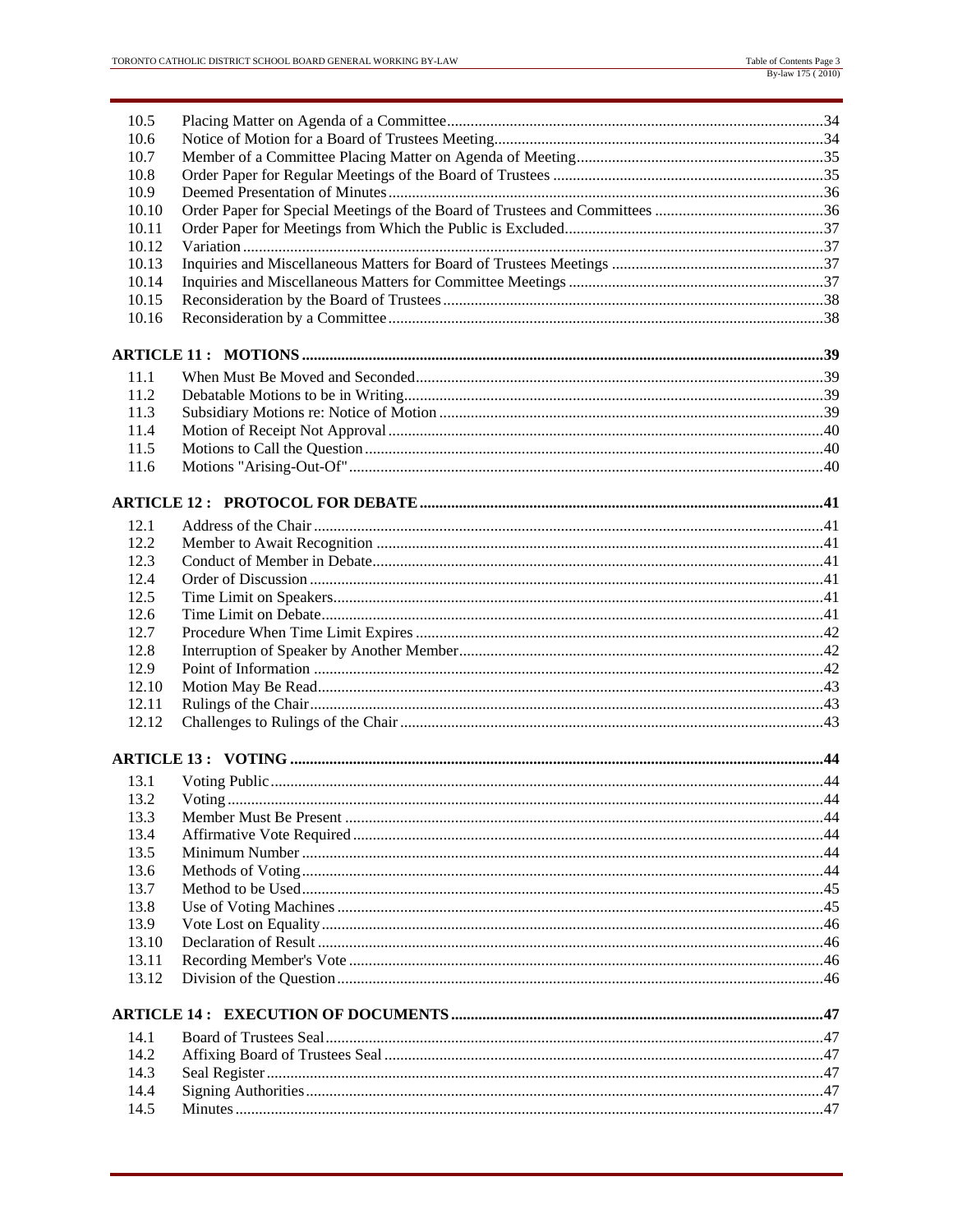| | | |
|---|---|---|
| 10.5 | Placing Matter on Agenda of a Committee | 34 |
| 10.6 | Notice of Motion for a Board of Trustees Meeting | 34 |
| 10.7 | Member of a Committee Placing Matter on Agenda of Meeting | 35 |
| 10.8 | Order Paper for Regular Meetings of the Board of Trustees | 35 |
| 10.9 | Deemed Presentation of Minutes | 36 |
| 10.10 | Order Paper for Special Meetings of the Board of Trustees and Committees | 36 |
| 10.11 | Order Paper for Meetings from Which the Public is Excluded | 37 |
| 10.12 | Variation | 37 |
| 10.13 | Inquiries and Miscellaneous Matters for Board of Trustees Meetings | 37 |
| 10.14 | Inquiries and Miscellaneous Matters for Committee Meetings | 37 |
| 10.15 | Reconsideration by the Board of Trustees | 38 |
| 10.16 | Reconsideration by a Committee | 38 |

**ARTICLE 11 : MOTIONS ..... 39**

| | | |
|---|---|---|
| 11.1 | When Must Be Moved and Seconded | 39 |
| 11.2 | Debatable Motions to be in Writing | 39 |
| 11.3 | Subsidiary Motions re: Notice of Motion | 39 |
| 11.4 | Motion of Receipt Not Approval | 40 |
| 11.5 | Motions to Call the Question | 40 |
| 11.6 | Motions "Arising-Out-Of" | 40 |

**ARTICLE 12 : PROTOCOL FOR DEBATE ..... 41**

| | | |
|---|---|---|
| 12.1 | Address of the Chair | 41 |
| 12.2 | Member to Await Recognition | 41 |
| 12.3 | Conduct of Member in Debate | 41 |
| 12.4 | Order of Discussion | 41 |
| 12.5 | Time Limit on Speakers | 41 |
| 12.6 | Time Limit on Debate | 41 |
| 12.7 | Procedure When Time Limit Expires | 42 |
| 12.8 | Interruption of Speaker by Another Member | 42 |
| 12.9 | Point of Information | 42 |
| 12.10 | Motion May Be Read | 43 |
| 12.11 | Rulings of the Chair | 43 |
| 12.12 | Challenges to Rulings of the Chair | 43 |

**ARTICLE 13 : VOTING ..... 44**

| | | |
|---|---|---|
| 13.1 | Voting Public | 44 |
| 13.2 | Voting | 44 |
| 13.3 | Member Must Be Present | 44 |
| 13.4 | Affirmative Vote Required | 44 |
| 13.5 | Minimum Number | 44 |
| 13.6 | Methods of Voting | 44 |
| 13.7 | Method to be Used | 45 |
| 13.8 | Use of Voting Machines | 45 |
| 13.9 | Vote Lost on Equality | 46 |
| 13.10 | Declaration of Result | 46 |
| 13.11 | Recording Member's Vote | 46 |
| 13.12 | Division of the Question | 46 |

**ARTICLE 14 : EXECUTION OF DOCUMENTS ..... 47**

| | | |
|---|---|---|
| 14.1 | Board of Trustees Seal | 47 |
| 14.2 | Affixing Board of Trustees Seal | 47 |
| 14.3 | Seal Register | 47 |
| 14.4 | Signing Authorities | 47 |
| 14.5 | Minutes | 47 |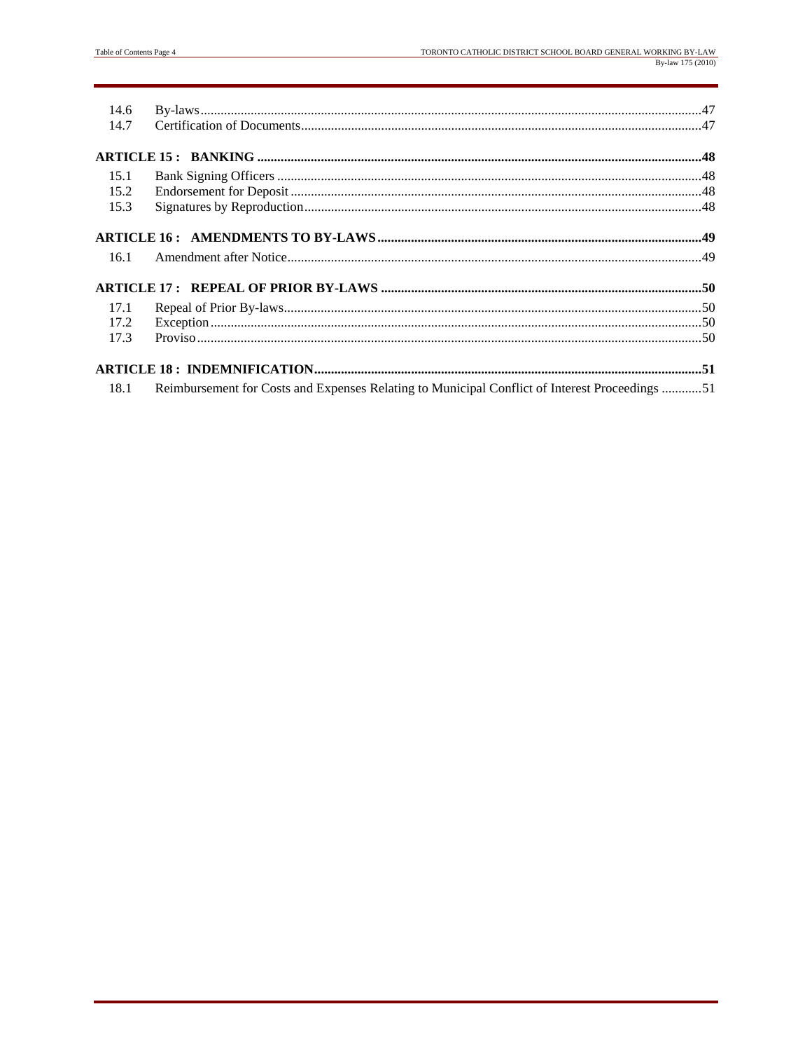| | | |
|---|---|---|
| 14.6 | By-laws | 47 |
| 14.7 | Certification of Documents | 47 |
| **ARTICLE 15 : BANKING** | | **48** |
| 15.1 | Bank Signing Officers | 48 |
| 15.2 | Endorsement for Deposit | 48 |
| 15.3 | Signatures by Reproduction | 48 |
| **ARTICLE 16 : AMENDMENTS TO BY-LAWS** | | **49** |
| 16.1 | Amendment after Notice | 49 |
| **ARTICLE 17 : REPEAL OF PRIOR BY-LAWS** | | **50** |
| 17.1 | Repeal of Prior By-laws | 50 |
| 17.2 | Exception | 50 |
| 17.3 | Proviso | 50 |
| **ARTICLE 18 : INDEMNIFICATION** | | **51** |
| 18.1 | Reimbursement for Costs and Expenses Relating to Municipal Conflict of Interest Proceedings | 51 |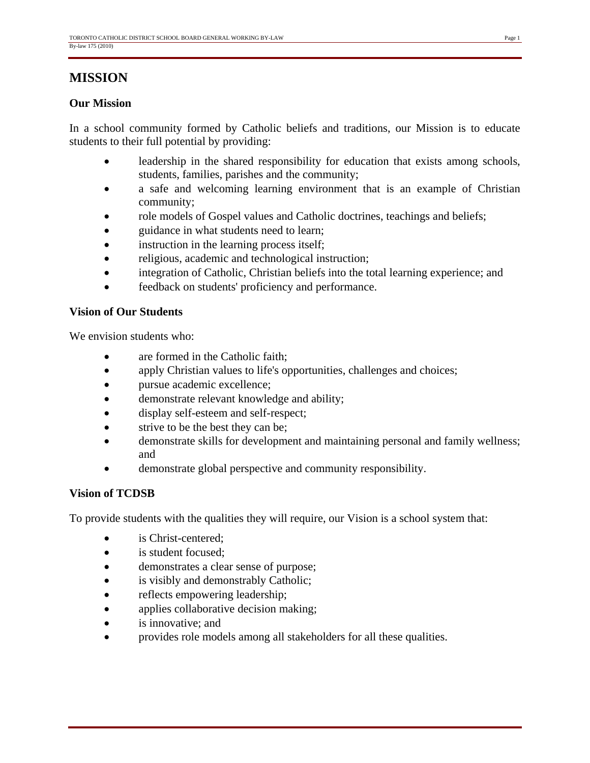# MISSION

## Our Mission

In a school community formed by Catholic beliefs and traditions, our Mission is to educate students to their full potential by providing:

- leadership in the shared responsibility for education that exists among schools, students, families, parishes and the community;
- a safe and welcoming learning environment that is an example of Christian community;
- role models of Gospel values and Catholic doctrines, teachings and beliefs;
- guidance in what students need to learn;
- instruction in the learning process itself;
- religious, academic and technological instruction;
- integration of Catholic, Christian beliefs into the total learning experience; and
- feedback on students' proficiency and performance.

## Vision of Our Students

We envision students who:

- are formed in the Catholic faith;
- apply Christian values to life's opportunities, challenges and choices;
- pursue academic excellence;
- demonstrate relevant knowledge and ability;
- display self-esteem and self-respect;
- strive to be the best they can be;
- demonstrate skills for development and maintaining personal and family wellness; and
- demonstrate global perspective and community responsibility.

## Vision of TCDSB

To provide students with the qualities they will require, our Vision is a school system that:

- is Christ-centered;
- is student focused;
- demonstrates a clear sense of purpose;
- is visibly and demonstrably Catholic;
- reflects empowering leadership;
- applies collaborative decision making;
- is innovative; and
- provides role models among all stakeholders for all these qualities.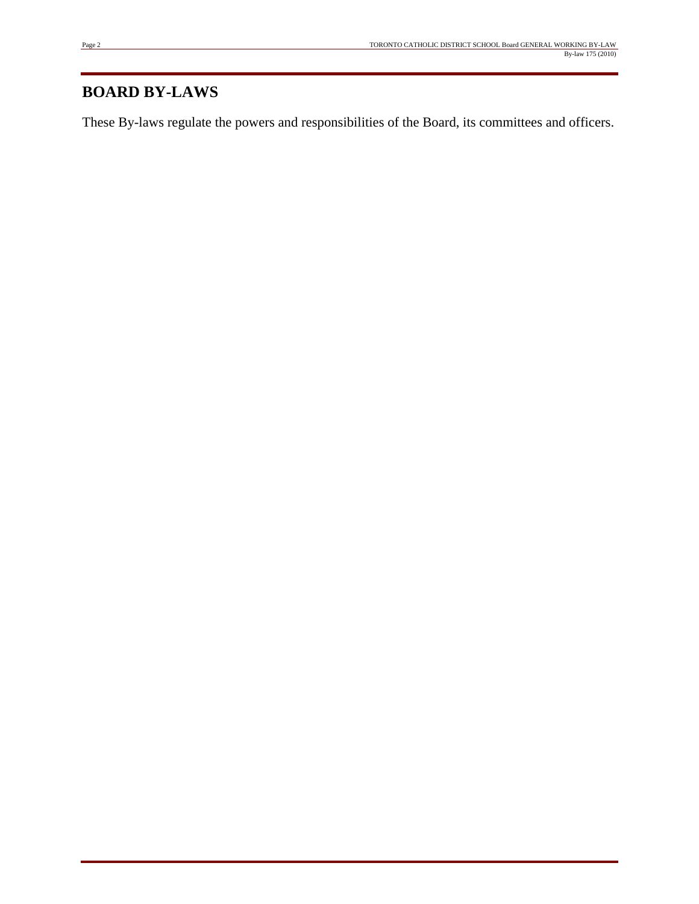# BOARD BY-LAWS

These By-laws regulate the powers and responsibilities of the Board, its committees and officers.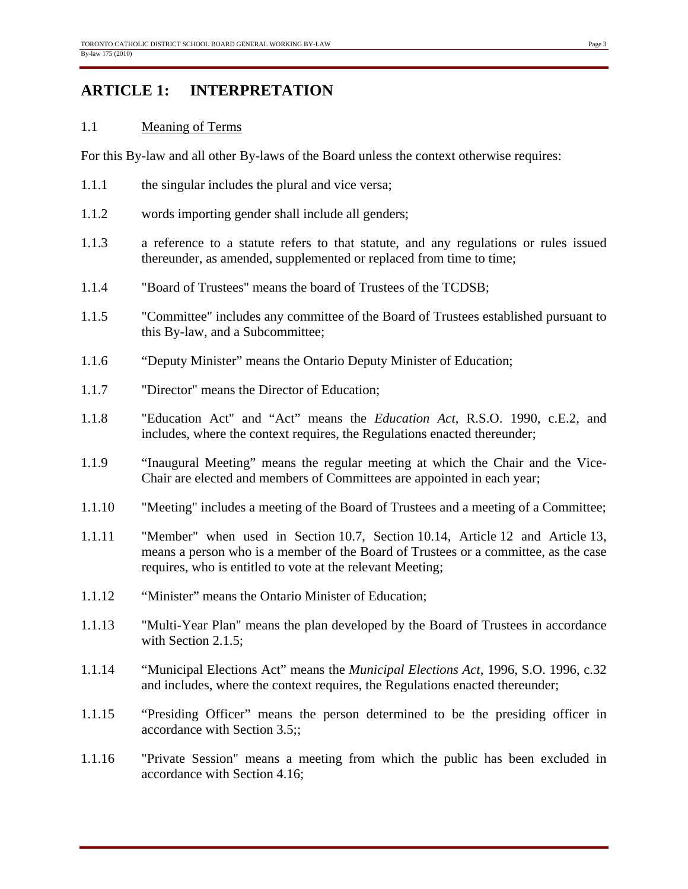# ARTICLE 1: INTERPRETATION

## 1.1 Meaning of Terms

For this By-law and all other By-laws of the Board unless the context otherwise requires:

1.1.1 the singular includes the plural and vice versa;

1.1.2 words importing gender shall include all genders;

1.1.3 a reference to a statute refers to that statute, and any regulations or rules issued thereunder, as amended, supplemented or replaced from time to time;

1.1.4 "Board of Trustees" means the board of Trustees of the TCDSB;

1.1.5 "Committee" includes any committee of the Board of Trustees established pursuant to this By-law, and a Subcommittee;

1.1.6 "Deputy Minister" means the Ontario Deputy Minister of Education;

1.1.7 "Director" means the Director of Education;

1.1.8 "Education Act" and "Act" means the *Education Act*, R.S.O. 1990, c.E.2, and includes, where the context requires, the Regulations enacted thereunder;

1.1.9 "Inaugural Meeting" means the regular meeting at which the Chair and the Vice-Chair are elected and members of Committees are appointed in each year;

1.1.10 "Meeting" includes a meeting of the Board of Trustees and a meeting of a Committee;

1.1.11 "Member" when used in Section 10.7, Section 10.14, Article 12 and Article 13, means a person who is a member of the Board of Trustees or a committee, as the case requires, who is entitled to vote at the relevant Meeting;

1.1.12 "Minister" means the Ontario Minister of Education;

1.1.13 "Multi-Year Plan" means the plan developed by the Board of Trustees in accordance with Section 2.1.5;

1.1.14 "Municipal Elections Act" means the *Municipal Elections Act*, 1996, S.O. 1996, c.32 and includes, where the context requires, the Regulations enacted thereunder;

1.1.15 "Presiding Officer" means the person determined to be the presiding officer in accordance with Section 3.5;;

1.1.16 "Private Session" means a meeting from which the public has been excluded in accordance with Section 4.16;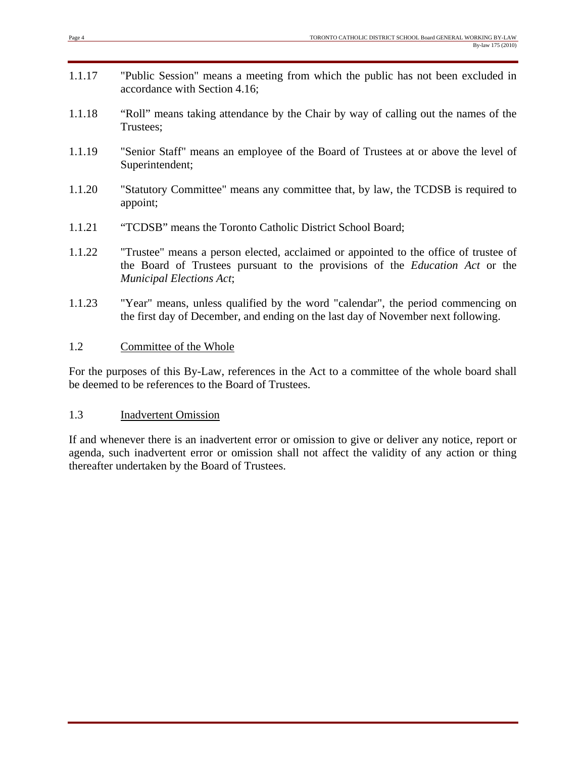1.1.17 "Public Session" means a meeting from which the public has not been excluded in accordance with Section 4.16;

1.1.18 "Roll" means taking attendance by the Chair by way of calling out the names of the Trustees;

1.1.19 "Senior Staff" means an employee of the Board of Trustees at or above the level of Superintendent;

1.1.20 "Statutory Committee" means any committee that, by law, the TCDSB is required to appoint;

1.1.21 "TCDSB" means the Toronto Catholic District School Board;

1.1.22 "Trustee" means a person elected, acclaimed or appointed to the office of trustee of the Board of Trustees pursuant to the provisions of the *Education Act* or the *Municipal Elections Act*;

1.1.23 "Year" means, unless qualified by the word "calendar", the period commencing on the first day of December, and ending on the last day of November next following.

## 1.2 Committee of the Whole

For the purposes of this By-Law, references in the Act to a committee of the whole board shall be deemed to be references to the Board of Trustees.

## 1.3 Inadvertent Omission

If and whenever there is an inadvertent error or omission to give or deliver any notice, report or agenda, such inadvertent error or omission shall not affect the validity of any action or thing thereafter undertaken by the Board of Trustees.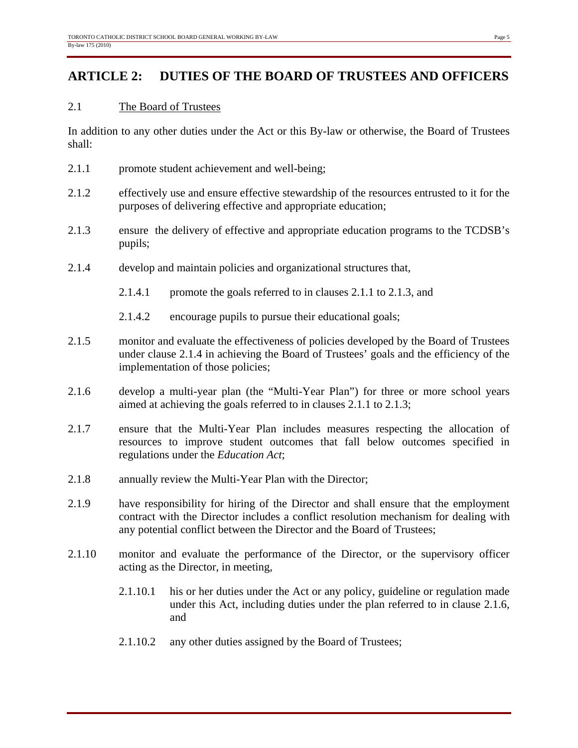## ARTICLE 2: DUTIES OF THE BOARD OF TRUSTEES AND OFFICERS

2.1 The Board of Trustees

In addition to any other duties under the Act or this By-law or otherwise, the Board of Trustees shall:

2.1.1 promote student achievement and well-being;

2.1.2 effectively use and ensure effective stewardship of the resources entrusted to it for the purposes of delivering effective and appropriate education;

2.1.3 ensure the delivery of effective and appropriate education programs to the TCDSB's pupils;

2.1.4 develop and maintain policies and organizational structures that,

2.1.4.1 promote the goals referred to in clauses 2.1.1 to 2.1.3, and

2.1.4.2 encourage pupils to pursue their educational goals;

2.1.5 monitor and evaluate the effectiveness of policies developed by the Board of Trustees under clause 2.1.4 in achieving the Board of Trustees' goals and the efficiency of the implementation of those policies;

2.1.6 develop a multi-year plan (the "Multi-Year Plan") for three or more school years aimed at achieving the goals referred to in clauses 2.1.1 to 2.1.3;

2.1.7 ensure that the Multi-Year Plan includes measures respecting the allocation of resources to improve student outcomes that fall below outcomes specified in regulations under the *Education Act*;

2.1.8 annually review the Multi-Year Plan with the Director;

2.1.9 have responsibility for hiring of the Director and shall ensure that the employment contract with the Director includes a conflict resolution mechanism for dealing with any potential conflict between the Director and the Board of Trustees;

2.1.10 monitor and evaluate the performance of the Director, or the supervisory officer acting as the Director, in meeting,

2.1.10.1 his or her duties under the Act or any policy, guideline or regulation made under this Act, including duties under the plan referred to in clause 2.1.6, and

2.1.10.2 any other duties assigned by the Board of Trustees;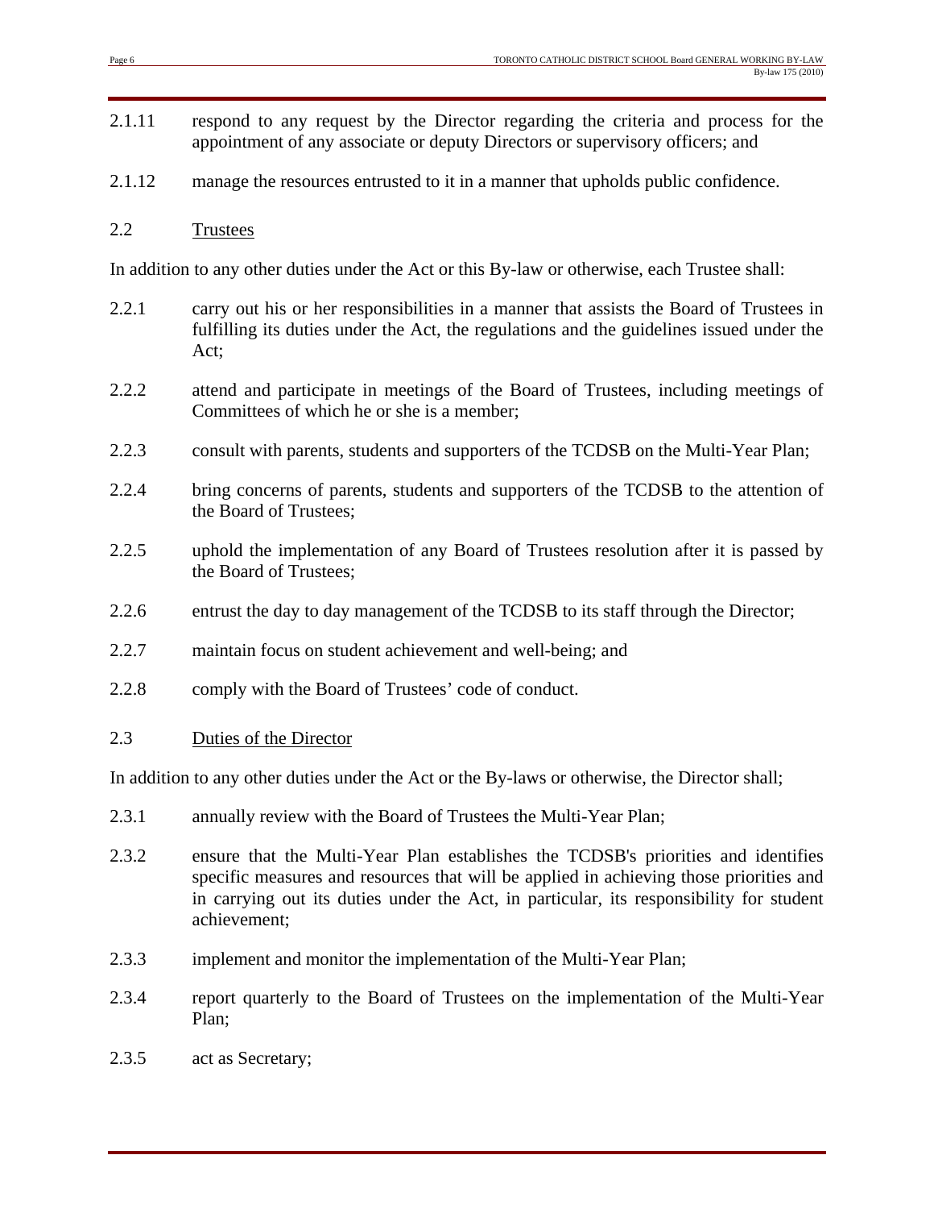2.1.11 respond to any request by the Director regarding the criteria and process for the appointment of any associate or deputy Directors or supervisory officers; and

2.1.12 manage the resources entrusted to it in a manner that upholds public confidence.

## 2.2 Trustees

In addition to any other duties under the Act or this By-law or otherwise, each Trustee shall:

2.2.1 carry out his or her responsibilities in a manner that assists the Board of Trustees in fulfilling its duties under the Act, the regulations and the guidelines issued under the Act;

2.2.2 attend and participate in meetings of the Board of Trustees, including meetings of Committees of which he or she is a member;

2.2.3 consult with parents, students and supporters of the TCDSB on the Multi-Year Plan;

2.2.4 bring concerns of parents, students and supporters of the TCDSB to the attention of the Board of Trustees;

2.2.5 uphold the implementation of any Board of Trustees resolution after it is passed by the Board of Trustees;

2.2.6 entrust the day to day management of the TCDSB to its staff through the Director;

2.2.7 maintain focus on student achievement and well-being; and

2.2.8 comply with the Board of Trustees' code of conduct.

## 2.3 Duties of the Director

In addition to any other duties under the Act or the By-laws or otherwise, the Director shall;

2.3.1 annually review with the Board of Trustees the Multi-Year Plan;

2.3.2 ensure that the Multi-Year Plan establishes the TCDSB's priorities and identifies specific measures and resources that will be applied in achieving those priorities and in carrying out its duties under the Act, in particular, its responsibility for student achievement;

2.3.3 implement and monitor the implementation of the Multi-Year Plan;

2.3.4 report quarterly to the Board of Trustees on the implementation of the Multi-Year Plan;

2.3.5 act as Secretary;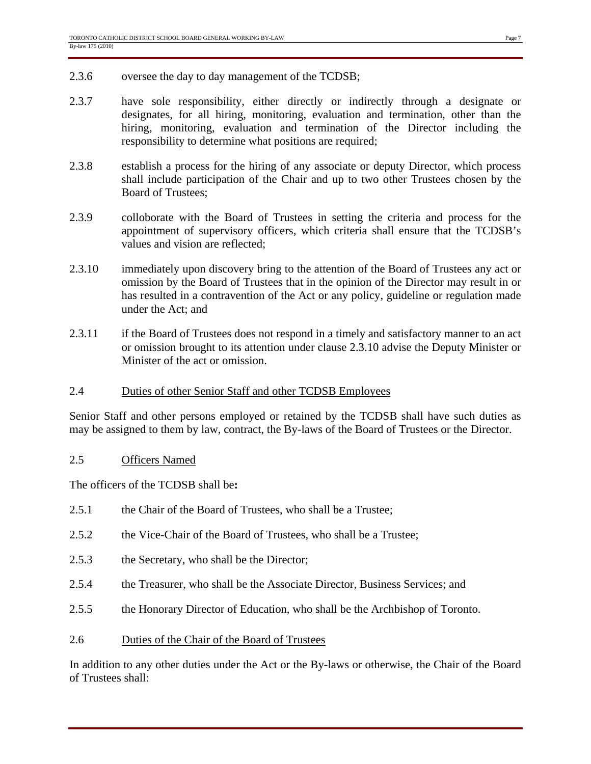2.3.6 oversee the day to day management of the TCDSB;

2.3.7 have sole responsibility, either directly or indirectly through a designate or designates, for all hiring, monitoring, evaluation and termination, other than the hiring, monitoring, evaluation and termination of the Director including the responsibility to determine what positions are required;

2.3.8 establish a process for the hiring of any associate or deputy Director, which process shall include participation of the Chair and up to two other Trustees chosen by the Board of Trustees;

2.3.9 colloborate with the Board of Trustees in setting the criteria and process for the appointment of supervisory officers, which criteria shall ensure that the TCDSB's values and vision are reflected;

2.3.10 immediately upon discovery bring to the attention of the Board of Trustees any act or omission by the Board of Trustees that in the opinion of the Director may result in or has resulted in a contravention of the Act or any policy, guideline or regulation made under the Act; and

2.3.11 if the Board of Trustees does not respond in a timely and satisfactory manner to an act or omission brought to its attention under clause 2.3.10 advise the Deputy Minister or Minister of the act or omission.

## 2.4 Duties of other Senior Staff and other TCDSB Employees

Senior Staff and other persons employed or retained by the TCDSB shall have such duties as may be assigned to them by law, contract, the By-laws of the Board of Trustees or the Director.

## 2.5 Officers Named

The officers of the TCDSB shall be**:**

2.5.1 the Chair of the Board of Trustees, who shall be a Trustee;

2.5.2 the Vice-Chair of the Board of Trustees, who shall be a Trustee;

2.5.3 the Secretary, who shall be the Director;

2.5.4 the Treasurer, who shall be the Associate Director, Business Services; and

2.5.5 the Honorary Director of Education, who shall be the Archbishop of Toronto.

## 2.6 Duties of the Chair of the Board of Trustees

In addition to any other duties under the Act or the By-laws or otherwise, the Chair of the Board of Trustees shall: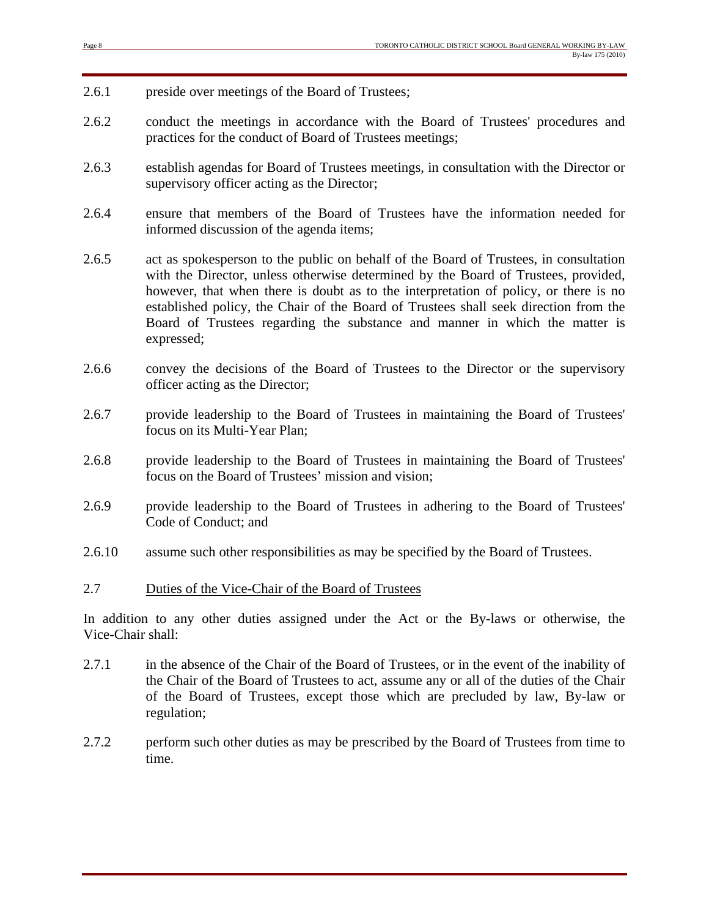2.6.1 preside over meetings of the Board of Trustees;

2.6.2 conduct the meetings in accordance with the Board of Trustees' procedures and practices for the conduct of Board of Trustees meetings;

2.6.3 establish agendas for Board of Trustees meetings, in consultation with the Director or supervisory officer acting as the Director;

2.6.4 ensure that members of the Board of Trustees have the information needed for informed discussion of the agenda items;

2.6.5 act as spokesperson to the public on behalf of the Board of Trustees, in consultation with the Director, unless otherwise determined by the Board of Trustees, provided, however, that when there is doubt as to the interpretation of policy, or there is no established policy, the Chair of the Board of Trustees shall seek direction from the Board of Trustees regarding the substance and manner in which the matter is expressed;

2.6.6 convey the decisions of the Board of Trustees to the Director or the supervisory officer acting as the Director;

2.6.7 provide leadership to the Board of Trustees in maintaining the Board of Trustees' focus on its Multi-Year Plan;

2.6.8 provide leadership to the Board of Trustees in maintaining the Board of Trustees' focus on the Board of Trustees' mission and vision;

2.6.9 provide leadership to the Board of Trustees in adhering to the Board of Trustees' Code of Conduct; and

2.6.10 assume such other responsibilities as may be specified by the Board of Trustees.

## 2.7 Duties of the Vice-Chair of the Board of Trustees

In addition to any other duties assigned under the Act or the By-laws or otherwise, the Vice-Chair shall:

2.7.1 in the absence of the Chair of the Board of Trustees, or in the event of the inability of the Chair of the Board of Trustees to act, assume any or all of the duties of the Chair of the Board of Trustees, except those which are precluded by law, By-law or regulation;

2.7.2 perform such other duties as may be prescribed by the Board of Trustees from time to time.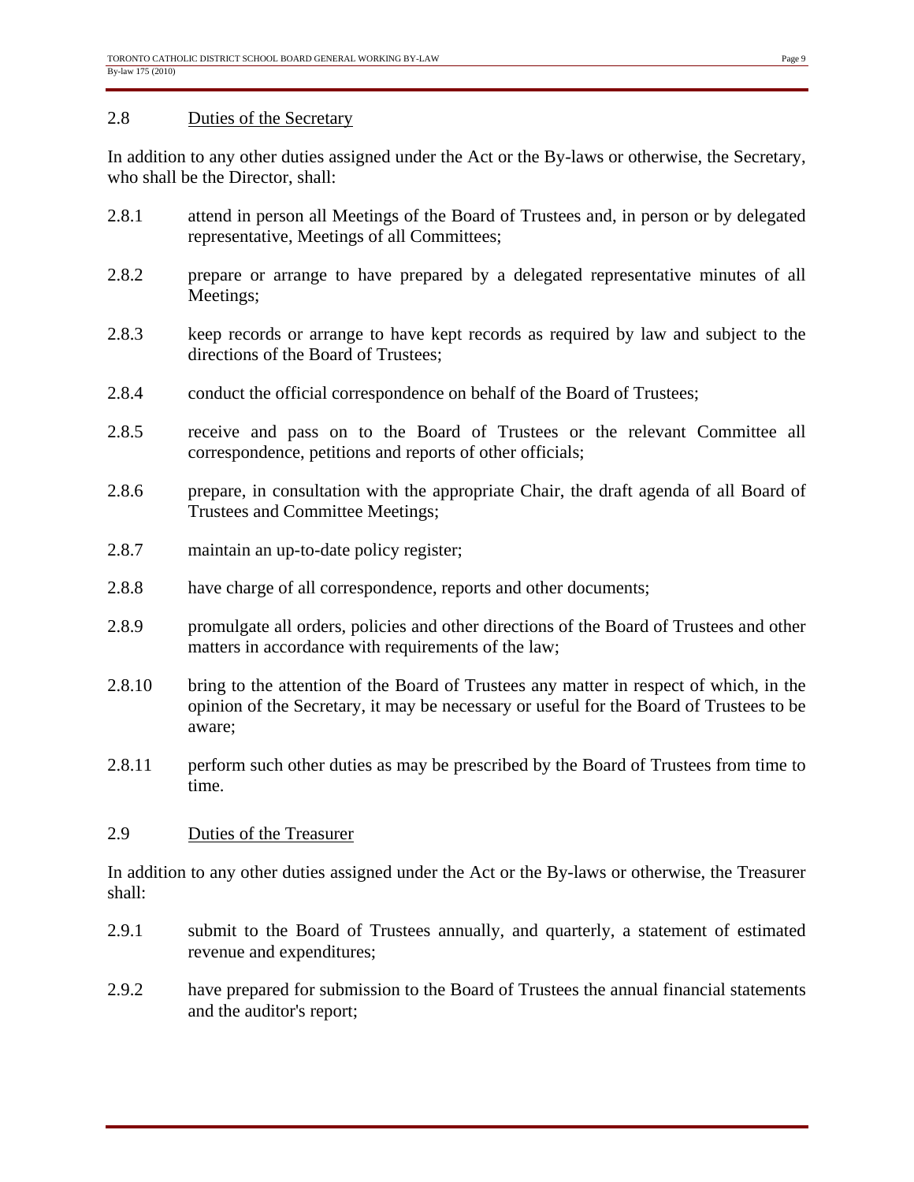## 2.8 Duties of the Secretary

In addition to any other duties assigned under the Act or the By-laws or otherwise, the Secretary, who shall be the Director, shall:

2.8.1 attend in person all Meetings of the Board of Trustees and, in person or by delegated representative, Meetings of all Committees;

2.8.2 prepare or arrange to have prepared by a delegated representative minutes of all Meetings;

2.8.3 keep records or arrange to have kept records as required by law and subject to the directions of the Board of Trustees;

2.8.4 conduct the official correspondence on behalf of the Board of Trustees;

2.8.5 receive and pass on to the Board of Trustees or the relevant Committee all correspondence, petitions and reports of other officials;

2.8.6 prepare, in consultation with the appropriate Chair, the draft agenda of all Board of Trustees and Committee Meetings;

2.8.7 maintain an up-to-date policy register;

2.8.8 have charge of all correspondence, reports and other documents;

2.8.9 promulgate all orders, policies and other directions of the Board of Trustees and other matters in accordance with requirements of the law;

2.8.10 bring to the attention of the Board of Trustees any matter in respect of which, in the opinion of the Secretary, it may be necessary or useful for the Board of Trustees to be aware;

2.8.11 perform such other duties as may be prescribed by the Board of Trustees from time to time.

## 2.9 Duties of the Treasurer

In addition to any other duties assigned under the Act or the By-laws or otherwise, the Treasurer shall:

2.9.1 submit to the Board of Trustees annually, and quarterly, a statement of estimated revenue and expenditures;

2.9.2 have prepared for submission to the Board of Trustees the annual financial statements and the auditor's report;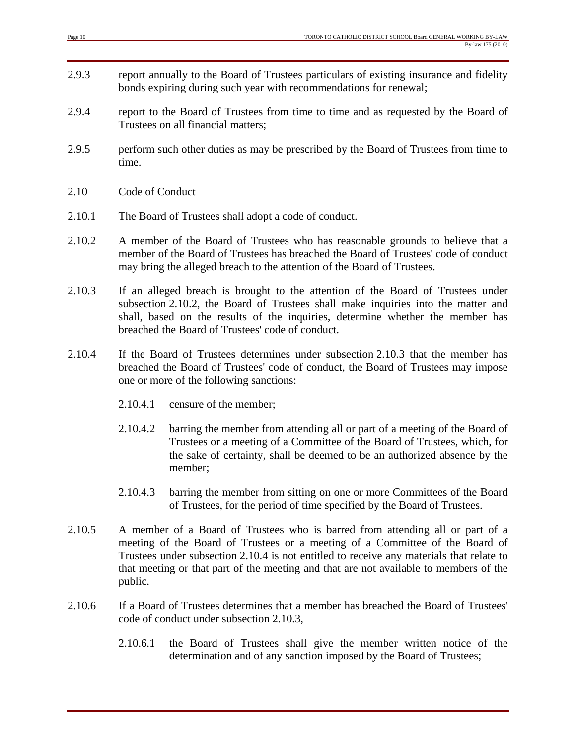2.9.3 report annually to the Board of Trustees particulars of existing insurance and fidelity bonds expiring during such year with recommendations for renewal;

2.9.4 report to the Board of Trustees from time to time and as requested by the Board of Trustees on all financial matters;

2.9.5 perform such other duties as may be prescribed by the Board of Trustees from time to time.

2.10 <u>Code of Conduct</u>

2.10.1 The Board of Trustees shall adopt a code of conduct.

2.10.2 A member of the Board of Trustees who has reasonable grounds to believe that a member of the Board of Trustees has breached the Board of Trustees' code of conduct may bring the alleged breach to the attention of the Board of Trustees.

2.10.3 If an alleged breach is brought to the attention of the Board of Trustees under subsection 2.10.2, the Board of Trustees shall make inquiries into the matter and shall, based on the results of the inquiries, determine whether the member has breached the Board of Trustees' code of conduct.

2.10.4 If the Board of Trustees determines under subsection 2.10.3 that the member has breached the Board of Trustees' code of conduct, the Board of Trustees may impose one or more of the following sanctions:

> 2.10.4.1 censure of the member;
>
> 2.10.4.2 barring the member from attending all or part of a meeting of the Board of Trustees or a meeting of a Committee of the Board of Trustees, which, for the sake of certainty, shall be deemed to be an authorized absence by the member;
>
> 2.10.4.3 barring the member from sitting on one or more Committees of the Board of Trustees, for the period of time specified by the Board of Trustees.

2.10.5 A member of a Board of Trustees who is barred from attending all or part of a meeting of the Board of Trustees or a meeting of a Committee of the Board of Trustees under subsection 2.10.4 is not entitled to receive any materials that relate to that meeting or that part of the meeting and that are not available to members of the public.

2.10.6 If a Board of Trustees determines that a member has breached the Board of Trustees' code of conduct under subsection 2.10.3,

> 2.10.6.1 the Board of Trustees shall give the member written notice of the determination and of any sanction imposed by the Board of Trustees;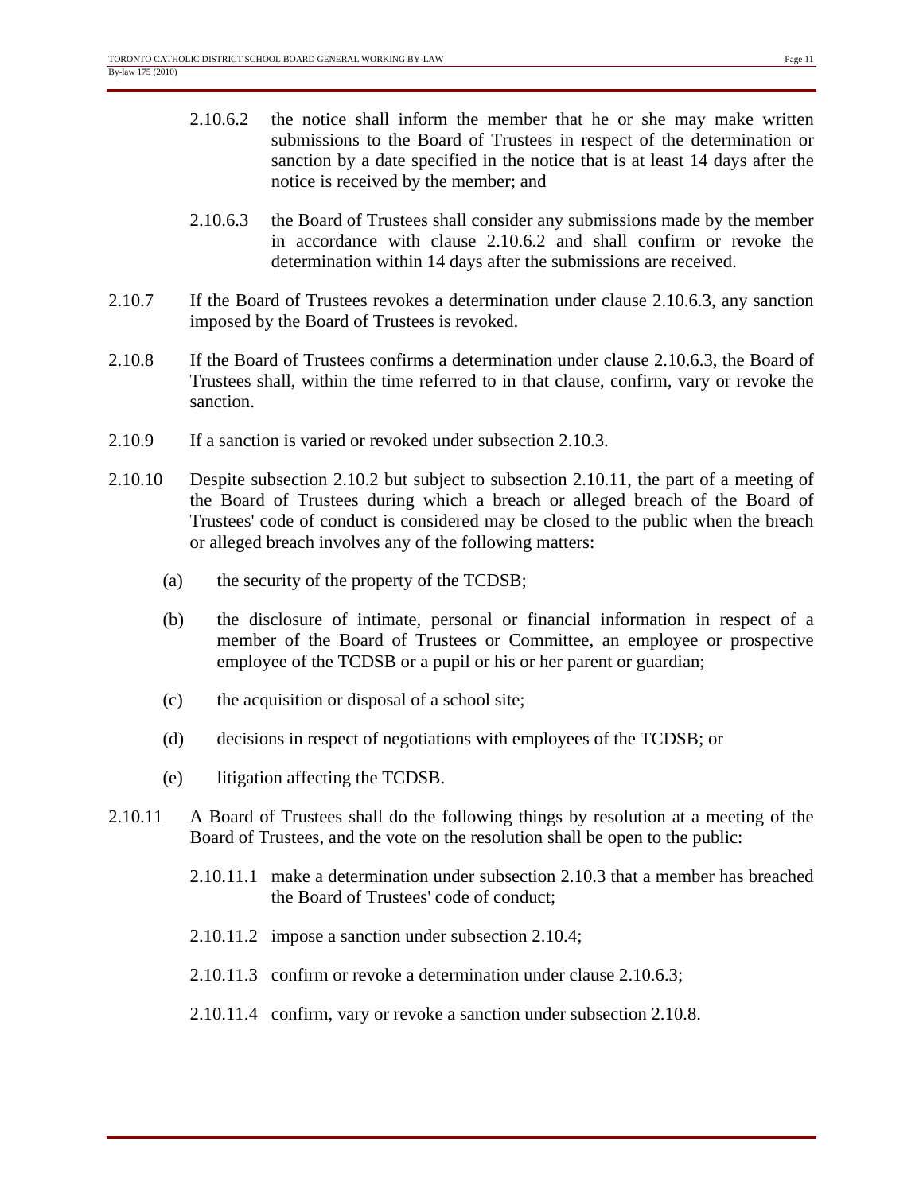2.10.6.2 the notice shall inform the member that he or she may make written submissions to the Board of Trustees in respect of the determination or sanction by a date specified in the notice that is at least 14 days after the notice is received by the member; and

2.10.6.3 the Board of Trustees shall consider any submissions made by the member in accordance with clause 2.10.6.2 and shall confirm or revoke the determination within 14 days after the submissions are received.

2.10.7 If the Board of Trustees revokes a determination under clause 2.10.6.3, any sanction imposed by the Board of Trustees is revoked.

2.10.8 If the Board of Trustees confirms a determination under clause 2.10.6.3, the Board of Trustees shall, within the time referred to in that clause, confirm, vary or revoke the sanction.

2.10.9 If a sanction is varied or revoked under subsection 2.10.3.

2.10.10 Despite subsection 2.10.2 but subject to subsection 2.10.11, the part of a meeting of the Board of Trustees during which a breach or alleged breach of the Board of Trustees' code of conduct is considered may be closed to the public when the breach or alleged breach involves any of the following matters:

(a) the security of the property of the TCDSB;

(b) the disclosure of intimate, personal or financial information in respect of a member of the Board of Trustees or Committee, an employee or prospective employee of the TCDSB or a pupil or his or her parent or guardian;

(c) the acquisition or disposal of a school site;

(d) decisions in respect of negotiations with employees of the TCDSB; or

(e) litigation affecting the TCDSB.

2.10.11 A Board of Trustees shall do the following things by resolution at a meeting of the Board of Trustees, and the vote on the resolution shall be open to the public:

2.10.11.1 make a determination under subsection 2.10.3 that a member has breached the Board of Trustees' code of conduct;

2.10.11.2 impose a sanction under subsection 2.10.4;

2.10.11.3 confirm or revoke a determination under clause 2.10.6.3;

2.10.11.4 confirm, vary or revoke a sanction under subsection 2.10.8.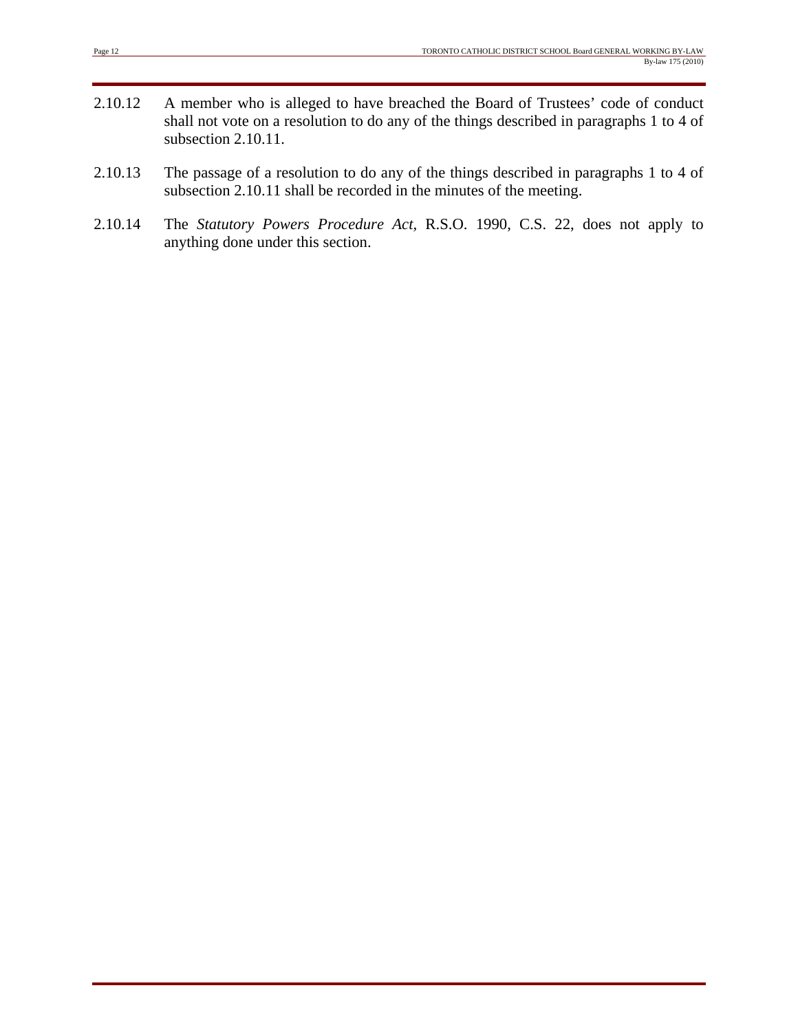2.10.12 A member who is alleged to have breached the Board of Trustees' code of conduct shall not vote on a resolution to do any of the things described in paragraphs 1 to 4 of subsection 2.10.11.

2.10.13 The passage of a resolution to do any of the things described in paragraphs 1 to 4 of subsection 2.10.11 shall be recorded in the minutes of the meeting.

2.10.14 The *Statutory Powers Procedure Act*, R.S.O. 1990, C.S. 22, does not apply to anything done under this section.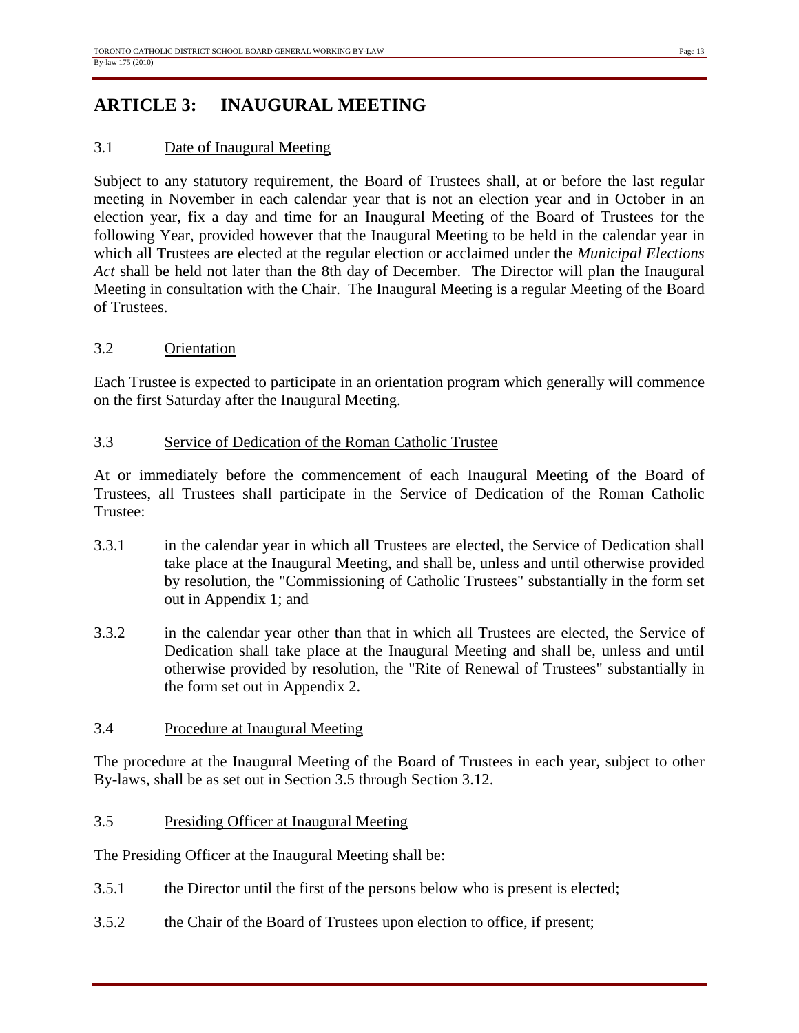# ARTICLE 3: INAUGURAL MEETING

3.1 Date of Inaugural Meeting

Subject to any statutory requirement, the Board of Trustees shall, at or before the last regular meeting in November in each calendar year that is not an election year and in October in an election year, fix a day and time for an Inaugural Meeting of the Board of Trustees for the following Year, provided however that the Inaugural Meeting to be held in the calendar year in which all Trustees are elected at the regular election or acclaimed under the *Municipal Elections Act* shall be held not later than the 8th day of December. The Director will plan the Inaugural Meeting in consultation with the Chair. The Inaugural Meeting is a regular Meeting of the Board of Trustees.

3.2 Orientation

Each Trustee is expected to participate in an orientation program which generally will commence on the first Saturday after the Inaugural Meeting.

3.3 Service of Dedication of the Roman Catholic Trustee

At or immediately before the commencement of each Inaugural Meeting of the Board of Trustees, all Trustees shall participate in the Service of Dedication of the Roman Catholic Trustee:

3.3.1 in the calendar year in which all Trustees are elected, the Service of Dedication shall take place at the Inaugural Meeting, and shall be, unless and until otherwise provided by resolution, the "Commissioning of Catholic Trustees" substantially in the form set out in Appendix 1; and

3.3.2 in the calendar year other than that in which all Trustees are elected, the Service of Dedication shall take place at the Inaugural Meeting and shall be, unless and until otherwise provided by resolution, the "Rite of Renewal of Trustees" substantially in the form set out in Appendix 2.

3.4 Procedure at Inaugural Meeting

The procedure at the Inaugural Meeting of the Board of Trustees in each year, subject to other By-laws, shall be as set out in Section 3.5 through Section 3.12.

3.5 Presiding Officer at Inaugural Meeting

The Presiding Officer at the Inaugural Meeting shall be:

3.5.1 the Director until the first of the persons below who is present is elected;

3.5.2 the Chair of the Board of Trustees upon election to office, if present;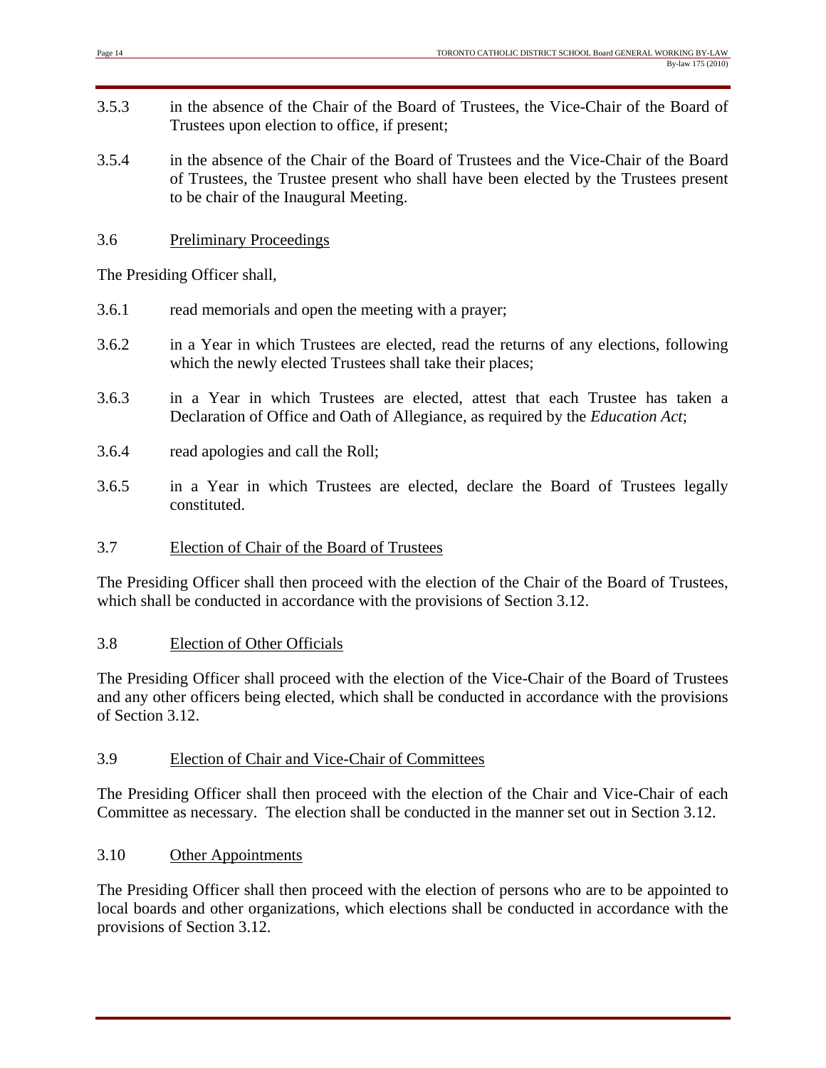3.5.3 in the absence of the Chair of the Board of Trustees, the Vice-Chair of the Board of Trustees upon election to office, if present;

3.5.4 in the absence of the Chair of the Board of Trustees and the Vice-Chair of the Board of Trustees, the Trustee present who shall have been elected by the Trustees present to be chair of the Inaugural Meeting.

3.6 <u>Preliminary Proceedings</u>

The Presiding Officer shall,

3.6.1 read memorials and open the meeting with a prayer;

3.6.2 in a Year in which Trustees are elected, read the returns of any elections, following which the newly elected Trustees shall take their places;

3.6.3 in a Year in which Trustees are elected, attest that each Trustee has taken a Declaration of Office and Oath of Allegiance, as required by the *Education Act*;

3.6.4 read apologies and call the Roll;

3.6.5 in a Year in which Trustees are elected, declare the Board of Trustees legally constituted.

3.7 <u>Election of Chair of the Board of Trustees</u>

The Presiding Officer shall then proceed with the election of the Chair of the Board of Trustees, which shall be conducted in accordance with the provisions of Section 3.12.

3.8 <u>Election of Other Officials</u>

The Presiding Officer shall proceed with the election of the Vice-Chair of the Board of Trustees and any other officers being elected, which shall be conducted in accordance with the provisions of Section 3.12.

3.9 <u>Election of Chair and Vice-Chair of Committees</u>

The Presiding Officer shall then proceed with the election of the Chair and Vice-Chair of each Committee as necessary. The election shall be conducted in the manner set out in Section 3.12.

3.10 <u>Other Appointments</u>

The Presiding Officer shall then proceed with the election of persons who are to be appointed to local boards and other organizations, which elections shall be conducted in accordance with the provisions of Section 3.12.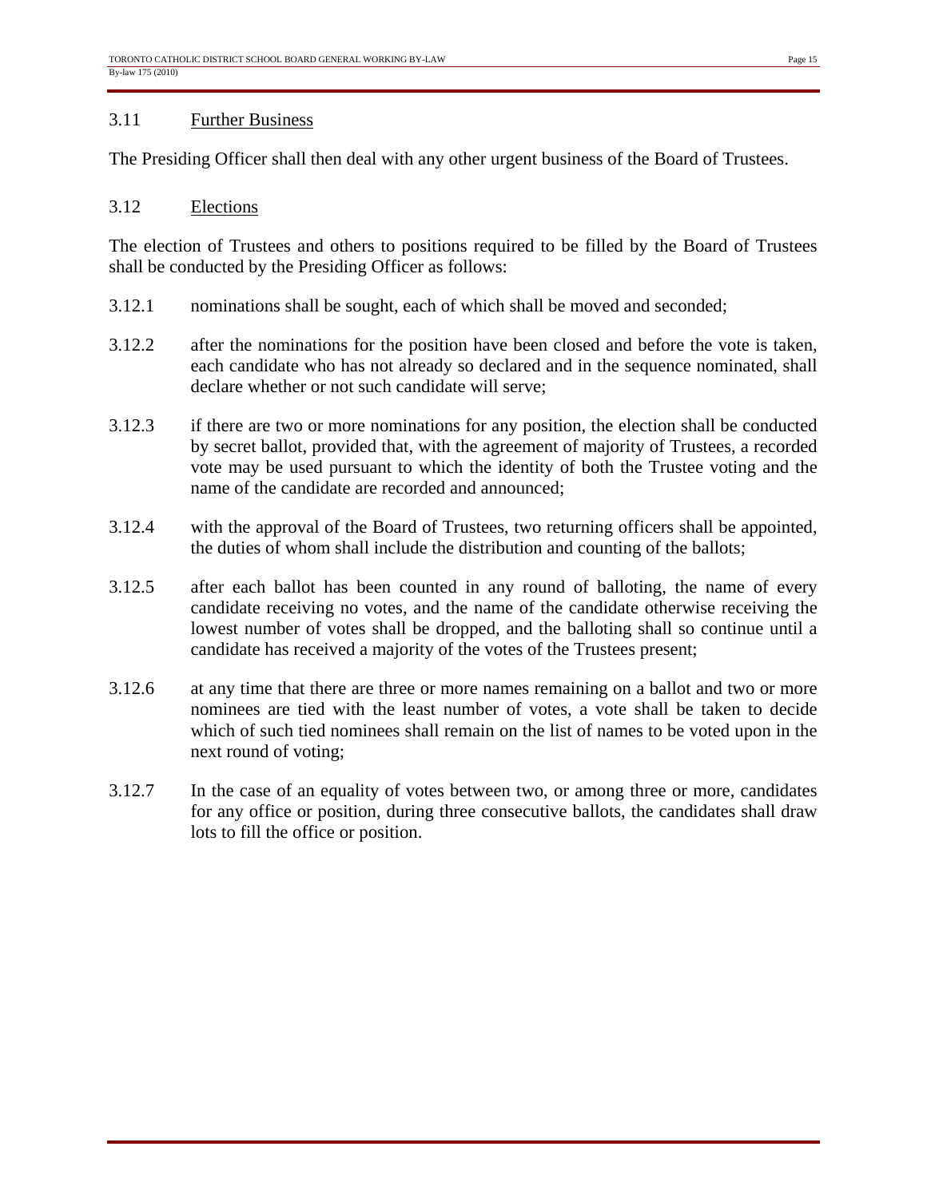### 3.11 Further Business

The Presiding Officer shall then deal with any other urgent business of the Board of Trustees.

### 3.12 Elections

The election of Trustees and others to positions required to be filled by the Board of Trustees shall be conducted by the Presiding Officer as follows:

3.12.1 nominations shall be sought, each of which shall be moved and seconded;

3.12.2 after the nominations for the position have been closed and before the vote is taken, each candidate who has not already so declared and in the sequence nominated, shall declare whether or not such candidate will serve;

3.12.3 if there are two or more nominations for any position, the election shall be conducted by secret ballot, provided that, with the agreement of majority of Trustees, a recorded vote may be used pursuant to which the identity of both the Trustee voting and the name of the candidate are recorded and announced;

3.12.4 with the approval of the Board of Trustees, two returning officers shall be appointed, the duties of whom shall include the distribution and counting of the ballots;

3.12.5 after each ballot has been counted in any round of balloting, the name of every candidate receiving no votes, and the name of the candidate otherwise receiving the lowest number of votes shall be dropped, and the balloting shall so continue until a candidate has received a majority of the votes of the Trustees present;

3.12.6 at any time that there are three or more names remaining on a ballot and two or more nominees are tied with the least number of votes, a vote shall be taken to decide which of such tied nominees shall remain on the list of names to be voted upon in the next round of voting;

3.12.7 In the case of an equality of votes between two, or among three or more, candidates for any office or position, during three consecutive ballots, the candidates shall draw lots to fill the office or position.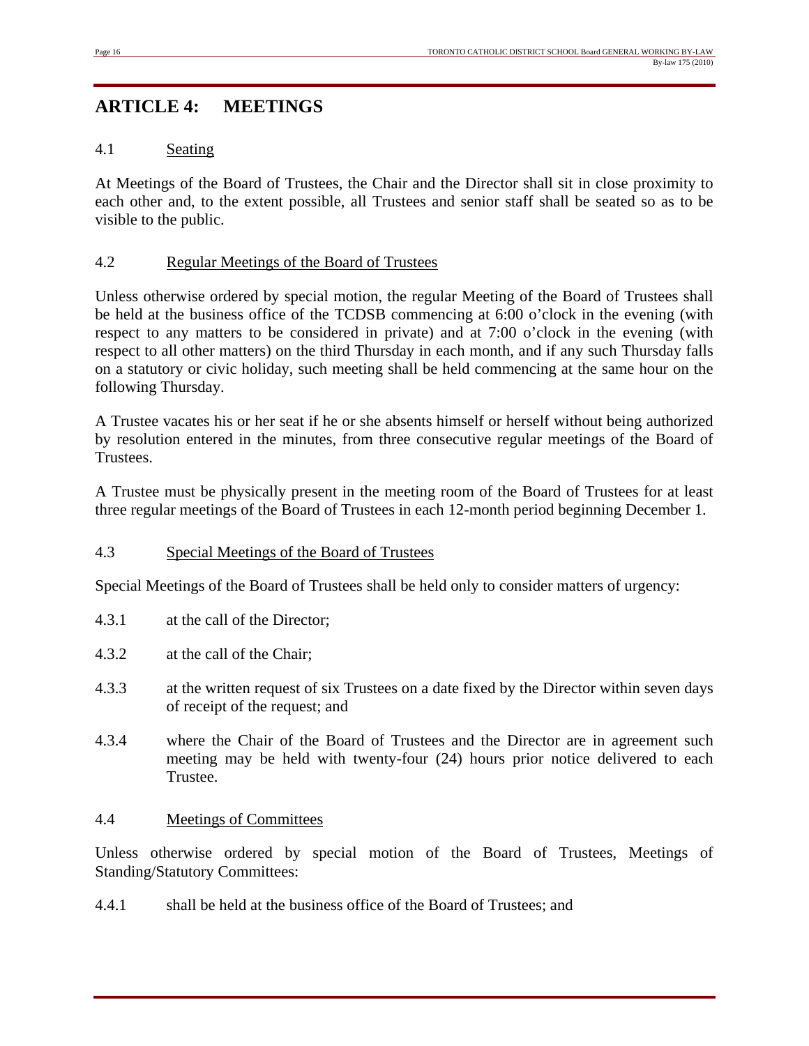# ARTICLE 4: MEETINGS

4.1 Seating

At Meetings of the Board of Trustees, the Chair and the Director shall sit in close proximity to each other and, to the extent possible, all Trustees and senior staff shall be seated so as to be visible to the public.

4.2 Regular Meetings of the Board of Trustees

Unless otherwise ordered by special motion, the regular Meeting of the Board of Trustees shall be held at the business office of the TCDSB commencing at 6:00 o'clock in the evening (with respect to any matters to be considered in private) and at 7:00 o'clock in the evening (with respect to all other matters) on the third Thursday in each month, and if any such Thursday falls on a statutory or civic holiday, such meeting shall be held commencing at the same hour on the following Thursday.

A Trustee vacates his or her seat if he or she absents himself or herself without being authorized by resolution entered in the minutes, from three consecutive regular meetings of the Board of Trustees.

A Trustee must be physically present in the meeting room of the Board of Trustees for at least three regular meetings of the Board of Trustees in each 12-month period beginning December 1.

4.3 Special Meetings of the Board of Trustees

Special Meetings of the Board of Trustees shall be held only to consider matters of urgency:

4.3.1 at the call of the Director;

4.3.2 at the call of the Chair;

4.3.3 at the written request of six Trustees on a date fixed by the Director within seven days of receipt of the request; and

4.3.4 where the Chair of the Board of Trustees and the Director are in agreement such meeting may be held with twenty-four (24) hours prior notice delivered to each Trustee.

4.4 Meetings of Committees

Unless otherwise ordered by special motion of the Board of Trustees, Meetings of Standing/Statutory Committees:

4.4.1 shall be held at the business office of the Board of Trustees; and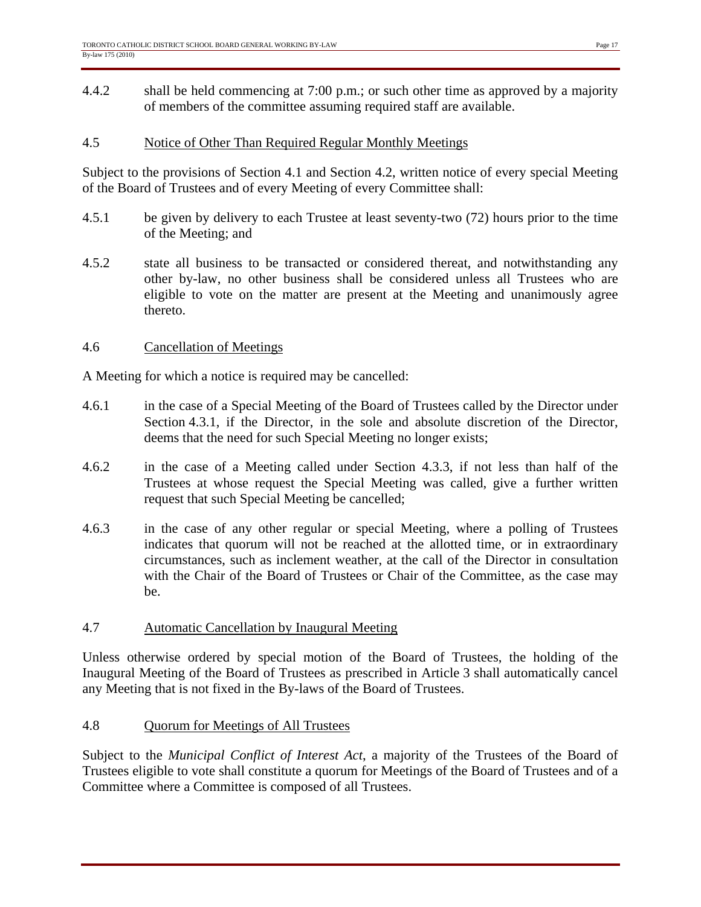4.4.2 shall be held commencing at 7:00 p.m.; or such other time as approved by a majority of members of the committee assuming required staff are available.

4.5 <u>Notice of Other Than Required Regular Monthly Meetings</u>

Subject to the provisions of Section 4.1 and Section 4.2, written notice of every special Meeting of the Board of Trustees and of every Meeting of every Committee shall:

4.5.1 be given by delivery to each Trustee at least seventy-two (72) hours prior to the time of the Meeting; and

4.5.2 state all business to be transacted or considered thereat, and notwithstanding any other by-law, no other business shall be considered unless all Trustees who are eligible to vote on the matter are present at the Meeting and unanimously agree thereto.

4.6 <u>Cancellation of Meetings</u>

A Meeting for which a notice is required may be cancelled:

4.6.1 in the case of a Special Meeting of the Board of Trustees called by the Director under Section 4.3.1, if the Director, in the sole and absolute discretion of the Director, deems that the need for such Special Meeting no longer exists;

4.6.2 in the case of a Meeting called under Section 4.3.3, if not less than half of the Trustees at whose request the Special Meeting was called, give a further written request that such Special Meeting be cancelled;

4.6.3 in the case of any other regular or special Meeting, where a polling of Trustees indicates that quorum will not be reached at the allotted time, or in extraordinary circumstances, such as inclement weather, at the call of the Director in consultation with the Chair of the Board of Trustees or Chair of the Committee, as the case may be.

4.7 <u>Automatic Cancellation by Inaugural Meeting</u>

Unless otherwise ordered by special motion of the Board of Trustees, the holding of the Inaugural Meeting of the Board of Trustees as prescribed in Article 3 shall automatically cancel any Meeting that is not fixed in the By-laws of the Board of Trustees.

4.8 <u>Quorum for Meetings of All Trustees</u>

Subject to the *Municipal Conflict of Interest Act*, a majority of the Trustees of the Board of Trustees eligible to vote shall constitute a quorum for Meetings of the Board of Trustees and of a Committee where a Committee is composed of all Trustees.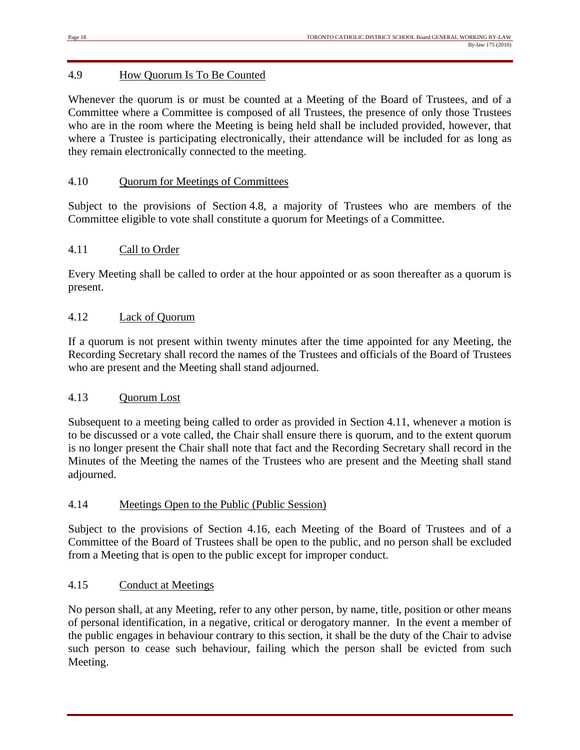### 4.9 How Quorum Is To Be Counted

Whenever the quorum is or must be counted at a Meeting of the Board of Trustees, and of a Committee where a Committee is composed of all Trustees, the presence of only those Trustees who are in the room where the Meeting is being held shall be included provided, however, that where a Trustee is participating electronically, their attendance will be included for as long as they remain electronically connected to the meeting.

### 4.10 Quorum for Meetings of Committees

Subject to the provisions of Section 4.8, a majority of Trustees who are members of the Committee eligible to vote shall constitute a quorum for Meetings of a Committee.

### 4.11 Call to Order

Every Meeting shall be called to order at the hour appointed or as soon thereafter as a quorum is present.

### 4.12 Lack of Quorum

If a quorum is not present within twenty minutes after the time appointed for any Meeting, the Recording Secretary shall record the names of the Trustees and officials of the Board of Trustees who are present and the Meeting shall stand adjourned.

### 4.13 Quorum Lost

Subsequent to a meeting being called to order as provided in Section 4.11, whenever a motion is to be discussed or a vote called, the Chair shall ensure there is quorum, and to the extent quorum is no longer present the Chair shall note that fact and the Recording Secretary shall record in the Minutes of the Meeting the names of the Trustees who are present and the Meeting shall stand adjourned.

### 4.14 Meetings Open to the Public (Public Session)

Subject to the provisions of Section 4.16, each Meeting of the Board of Trustees and of a Committee of the Board of Trustees shall be open to the public, and no person shall be excluded from a Meeting that is open to the public except for improper conduct.

### 4.15 Conduct at Meetings

No person shall, at any Meeting, refer to any other person, by name, title, position or other means of personal identification, in a negative, critical or derogatory manner. In the event a member of the public engages in behaviour contrary to this section, it shall be the duty of the Chair to advise such person to cease such behaviour, failing which the person shall be evicted from such Meeting.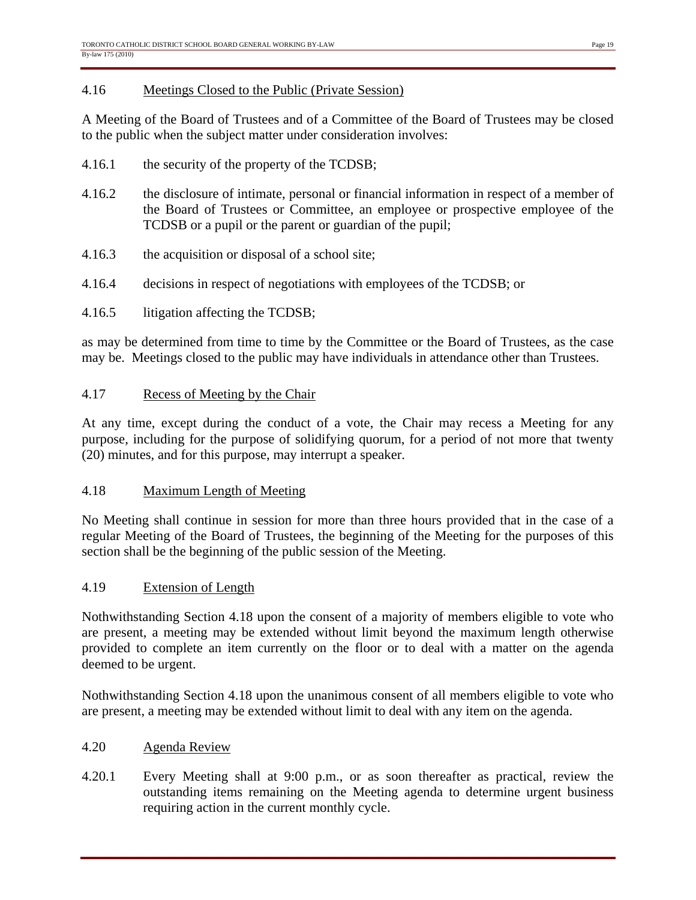### 4.16 Meetings Closed to the Public (Private Session)

A Meeting of the Board of Trustees and of a Committee of the Board of Trustees may be closed to the public when the subject matter under consideration involves:

4.16.1 the security of the property of the TCDSB;

4.16.2 the disclosure of intimate, personal or financial information in respect of a member of the Board of Trustees or Committee, an employee or prospective employee of the TCDSB or a pupil or the parent or guardian of the pupil;

4.16.3 the acquisition or disposal of a school site;

4.16.4 decisions in respect of negotiations with employees of the TCDSB; or

4.16.5 litigation affecting the TCDSB;

as may be determined from time to time by the Committee or the Board of Trustees, as the case may be. Meetings closed to the public may have individuals in attendance other than Trustees.

### 4.17 Recess of Meeting by the Chair

At any time, except during the conduct of a vote, the Chair may recess a Meeting for any purpose, including for the purpose of solidifying quorum, for a period of not more that twenty (20) minutes, and for this purpose, may interrupt a speaker.

### 4.18 Maximum Length of Meeting

No Meeting shall continue in session for more than three hours provided that in the case of a regular Meeting of the Board of Trustees, the beginning of the Meeting for the purposes of this section shall be the beginning of the public session of the Meeting.

### 4.19 Extension of Length

Nothwithstanding Section 4.18 upon the consent of a majority of members eligible to vote who are present, a meeting may be extended without limit beyond the maximum length otherwise provided to complete an item currently on the floor or to deal with a matter on the agenda deemed to be urgent.

Nothwithstanding Section 4.18 upon the unanimous consent of all members eligible to vote who are present, a meeting may be extended without limit to deal with any item on the agenda.

### 4.20 Agenda Review

4.20.1 Every Meeting shall at 9:00 p.m., or as soon thereafter as practical, review the outstanding items remaining on the Meeting agenda to determine urgent business requiring action in the current monthly cycle.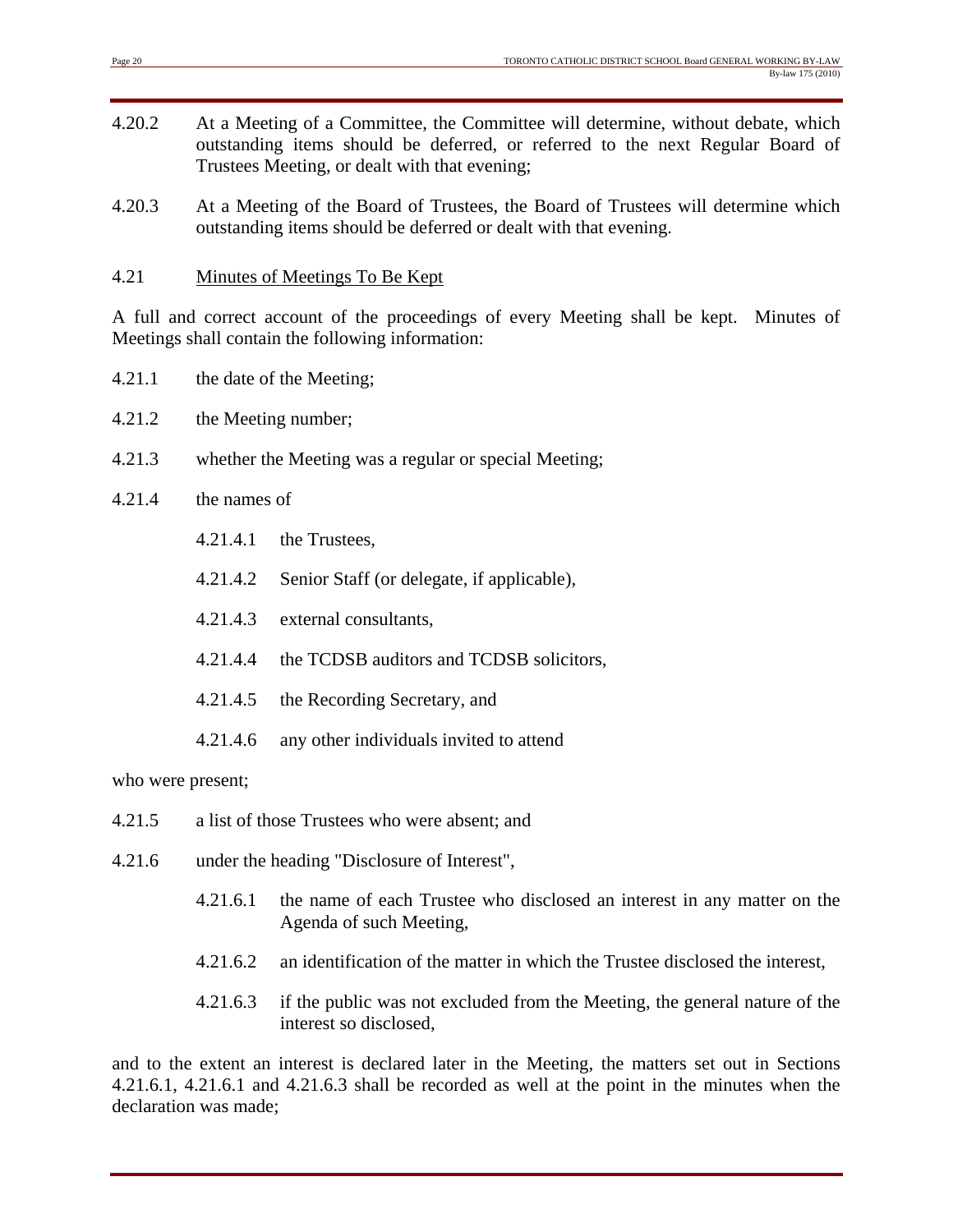4.20.2 At a Meeting of a Committee, the Committee will determine, without debate, which outstanding items should be deferred, or referred to the next Regular Board of Trustees Meeting, or dealt with that evening;

4.20.3 At a Meeting of the Board of Trustees, the Board of Trustees will determine which outstanding items should be deferred or dealt with that evening.

4.21 <u>Minutes of Meetings To Be Kept</u>

A full and correct account of the proceedings of every Meeting shall be kept. Minutes of Meetings shall contain the following information:

4.21.1 the date of the Meeting;

4.21.2 the Meeting number;

4.21.3 whether the Meeting was a regular or special Meeting;

4.21.4 the names of

- 4.21.4.1 the Trustees,
- 4.21.4.2 Senior Staff (or delegate, if applicable),
- 4.21.4.3 external consultants,
- 4.21.4.4 the TCDSB auditors and TCDSB solicitors,
- 4.21.4.5 the Recording Secretary, and
- 4.21.4.6 any other individuals invited to attend

who were present;

4.21.5 a list of those Trustees who were absent; and

4.21.6 under the heading "Disclosure of Interest",

- 4.21.6.1 the name of each Trustee who disclosed an interest in any matter on the Agenda of such Meeting,
- 4.21.6.2 an identification of the matter in which the Trustee disclosed the interest,
- 4.21.6.3 if the public was not excluded from the Meeting, the general nature of the interest so disclosed,

and to the extent an interest is declared later in the Meeting, the matters set out in Sections 4.21.6.1, 4.21.6.1 and 4.21.6.3 shall be recorded as well at the point in the minutes when the declaration was made;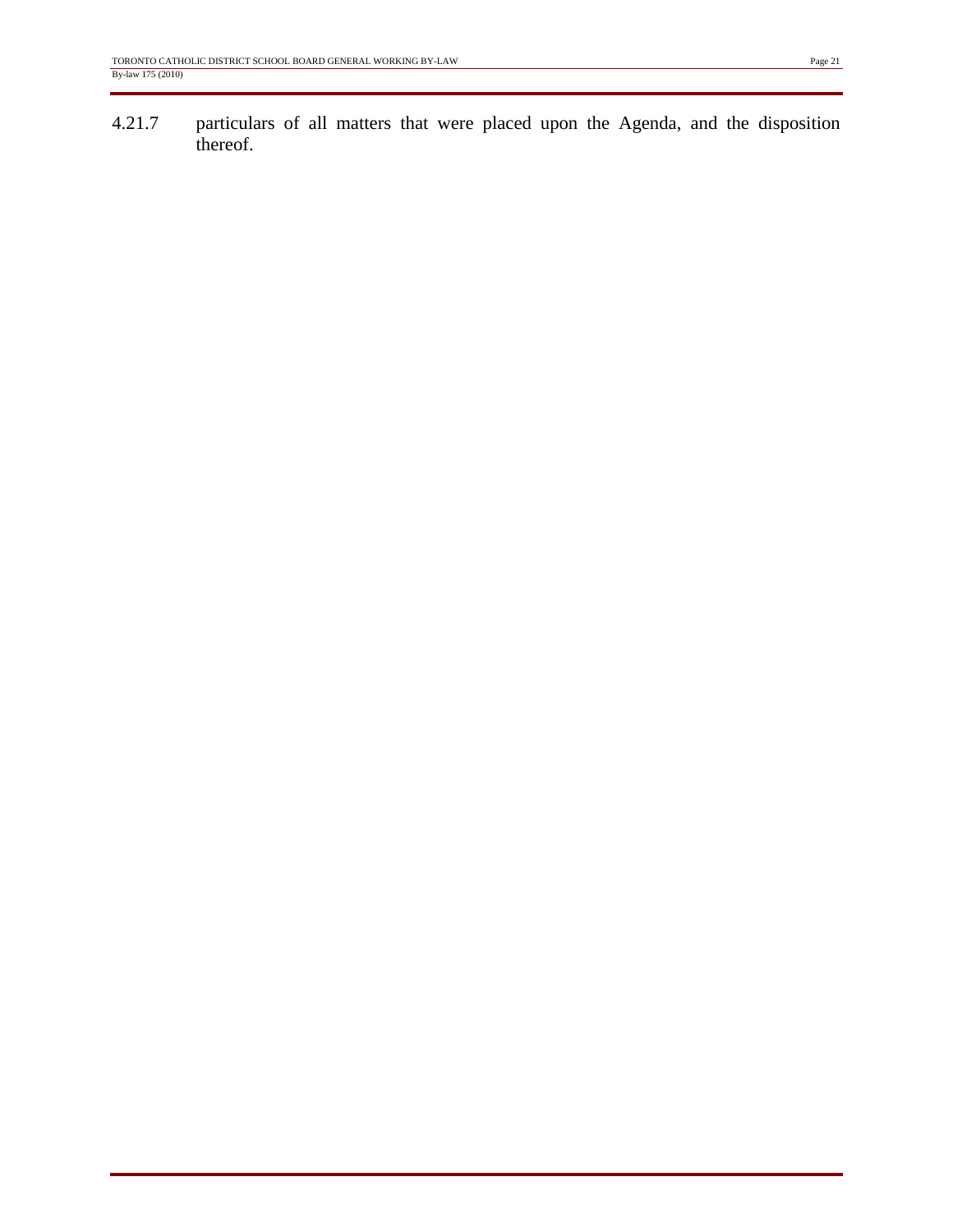4.21.7 particulars of all matters that were placed upon the Agenda, and the disposition thereof.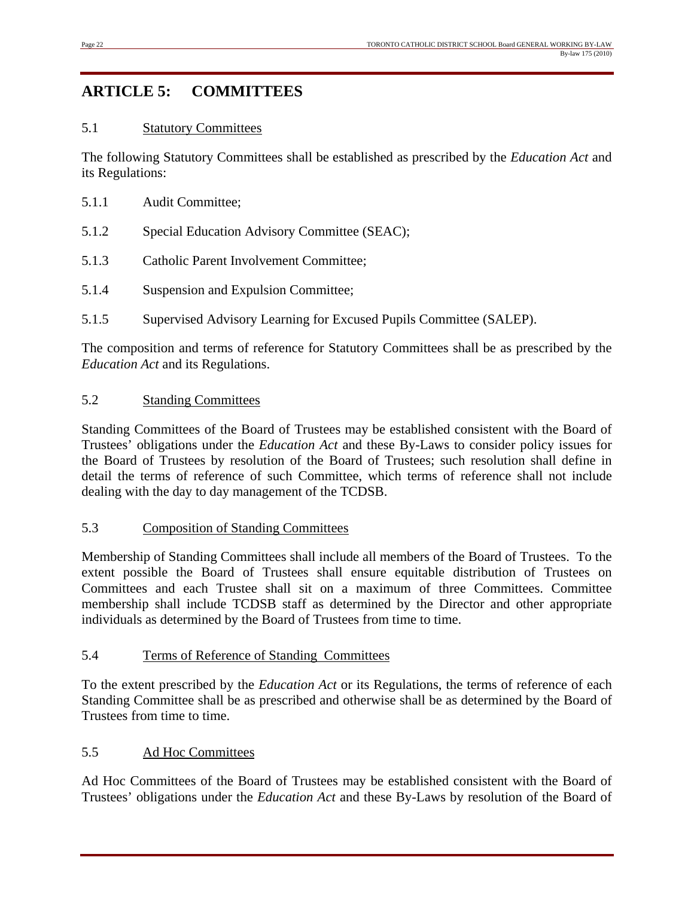# ARTICLE 5: COMMITTEES

5.1 Statutory Committees

The following Statutory Committees shall be established as prescribed by the *Education Act* and its Regulations:

5.1.1 Audit Committee;

5.1.2 Special Education Advisory Committee (SEAC);

5.1.3 Catholic Parent Involvement Committee;

5.1.4 Suspension and Expulsion Committee;

5.1.5 Supervised Advisory Learning for Excused Pupils Committee (SALEP).

The composition and terms of reference for Statutory Committees shall be as prescribed by the *Education Act* and its Regulations.

5.2 Standing Committees

Standing Committees of the Board of Trustees may be established consistent with the Board of Trustees' obligations under the *Education Act* and these By-Laws to consider policy issues for the Board of Trustees by resolution of the Board of Trustees; such resolution shall define in detail the terms of reference of such Committee, which terms of reference shall not include dealing with the day to day management of the TCDSB.

5.3 Composition of Standing Committees

Membership of Standing Committees shall include all members of the Board of Trustees. To the extent possible the Board of Trustees shall ensure equitable distribution of Trustees on Committees and each Trustee shall sit on a maximum of three Committees. Committee membership shall include TCDSB staff as determined by the Director and other appropriate individuals as determined by the Board of Trustees from time to time.

5.4 Terms of Reference of Standing Committees

To the extent prescribed by the *Education Act* or its Regulations, the terms of reference of each Standing Committee shall be as prescribed and otherwise shall be as determined by the Board of Trustees from time to time.

5.5 Ad Hoc Committees

Ad Hoc Committees of the Board of Trustees may be established consistent with the Board of Trustees' obligations under the *Education Act* and these By-Laws by resolution of the Board of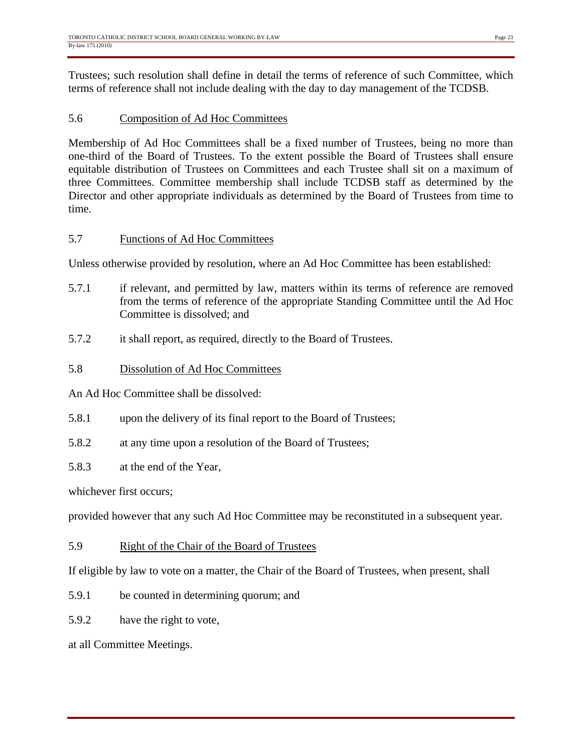Trustees; such resolution shall define in detail the terms of reference of such Committee, which terms of reference shall not include dealing with the day to day management of the TCDSB.

### 5.6 Composition of Ad Hoc Committees

Membership of Ad Hoc Committees shall be a fixed number of Trustees, being no more than one-third of the Board of Trustees. To the extent possible the Board of Trustees shall ensure equitable distribution of Trustees on Committees and each Trustee shall sit on a maximum of three Committees. Committee membership shall include TCDSB staff as determined by the Director and other appropriate individuals as determined by the Board of Trustees from time to time.

### 5.7 Functions of Ad Hoc Committees

Unless otherwise provided by resolution, where an Ad Hoc Committee has been established:

5.7.1 if relevant, and permitted by law, matters within its terms of reference are removed from the terms of reference of the appropriate Standing Committee until the Ad Hoc Committee is dissolved; and

5.7.2 it shall report, as required, directly to the Board of Trustees.

### 5.8 Dissolution of Ad Hoc Committees

An Ad Hoc Committee shall be dissolved:

5.8.1 upon the delivery of its final report to the Board of Trustees;

5.8.2 at any time upon a resolution of the Board of Trustees;

5.8.3 at the end of the Year,

whichever first occurs;

provided however that any such Ad Hoc Committee may be reconstituted in a subsequent year.

### 5.9 Right of the Chair of the Board of Trustees

If eligible by law to vote on a matter, the Chair of the Board of Trustees, when present, shall

5.9.1 be counted in determining quorum; and

5.9.2 have the right to vote,

at all Committee Meetings.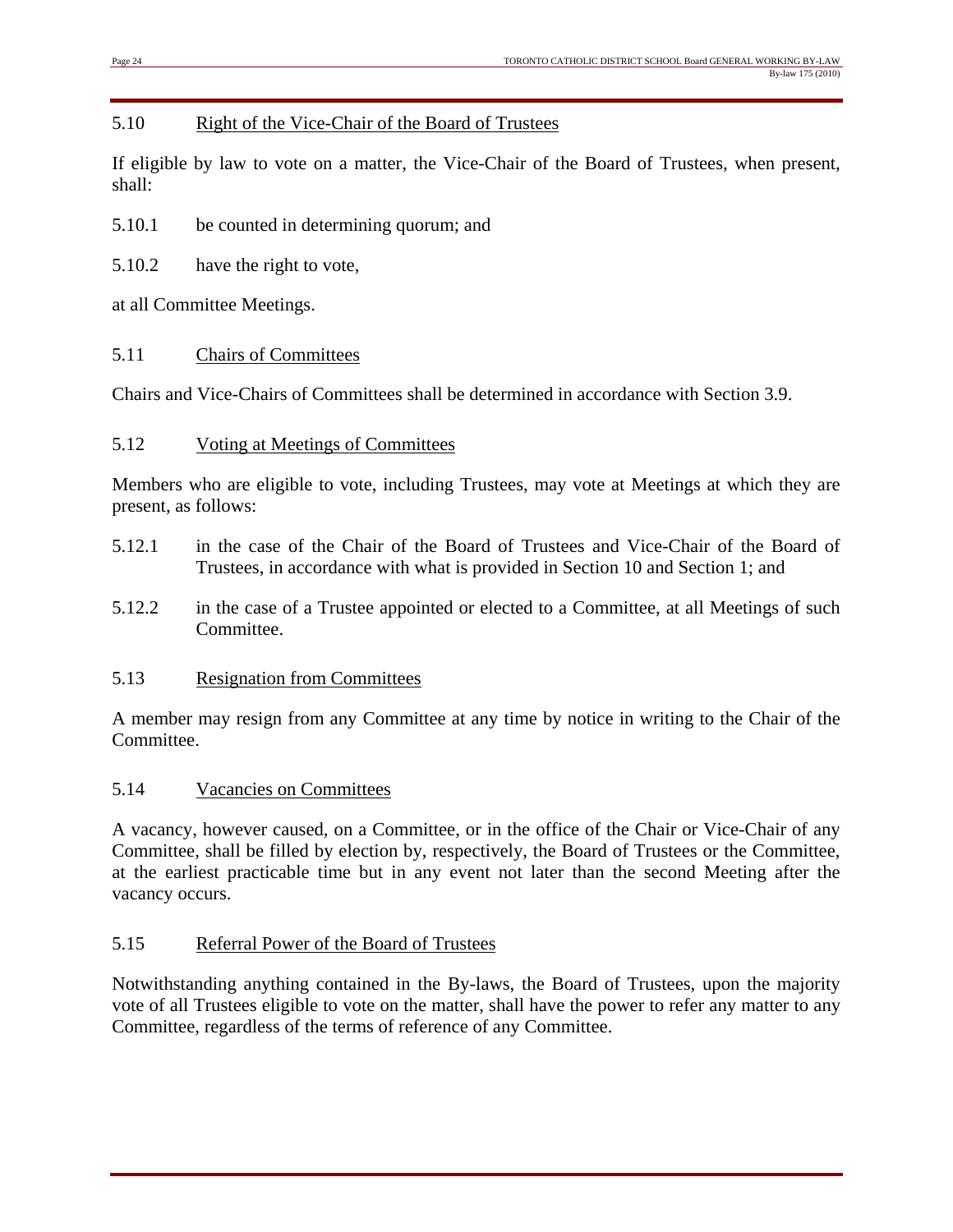## 5.10 Right of the Vice-Chair of the Board of Trustees

If eligible by law to vote on a matter, the Vice-Chair of the Board of Trustees, when present, shall:

5.10.1 be counted in determining quorum; and

5.10.2 have the right to vote,

at all Committee Meetings.

## 5.11 Chairs of Committees

Chairs and Vice-Chairs of Committees shall be determined in accordance with Section 3.9.

## 5.12 Voting at Meetings of Committees

Members who are eligible to vote, including Trustees, may vote at Meetings at which they are present, as follows:

5.12.1 in the case of the Chair of the Board of Trustees and Vice-Chair of the Board of Trustees, in accordance with what is provided in Section 10 and Section 1; and

5.12.2 in the case of a Trustee appointed or elected to a Committee, at all Meetings of such Committee.

## 5.13 Resignation from Committees

A member may resign from any Committee at any time by notice in writing to the Chair of the Committee.

## 5.14 Vacancies on Committees

A vacancy, however caused, on a Committee, or in the office of the Chair or Vice-Chair of any Committee, shall be filled by election by, respectively, the Board of Trustees or the Committee, at the earliest practicable time but in any event not later than the second Meeting after the vacancy occurs.

## 5.15 Referral Power of the Board of Trustees

Notwithstanding anything contained in the By-laws, the Board of Trustees, upon the majority vote of all Trustees eligible to vote on the matter, shall have the power to refer any matter to any Committee, regardless of the terms of reference of any Committee.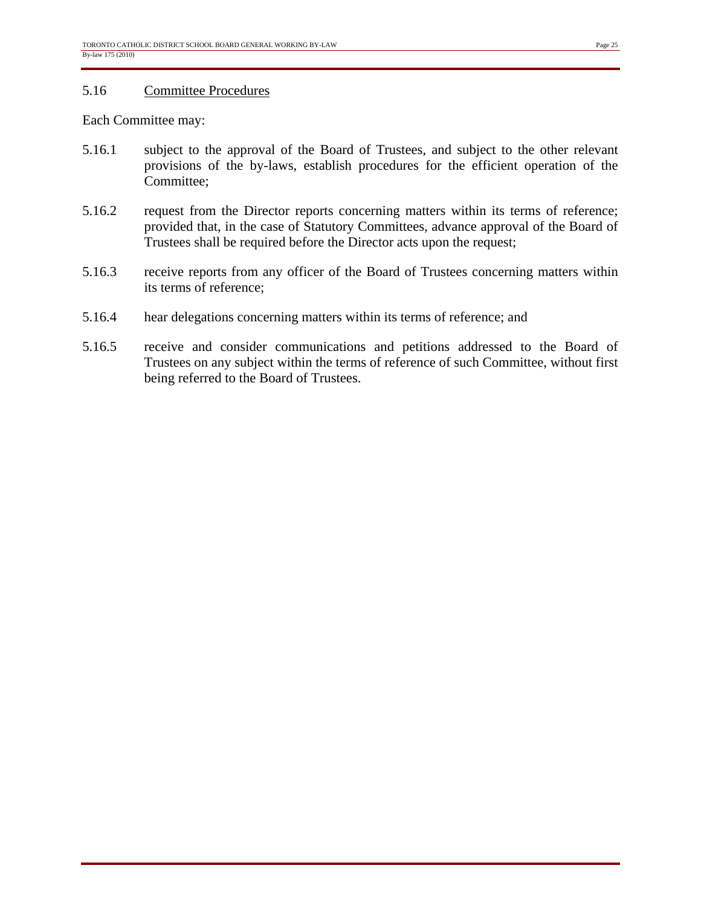## 5.16 Committee Procedures

Each Committee may:

5.16.1 subject to the approval of the Board of Trustees, and subject to the other relevant provisions of the by-laws, establish procedures for the efficient operation of the Committee;

5.16.2 request from the Director reports concerning matters within its terms of reference; provided that, in the case of Statutory Committees, advance approval of the Board of Trustees shall be required before the Director acts upon the request;

5.16.3 receive reports from any officer of the Board of Trustees concerning matters within its terms of reference;

5.16.4 hear delegations concerning matters within its terms of reference; and

5.16.5 receive and consider communications and petitions addressed to the Board of Trustees on any subject within the terms of reference of such Committee, without first being referred to the Board of Trustees.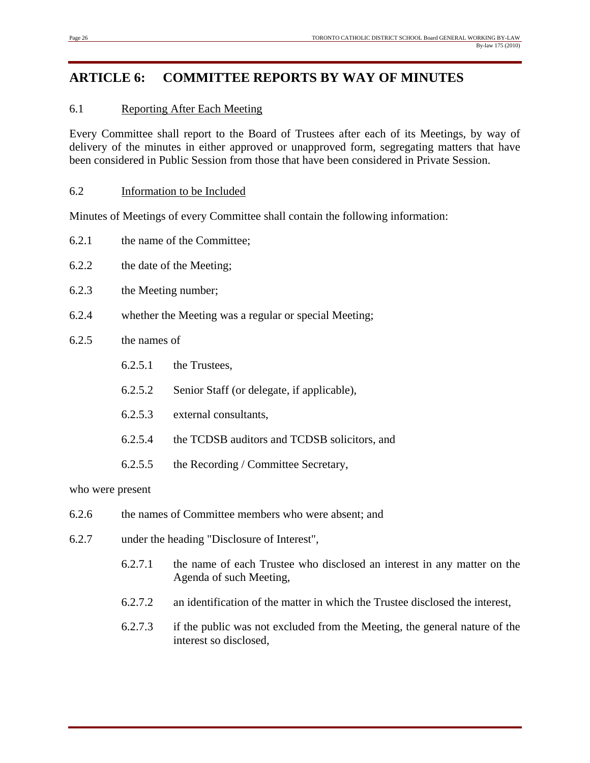# ARTICLE 6: COMMITTEE REPORTS BY WAY OF MINUTES

6.1 Reporting After Each Meeting

Every Committee shall report to the Board of Trustees after each of its Meetings, by way of delivery of the minutes in either approved or unapproved form, segregating matters that have been considered in Public Session from those that have been considered in Private Session.

6.2 Information to be Included

Minutes of Meetings of every Committee shall contain the following information:

6.2.1 the name of the Committee;

6.2.2 the date of the Meeting;

6.2.3 the Meeting number;

6.2.4 whether the Meeting was a regular or special Meeting;

6.2.5 the names of

- 6.2.5.1 the Trustees,
- 6.2.5.2 Senior Staff (or delegate, if applicable),
- 6.2.5.3 external consultants,
- 6.2.5.4 the TCDSB auditors and TCDSB solicitors, and
- 6.2.5.5 the Recording / Committee Secretary,

who were present

6.2.6 the names of Committee members who were absent; and

6.2.7 under the heading "Disclosure of Interest",

- 6.2.7.1 the name of each Trustee who disclosed an interest in any matter on the Agenda of such Meeting,
- 6.2.7.2 an identification of the matter in which the Trustee disclosed the interest,
- 6.2.7.3 if the public was not excluded from the Meeting, the general nature of the interest so disclosed,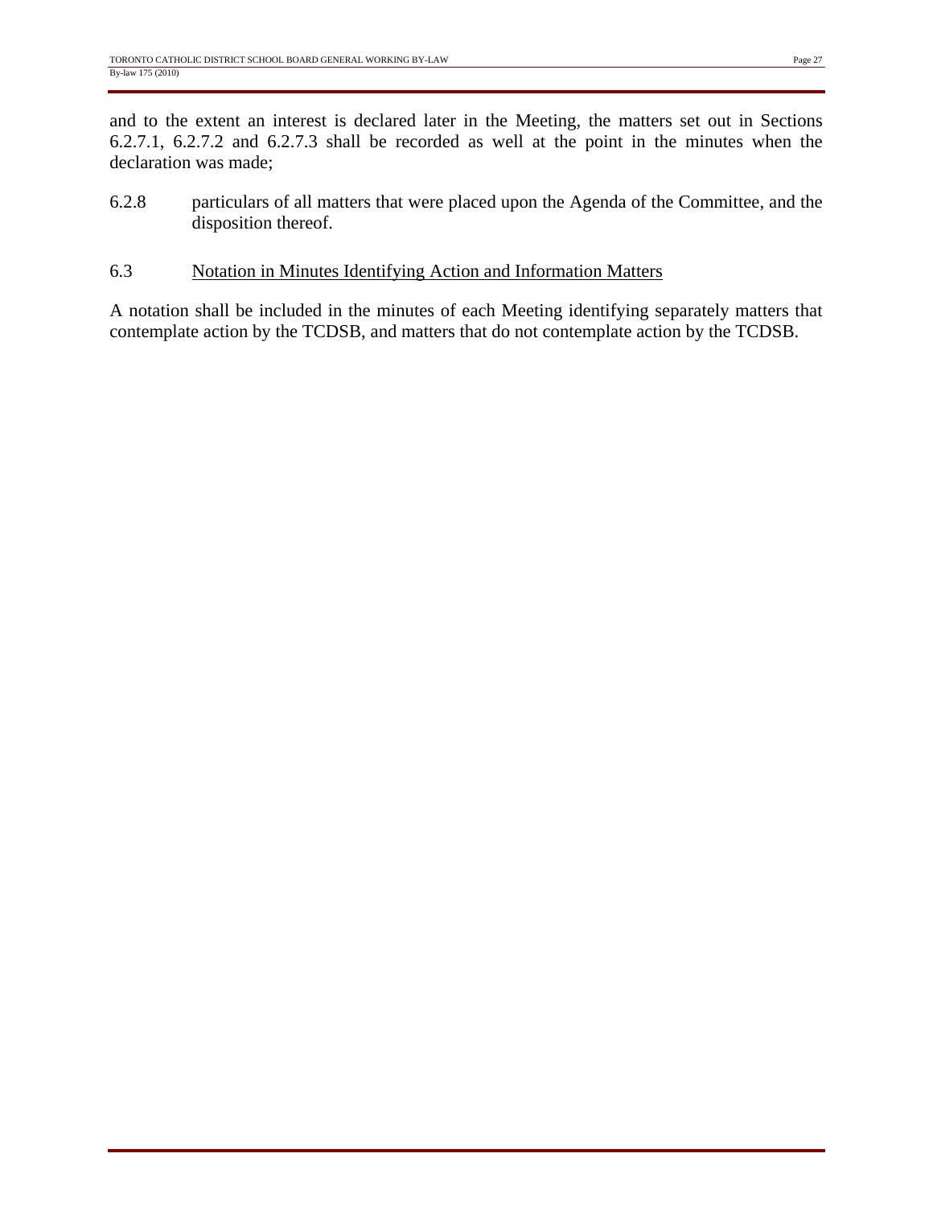and to the extent an interest is declared later in the Meeting, the matters set out in Sections 6.2.7.1, 6.2.7.2 and 6.2.7.3 shall be recorded as well at the point in the minutes when the declaration was made;

6.2.8 particulars of all matters that were placed upon the Agenda of the Committee, and the disposition thereof.

6.3 Notation in Minutes Identifying Action and Information Matters

A notation shall be included in the minutes of each Meeting identifying separately matters that contemplate action by the TCDSB, and matters that do not contemplate action by the TCDSB.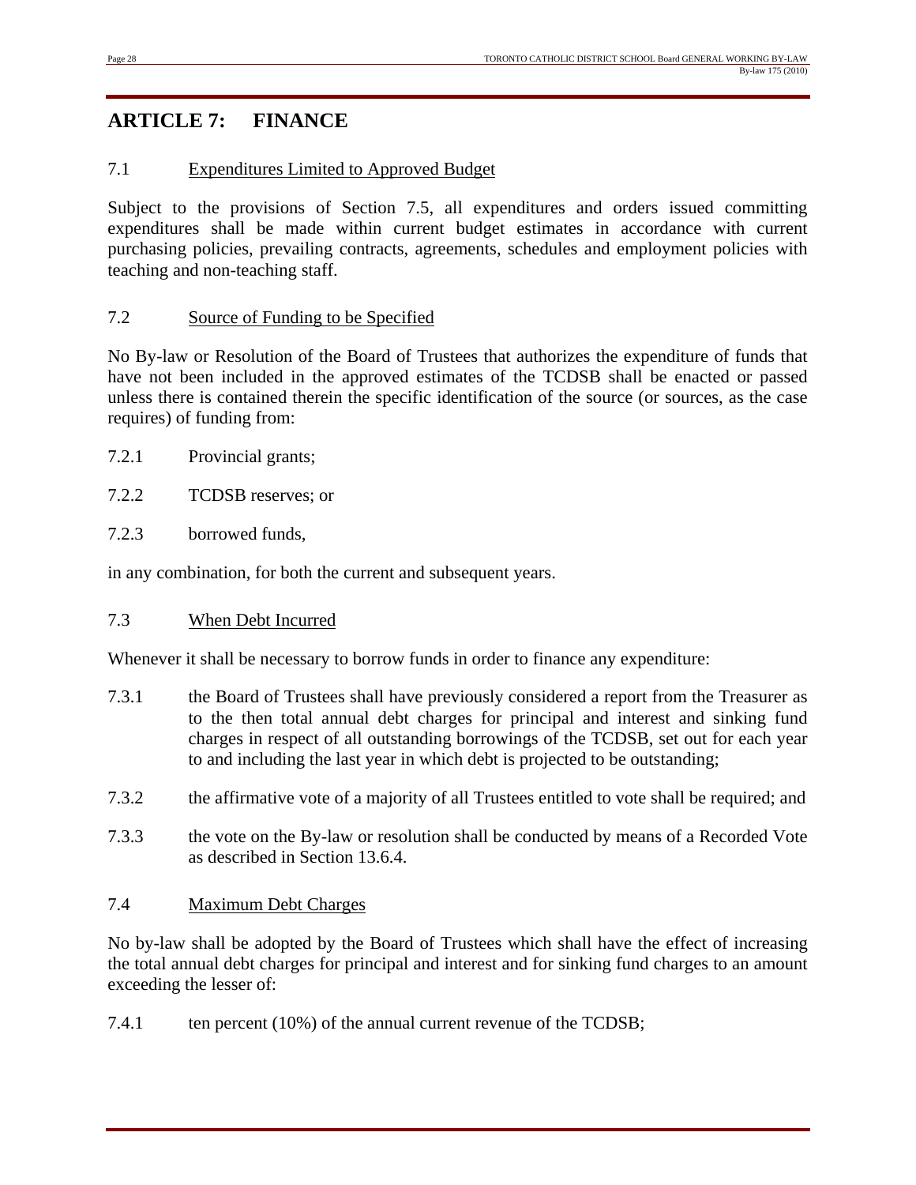## ARTICLE 7: FINANCE

### 7.1 Expenditures Limited to Approved Budget

Subject to the provisions of Section 7.5, all expenditures and orders issued committing expenditures shall be made within current budget estimates in accordance with current purchasing policies, prevailing contracts, agreements, schedules and employment policies with teaching and non-teaching staff.

### 7.2 Source of Funding to be Specified

No By-law or Resolution of the Board of Trustees that authorizes the expenditure of funds that have not been included in the approved estimates of the TCDSB shall be enacted or passed unless there is contained therein the specific identification of the source (or sources, as the case requires) of funding from:

7.2.1 Provincial grants;

7.2.2 TCDSB reserves; or

7.2.3 borrowed funds,

in any combination, for both the current and subsequent years.

### 7.3 When Debt Incurred

Whenever it shall be necessary to borrow funds in order to finance any expenditure:

7.3.1 the Board of Trustees shall have previously considered a report from the Treasurer as to the then total annual debt charges for principal and interest and sinking fund charges in respect of all outstanding borrowings of the TCDSB, set out for each year to and including the last year in which debt is projected to be outstanding;

7.3.2 the affirmative vote of a majority of all Trustees entitled to vote shall be required; and

7.3.3 the vote on the By-law or resolution shall be conducted by means of a Recorded Vote as described in Section 13.6.4.

### 7.4 Maximum Debt Charges

No by-law shall be adopted by the Board of Trustees which shall have the effect of increasing the total annual debt charges for principal and interest and for sinking fund charges to an amount exceeding the lesser of:

7.4.1 ten percent (10%) of the annual current revenue of the TCDSB;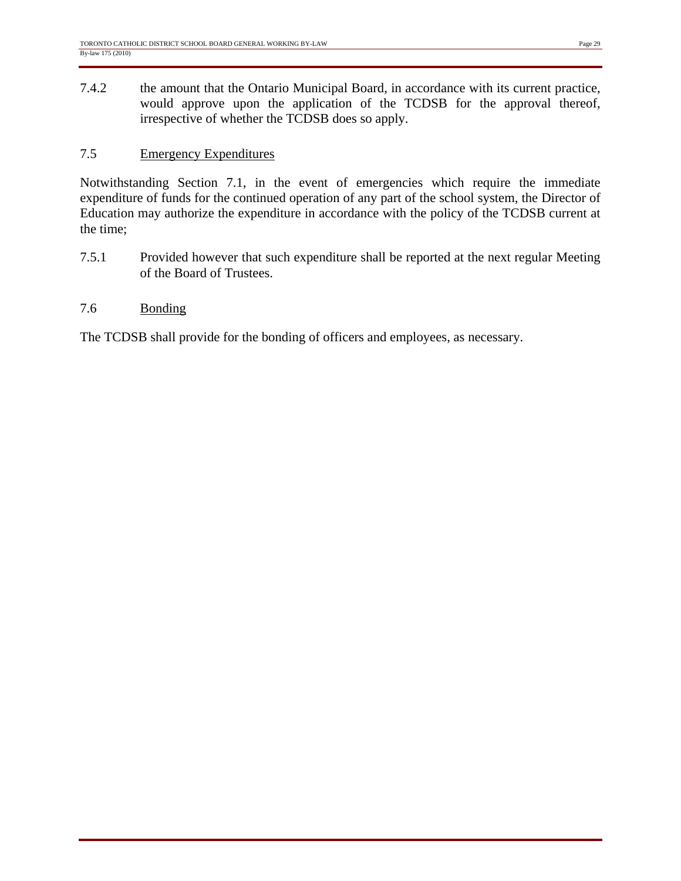7.4.2 the amount that the Ontario Municipal Board, in accordance with its current practice, would approve upon the application of the TCDSB for the approval thereof, irrespective of whether the TCDSB does so apply.

7.5 Emergency Expenditures

Notwithstanding Section 7.1, in the event of emergencies which require the immediate expenditure of funds for the continued operation of any part of the school system, the Director of Education may authorize the expenditure in accordance with the policy of the TCDSB current at the time;

7.5.1 Provided however that such expenditure shall be reported at the next regular Meeting of the Board of Trustees.

7.6 Bonding

The TCDSB shall provide for the bonding of officers and employees, as necessary.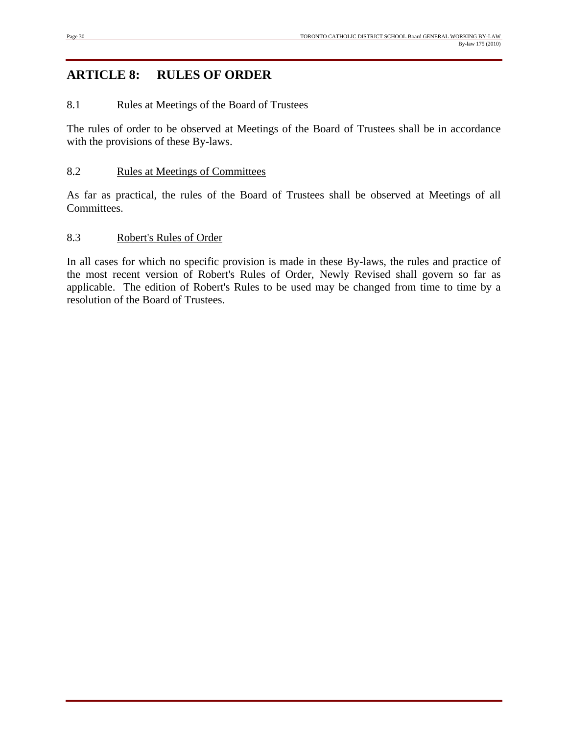# ARTICLE 8: RULES OF ORDER

## 8.1 Rules at Meetings of the Board of Trustees

The rules of order to be observed at Meetings of the Board of Trustees shall be in accordance with the provisions of these By-laws.

## 8.2 Rules at Meetings of Committees

As far as practical, the rules of the Board of Trustees shall be observed at Meetings of all Committees.

## 8.3 Robert's Rules of Order

In all cases for which no specific provision is made in these By-laws, the rules and practice of the most recent version of Robert's Rules of Order, Newly Revised shall govern so far as applicable. The edition of Robert's Rules to be used may be changed from time to time by a resolution of the Board of Trustees.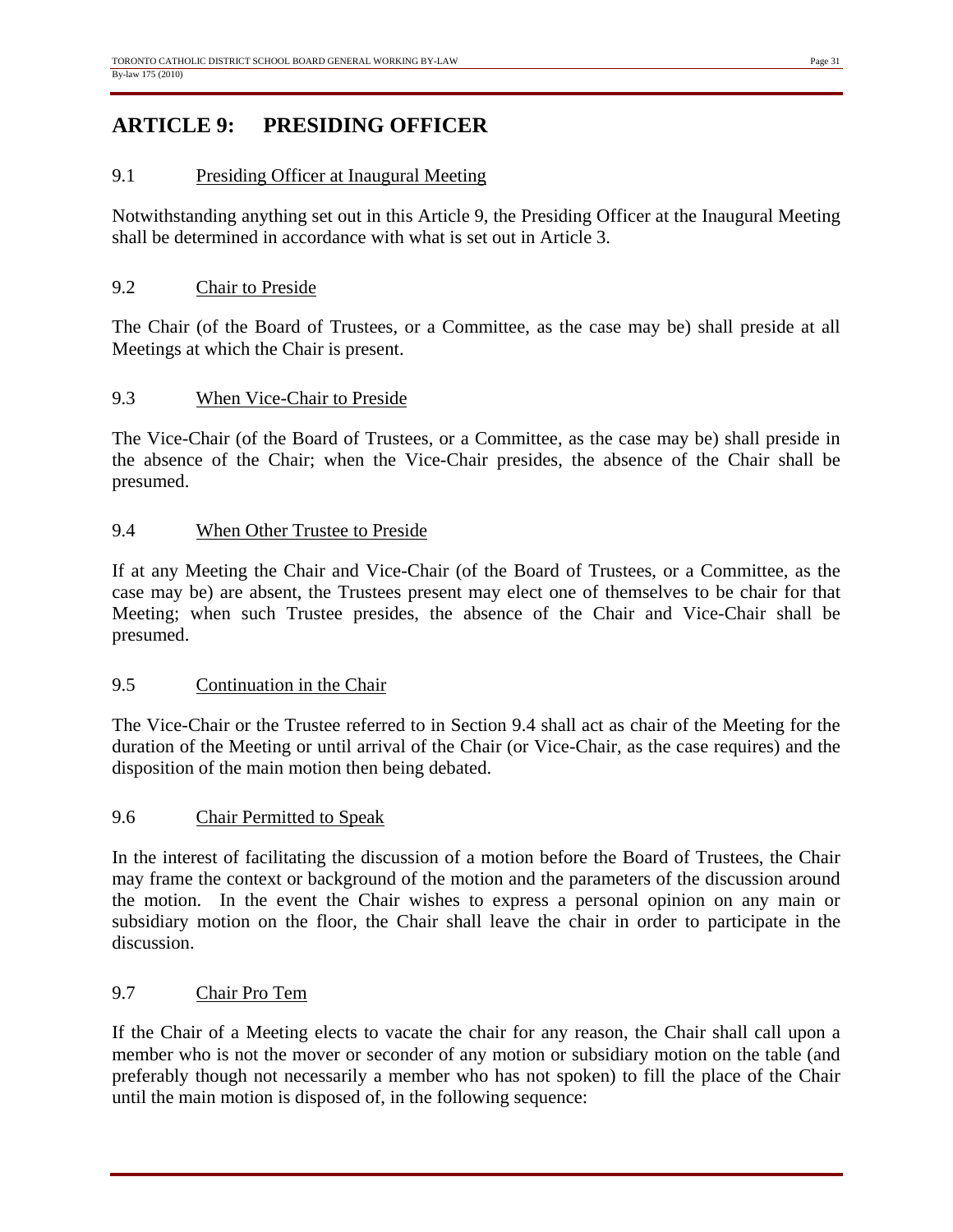# ARTICLE 9: PRESIDING OFFICER

### 9.1 Presiding Officer at Inaugural Meeting

Notwithstanding anything set out in this Article 9, the Presiding Officer at the Inaugural Meeting shall be determined in accordance with what is set out in Article 3.

### 9.2 Chair to Preside

The Chair (of the Board of Trustees, or a Committee, as the case may be) shall preside at all Meetings at which the Chair is present.

### 9.3 When Vice-Chair to Preside

The Vice-Chair (of the Board of Trustees, or a Committee, as the case may be) shall preside in the absence of the Chair; when the Vice-Chair presides, the absence of the Chair shall be presumed.

### 9.4 When Other Trustee to Preside

If at any Meeting the Chair and Vice-Chair (of the Board of Trustees, or a Committee, as the case may be) are absent, the Trustees present may elect one of themselves to be chair for that Meeting; when such Trustee presides, the absence of the Chair and Vice-Chair shall be presumed.

### 9.5 Continuation in the Chair

The Vice-Chair or the Trustee referred to in Section 9.4 shall act as chair of the Meeting for the duration of the Meeting or until arrival of the Chair (or Vice-Chair, as the case requires) and the disposition of the main motion then being debated.

### 9.6 Chair Permitted to Speak

In the interest of facilitating the discussion of a motion before the Board of Trustees, the Chair may frame the context or background of the motion and the parameters of the discussion around the motion. In the event the Chair wishes to express a personal opinion on any main or subsidiary motion on the floor, the Chair shall leave the chair in order to participate in the discussion.

### 9.7 Chair Pro Tem

If the Chair of a Meeting elects to vacate the chair for any reason, the Chair shall call upon a member who is not the mover or seconder of any motion or subsidiary motion on the table (and preferably though not necessarily a member who has not spoken) to fill the place of the Chair until the main motion is disposed of, in the following sequence: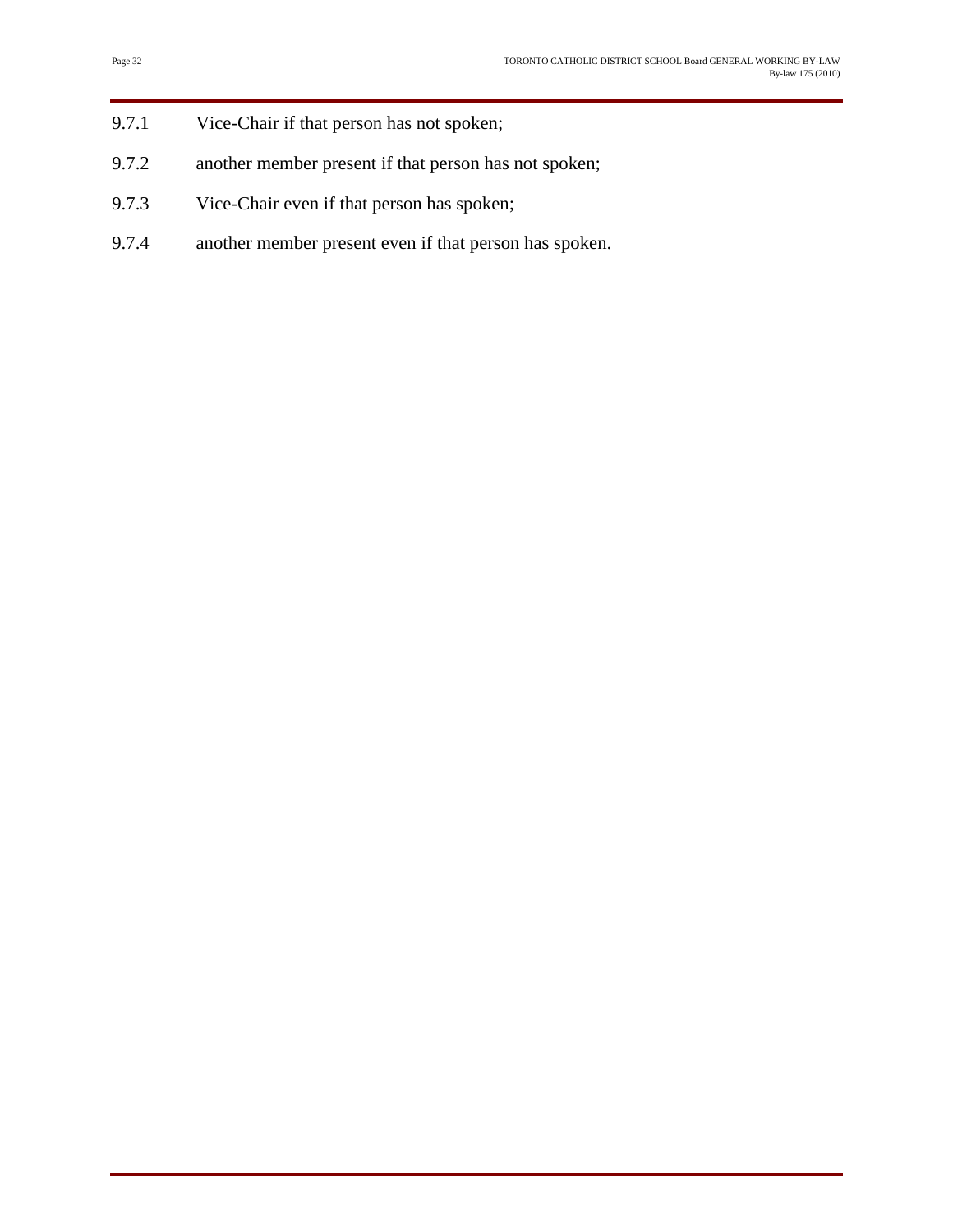9.7.1 Vice-Chair if that person has not spoken;

9.7.2 another member present if that person has not spoken;

9.7.3 Vice-Chair even if that person has spoken;

9.7.4 another member present even if that person has spoken.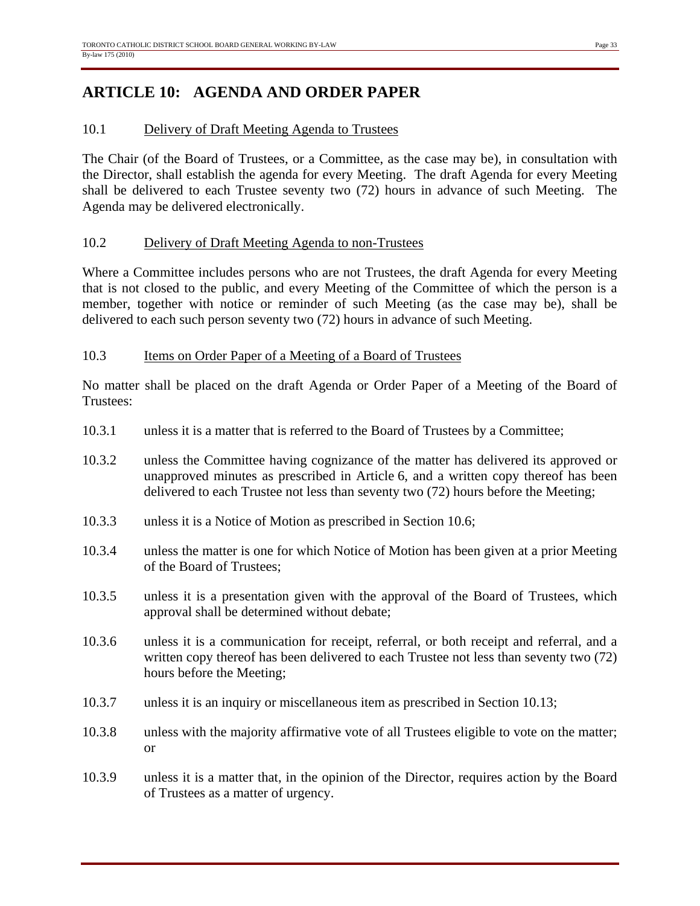## ARTICLE 10: AGENDA AND ORDER PAPER

10.1 Delivery of Draft Meeting Agenda to Trustees

The Chair (of the Board of Trustees, or a Committee, as the case may be), in consultation with the Director, shall establish the agenda for every Meeting. The draft Agenda for every Meeting shall be delivered to each Trustee seventy two (72) hours in advance of such Meeting. The Agenda may be delivered electronically.

10.2 Delivery of Draft Meeting Agenda to non-Trustees

Where a Committee includes persons who are not Trustees, the draft Agenda for every Meeting that is not closed to the public, and every Meeting of the Committee of which the person is a member, together with notice or reminder of such Meeting (as the case may be), shall be delivered to each such person seventy two (72) hours in advance of such Meeting.

10.3 Items on Order Paper of a Meeting of a Board of Trustees

No matter shall be placed on the draft Agenda or Order Paper of a Meeting of the Board of Trustees:

10.3.1 unless it is a matter that is referred to the Board of Trustees by a Committee;

10.3.2 unless the Committee having cognizance of the matter has delivered its approved or unapproved minutes as prescribed in Article 6, and a written copy thereof has been delivered to each Trustee not less than seventy two (72) hours before the Meeting;

10.3.3 unless it is a Notice of Motion as prescribed in Section 10.6;

10.3.4 unless the matter is one for which Notice of Motion has been given at a prior Meeting of the Board of Trustees;

10.3.5 unless it is a presentation given with the approval of the Board of Trustees, which approval shall be determined without debate;

10.3.6 unless it is a communication for receipt, referral, or both receipt and referral, and a written copy thereof has been delivered to each Trustee not less than seventy two (72) hours before the Meeting;

10.3.7 unless it is an inquiry or miscellaneous item as prescribed in Section 10.13;

10.3.8 unless with the majority affirmative vote of all Trustees eligible to vote on the matter; or

10.3.9 unless it is a matter that, in the opinion of the Director, requires action by the Board of Trustees as a matter of urgency.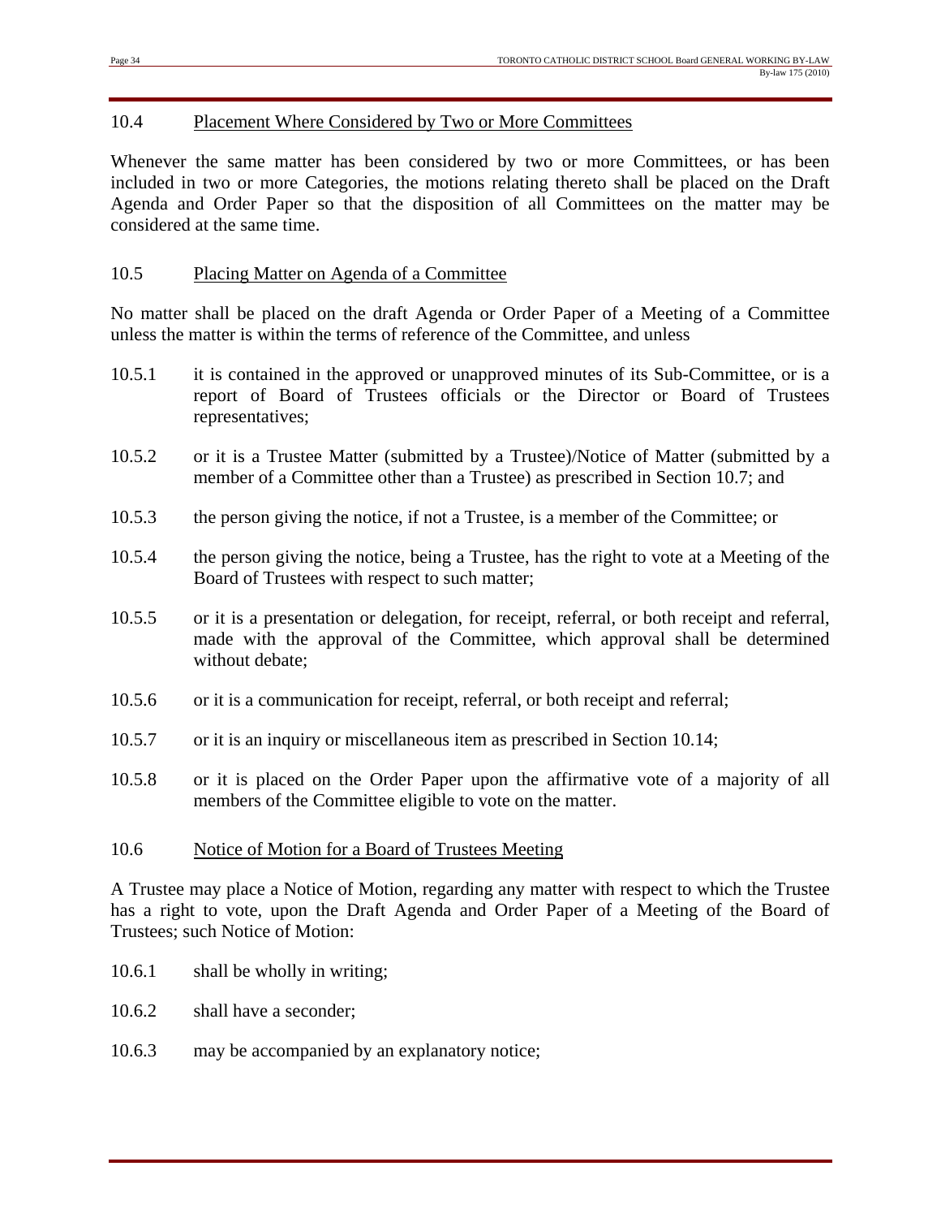### 10.4 Placement Where Considered by Two or More Committees

Whenever the same matter has been considered by two or more Committees, or has been included in two or more Categories, the motions relating thereto shall be placed on the Draft Agenda and Order Paper so that the disposition of all Committees on the matter may be considered at the same time.

### 10.5 Placing Matter on Agenda of a Committee

No matter shall be placed on the draft Agenda or Order Paper of a Meeting of a Committee unless the matter is within the terms of reference of the Committee, and unless

10.5.1 it is contained in the approved or unapproved minutes of its Sub-Committee, or is a report of Board of Trustees officials or the Director or Board of Trustees representatives;

10.5.2 or it is a Trustee Matter (submitted by a Trustee)/Notice of Matter (submitted by a member of a Committee other than a Trustee) as prescribed in Section 10.7; and

10.5.3 the person giving the notice, if not a Trustee, is a member of the Committee; or

10.5.4 the person giving the notice, being a Trustee, has the right to vote at a Meeting of the Board of Trustees with respect to such matter;

10.5.5 or it is a presentation or delegation, for receipt, referral, or both receipt and referral, made with the approval of the Committee, which approval shall be determined without debate;

10.5.6 or it is a communication for receipt, referral, or both receipt and referral;

10.5.7 or it is an inquiry or miscellaneous item as prescribed in Section 10.14;

10.5.8 or it is placed on the Order Paper upon the affirmative vote of a majority of all members of the Committee eligible to vote on the matter.

### 10.6 Notice of Motion for a Board of Trustees Meeting

A Trustee may place a Notice of Motion, regarding any matter with respect to which the Trustee has a right to vote, upon the Draft Agenda and Order Paper of a Meeting of the Board of Trustees; such Notice of Motion:

10.6.1 shall be wholly in writing;

10.6.2 shall have a seconder;

10.6.3 may be accompanied by an explanatory notice;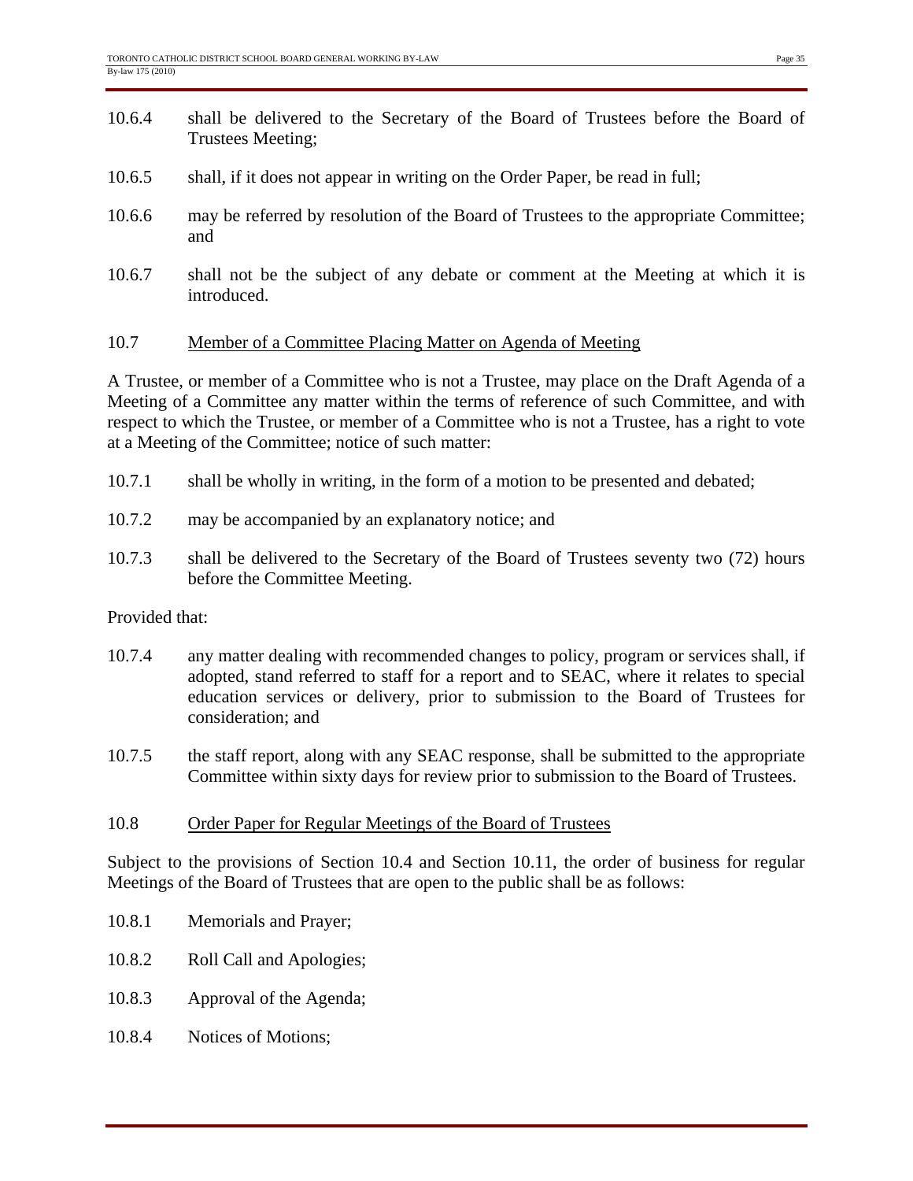10.6.4 shall be delivered to the Secretary of the Board of Trustees before the Board of Trustees Meeting;

10.6.5 shall, if it does not appear in writing on the Order Paper, be read in full;

10.6.6 may be referred by resolution of the Board of Trustees to the appropriate Committee; and

10.6.7 shall not be the subject of any debate or comment at the Meeting at which it is introduced.

10.7 <u>Member of a Committee Placing Matter on Agenda of Meeting</u>

A Trustee, or member of a Committee who is not a Trustee, may place on the Draft Agenda of a Meeting of a Committee any matter within the terms of reference of such Committee, and with respect to which the Trustee, or member of a Committee who is not a Trustee, has a right to vote at a Meeting of the Committee; notice of such matter:

10.7.1 shall be wholly in writing, in the form of a motion to be presented and debated;

10.7.2 may be accompanied by an explanatory notice; and

10.7.3 shall be delivered to the Secretary of the Board of Trustees seventy two (72) hours before the Committee Meeting.

Provided that:

10.7.4 any matter dealing with recommended changes to policy, program or services shall, if adopted, stand referred to staff for a report and to SEAC, where it relates to special education services or delivery, prior to submission to the Board of Trustees for consideration; and

10.7.5 the staff report, along with any SEAC response, shall be submitted to the appropriate Committee within sixty days for review prior to submission to the Board of Trustees.

10.8 <u>Order Paper for Regular Meetings of the Board of Trustees</u>

Subject to the provisions of Section 10.4 and Section 10.11, the order of business for regular Meetings of the Board of Trustees that are open to the public shall be as follows:

10.8.1 Memorials and Prayer;

10.8.2 Roll Call and Apologies;

10.8.3 Approval of the Agenda;

10.8.4 Notices of Motions;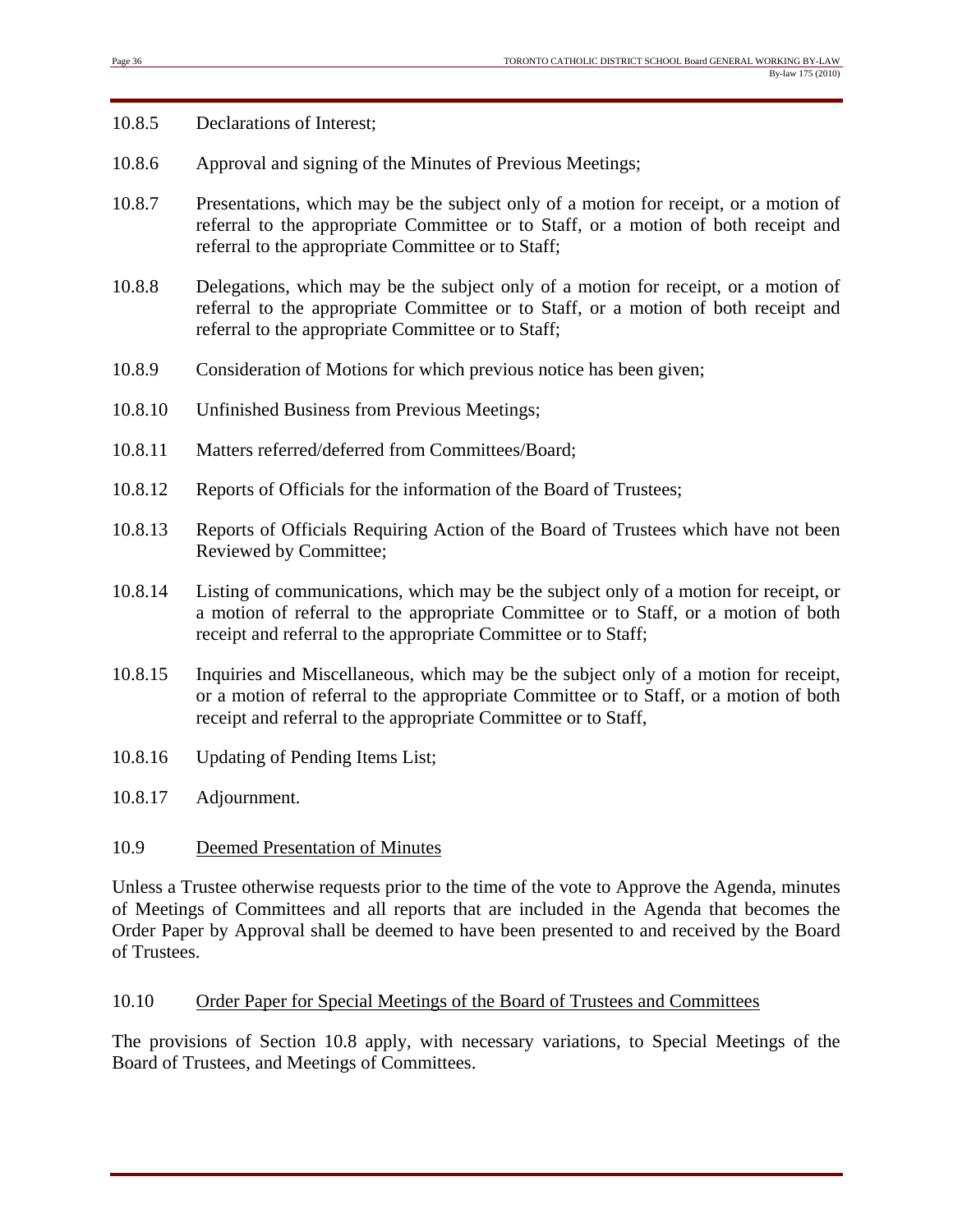10.8.5 Declarations of Interest;

10.8.6 Approval and signing of the Minutes of Previous Meetings;

10.8.7 Presentations, which may be the subject only of a motion for receipt, or a motion of referral to the appropriate Committee or to Staff, or a motion of both receipt and referral to the appropriate Committee or to Staff;

10.8.8 Delegations, which may be the subject only of a motion for receipt, or a motion of referral to the appropriate Committee or to Staff, or a motion of both receipt and referral to the appropriate Committee or to Staff;

10.8.9 Consideration of Motions for which previous notice has been given;

10.8.10 Unfinished Business from Previous Meetings;

10.8.11 Matters referred/deferred from Committees/Board;

10.8.12 Reports of Officials for the information of the Board of Trustees;

10.8.13 Reports of Officials Requiring Action of the Board of Trustees which have not been Reviewed by Committee;

10.8.14 Listing of communications, which may be the subject only of a motion for receipt, or a motion of referral to the appropriate Committee or to Staff, or a motion of both receipt and referral to the appropriate Committee or to Staff;

10.8.15 Inquiries and Miscellaneous, which may be the subject only of a motion for receipt, or a motion of referral to the appropriate Committee or to Staff, or a motion of both receipt and referral to the appropriate Committee or to Staff,

10.8.16 Updating of Pending Items List;

10.8.17 Adjournment.

10.9 Deemed Presentation of Minutes

Unless a Trustee otherwise requests prior to the time of the vote to Approve the Agenda, minutes of Meetings of Committees and all reports that are included in the Agenda that becomes the Order Paper by Approval shall be deemed to have been presented to and received by the Board of Trustees.

10.10 Order Paper for Special Meetings of the Board of Trustees and Committees

The provisions of Section 10.8 apply, with necessary variations, to Special Meetings of the Board of Trustees, and Meetings of Committees.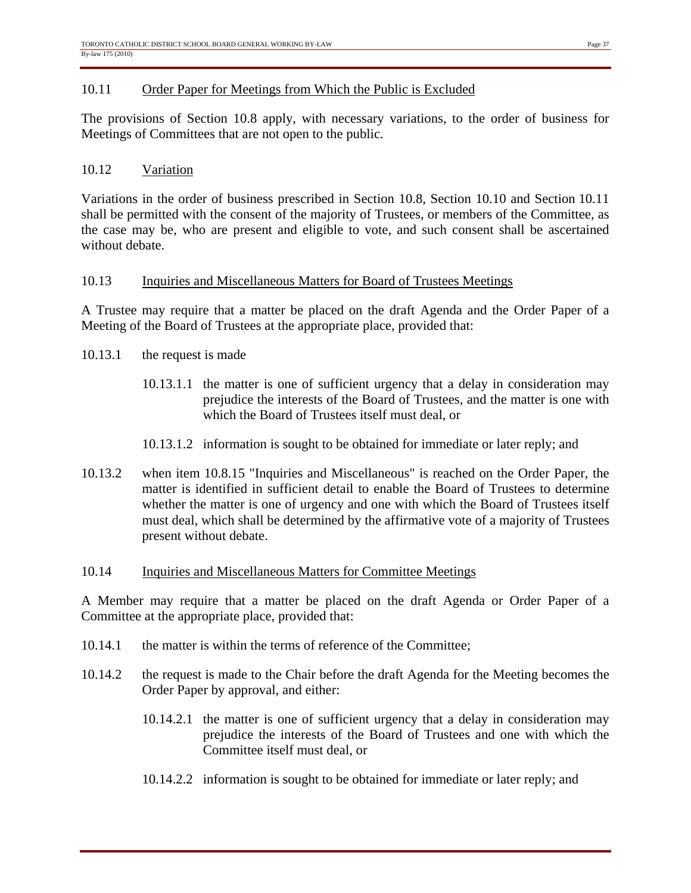### 10.11 Order Paper for Meetings from Which the Public is Excluded

The provisions of Section 10.8 apply, with necessary variations, to the order of business for Meetings of Committees that are not open to the public.

### 10.12 Variation

Variations in the order of business prescribed in Section 10.8, Section 10.10 and Section 10.11 shall be permitted with the consent of the majority of Trustees, or members of the Committee, as the case may be, who are present and eligible to vote, and such consent shall be ascertained without debate.

### 10.13 Inquiries and Miscellaneous Matters for Board of Trustees Meetings

A Trustee may require that a matter be placed on the draft Agenda and the Order Paper of a Meeting of the Board of Trustees at the appropriate place, provided that:

10.13.1 the request is made

> 10.13.1.1 the matter is one of sufficient urgency that a delay in consideration may prejudice the interests of the Board of Trustees, and the matter is one with which the Board of Trustees itself must deal, or
>
> 10.13.1.2 information is sought to be obtained for immediate or later reply; and

10.13.2 when item 10.8.15 "Inquiries and Miscellaneous" is reached on the Order Paper, the matter is identified in sufficient detail to enable the Board of Trustees to determine whether the matter is one of urgency and one with which the Board of Trustees itself must deal, which shall be determined by the affirmative vote of a majority of Trustees present without debate.

### 10.14 Inquiries and Miscellaneous Matters for Committee Meetings

A Member may require that a matter be placed on the draft Agenda or Order Paper of a Committee at the appropriate place, provided that:

10.14.1 the matter is within the terms of reference of the Committee;

10.14.2 the request is made to the Chair before the draft Agenda for the Meeting becomes the Order Paper by approval, and either:

> 10.14.2.1 the matter is one of sufficient urgency that a delay in consideration may prejudice the interests of the Board of Trustees and one with which the Committee itself must deal, or
>
> 10.14.2.2 information is sought to be obtained for immediate or later reply; and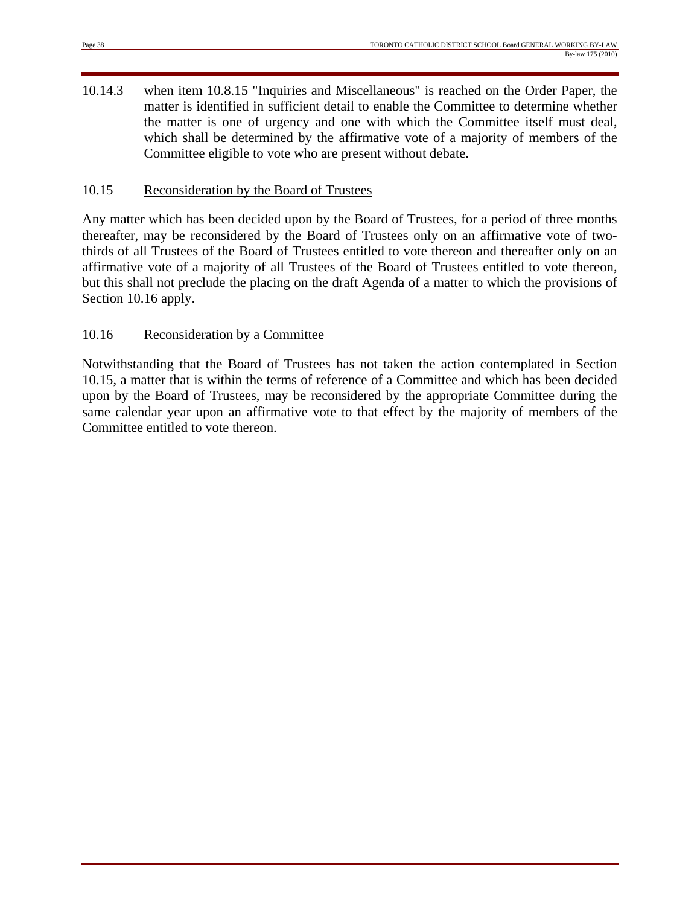10.14.3 when item 10.8.15 "Inquiries and Miscellaneous" is reached on the Order Paper, the matter is identified in sufficient detail to enable the Committee to determine whether the matter is one of urgency and one with which the Committee itself must deal, which shall be determined by the affirmative vote of a majority of members of the Committee eligible to vote who are present without debate.

### 10.15 Reconsideration by the Board of Trustees

Any matter which has been decided upon by the Board of Trustees, for a period of three months thereafter, may be reconsidered by the Board of Trustees only on an affirmative vote of two-thirds of all Trustees of the Board of Trustees entitled to vote thereon and thereafter only on an affirmative vote of a majority of all Trustees of the Board of Trustees entitled to vote thereon, but this shall not preclude the placing on the draft Agenda of a matter to which the provisions of Section 10.16 apply.

### 10.16 Reconsideration by a Committee

Notwithstanding that the Board of Trustees has not taken the action contemplated in Section 10.15, a matter that is within the terms of reference of a Committee and which has been decided upon by the Board of Trustees, may be reconsidered by the appropriate Committee during the same calendar year upon an affirmative vote to that effect by the majority of members of the Committee entitled to vote thereon.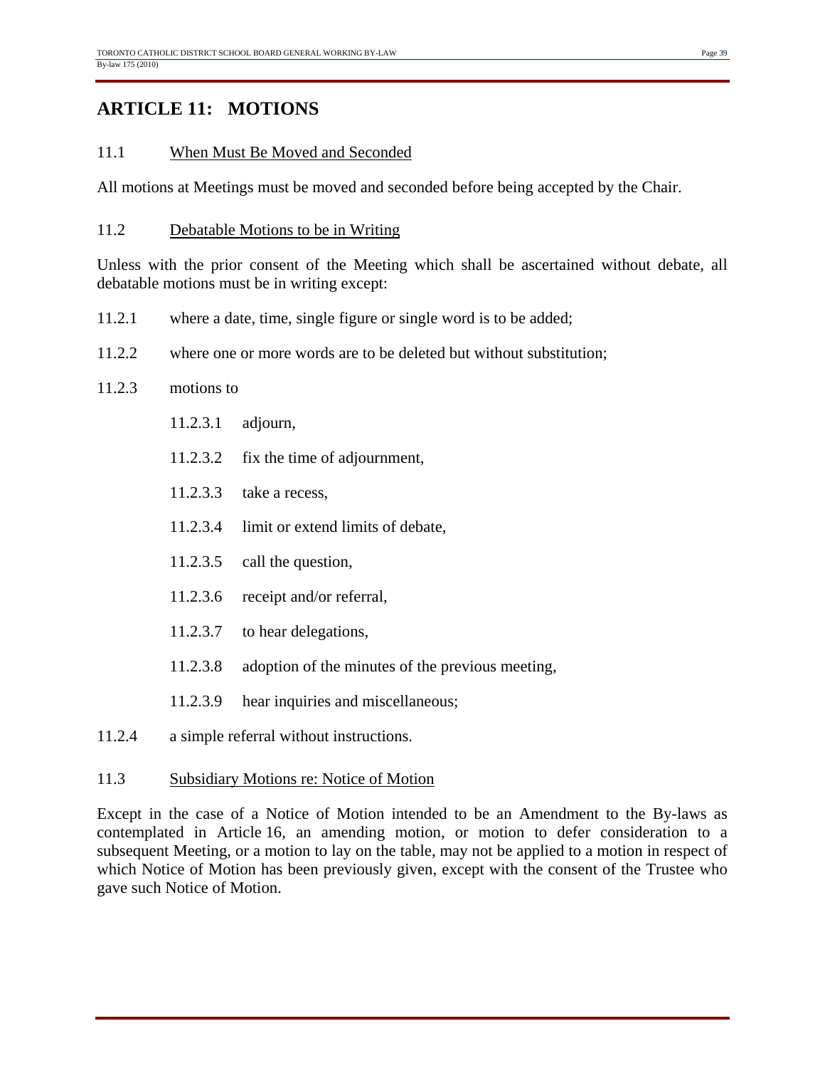## ARTICLE 11: MOTIONS

11.1 When Must Be Moved and Seconded

All motions at Meetings must be moved and seconded before being accepted by the Chair.

11.2 Debatable Motions to be in Writing

Unless with the prior consent of the Meeting which shall be ascertained without debate, all debatable motions must be in writing except:

11.2.1 where a date, time, single figure or single word is to be added;

11.2.2 where one or more words are to be deleted but without substitution;

11.2.3 motions to

- 11.2.3.1 adjourn,
- 11.2.3.2 fix the time of adjournment,
- 11.2.3.3 take a recess,
- 11.2.3.4 limit or extend limits of debate,
- 11.2.3.5 call the question,
- 11.2.3.6 receipt and/or referral,
- 11.2.3.7 to hear delegations,
- 11.2.3.8 adoption of the minutes of the previous meeting,
- 11.2.3.9 hear inquiries and miscellaneous;

11.2.4 a simple referral without instructions.

11.3 Subsidiary Motions re: Notice of Motion

Except in the case of a Notice of Motion intended to be an Amendment to the By-laws as contemplated in Article 16, an amending motion, or motion to defer consideration to a subsequent Meeting, or a motion to lay on the table, may not be applied to a motion in respect of which Notice of Motion has been previously given, except with the consent of the Trustee who gave such Notice of Motion.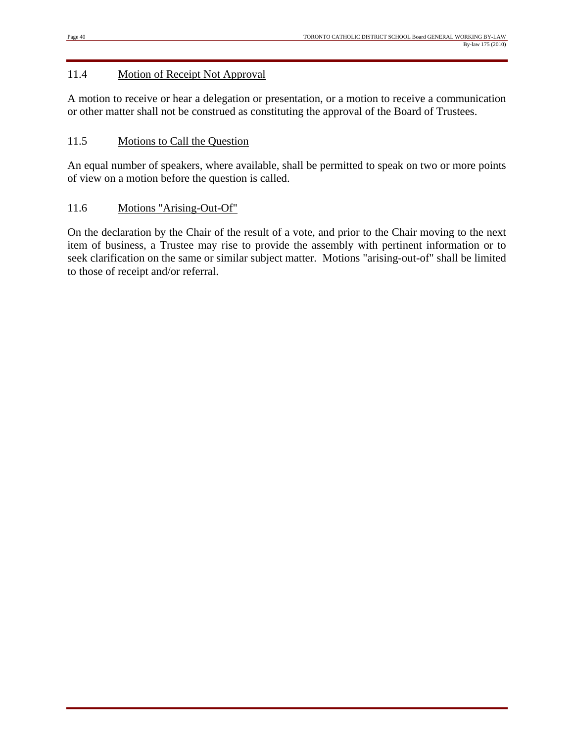### 11.4 Motion of Receipt Not Approval

A motion to receive or hear a delegation or presentation, or a motion to receive a communication or other matter shall not be construed as constituting the approval of the Board of Trustees.

### 11.5 Motions to Call the Question

An equal number of speakers, where available, shall be permitted to speak on two or more points of view on a motion before the question is called.

### 11.6 Motions "Arising-Out-Of"

On the declaration by the Chair of the result of a vote, and prior to the Chair moving to the next item of business, a Trustee may rise to provide the assembly with pertinent information or to seek clarification on the same or similar subject matter. Motions "arising-out-of" shall be limited to those of receipt and/or referral.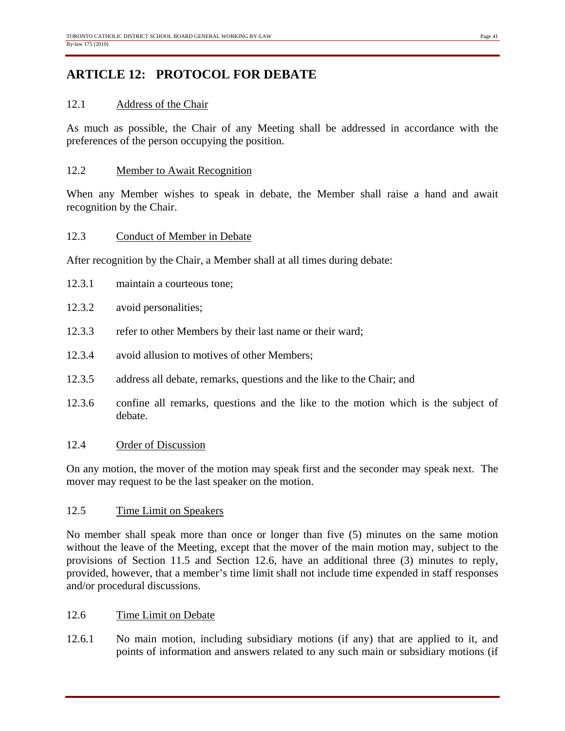# ARTICLE 12: PROTOCOL FOR DEBATE

12.1 Address of the Chair

As much as possible, the Chair of any Meeting shall be addressed in accordance with the preferences of the person occupying the position.

12.2 Member to Await Recognition

When any Member wishes to speak in debate, the Member shall raise a hand and await recognition by the Chair.

12.3 Conduct of Member in Debate

After recognition by the Chair, a Member shall at all times during debate:

12.3.1 maintain a courteous tone;

12.3.2 avoid personalities;

12.3.3 refer to other Members by their last name or their ward;

12.3.4 avoid allusion to motives of other Members;

12.3.5 address all debate, remarks, questions and the like to the Chair; and

12.3.6 confine all remarks, questions and the like to the motion which is the subject of debate.

12.4 Order of Discussion

On any motion, the mover of the motion may speak first and the seconder may speak next. The mover may request to be the last speaker on the motion.

12.5 Time Limit on Speakers

No member shall speak more than once or longer than five (5) minutes on the same motion without the leave of the Meeting, except that the mover of the main motion may, subject to the provisions of Section 11.5 and Section 12.6, have an additional three (3) minutes to reply, provided, however, that a member's time limit shall not include time expended in staff responses and/or procedural discussions.

12.6 Time Limit on Debate

12.6.1 No main motion, including subsidiary motions (if any) that are applied to it, and points of information and answers related to any such main or subsidiary motions (if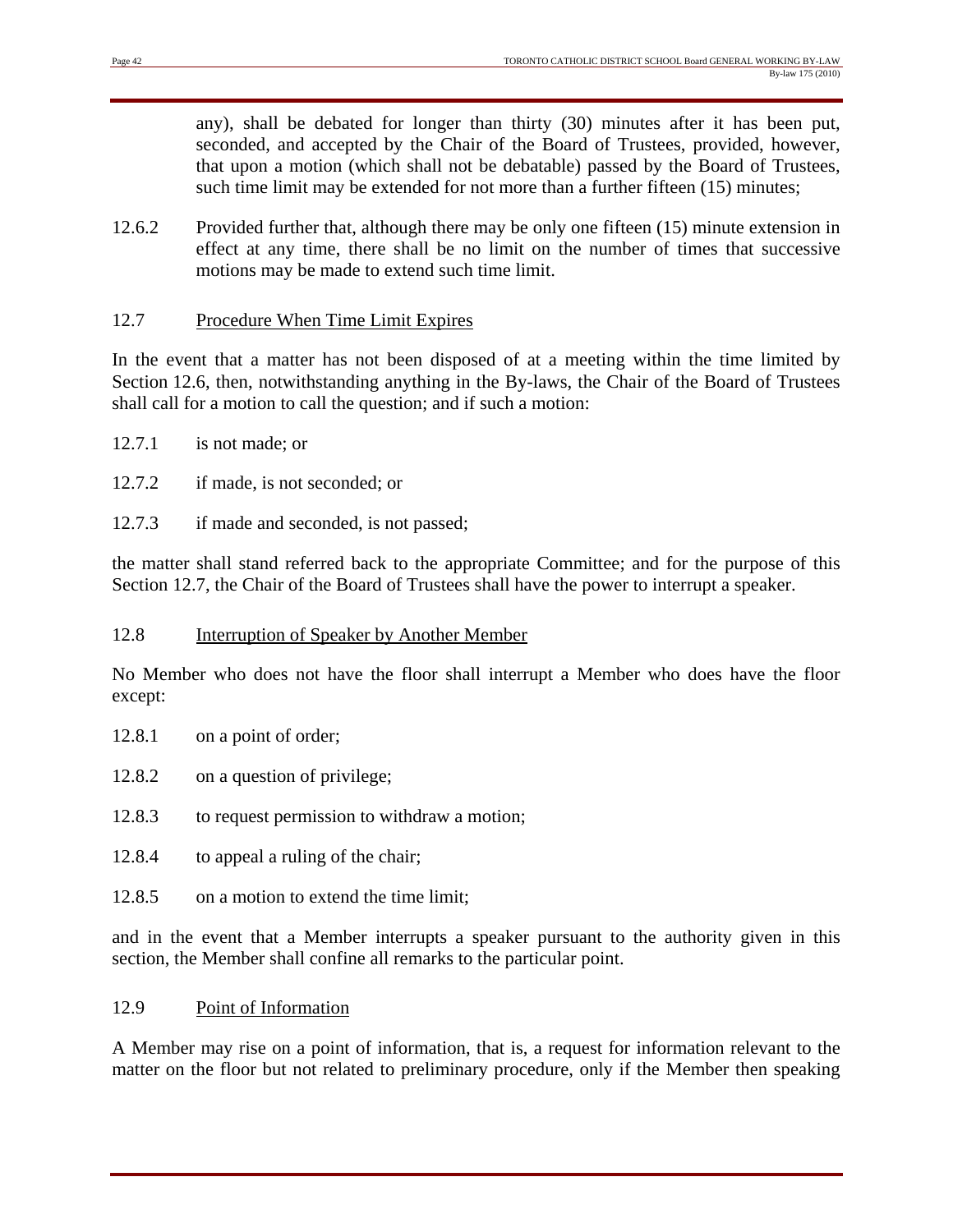any), shall be debated for longer than thirty (30) minutes after it has been put, seconded, and accepted by the Chair of the Board of Trustees, provided, however, that upon a motion (which shall not be debatable) passed by the Board of Trustees, such time limit may be extended for not more than a further fifteen (15) minutes;

12.6.2 Provided further that, although there may be only one fifteen (15) minute extension in effect at any time, there shall be no limit on the number of times that successive motions may be made to extend such time limit.

12.7 <u>Procedure When Time Limit Expires</u>

In the event that a matter has not been disposed of at a meeting within the time limited by Section 12.6, then, notwithstanding anything in the By-laws, the Chair of the Board of Trustees shall call for a motion to call the question; and if such a motion:

12.7.1 is not made; or

12.7.2 if made, is not seconded; or

12.7.3 if made and seconded, is not passed;

the matter shall stand referred back to the appropriate Committee; and for the purpose of this Section 12.7, the Chair of the Board of Trustees shall have the power to interrupt a speaker.

12.8 <u>Interruption of Speaker by Another Member</u>

No Member who does not have the floor shall interrupt a Member who does have the floor except:

12.8.1 on a point of order;

12.8.2 on a question of privilege;

12.8.3 to request permission to withdraw a motion;

12.8.4 to appeal a ruling of the chair;

12.8.5 on a motion to extend the time limit;

and in the event that a Member interrupts a speaker pursuant to the authority given in this section, the Member shall confine all remarks to the particular point.

12.9 <u>Point of Information</u>

A Member may rise on a point of information, that is, a request for information relevant to the matter on the floor but not related to preliminary procedure, only if the Member then speaking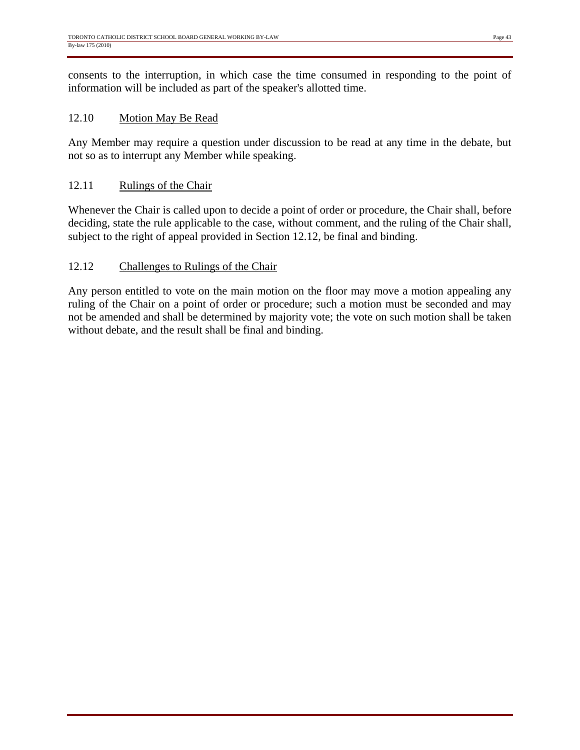consents to the interruption, in which case the time consumed in responding to the point of information will be included as part of the speaker's allotted time.

### 12.10 Motion May Be Read

Any Member may require a question under discussion to be read at any time in the debate, but not so as to interrupt any Member while speaking.

### 12.11 Rulings of the Chair

Whenever the Chair is called upon to decide a point of order or procedure, the Chair shall, before deciding, state the rule applicable to the case, without comment, and the ruling of the Chair shall, subject to the right of appeal provided in Section 12.12, be final and binding.

### 12.12 Challenges to Rulings of the Chair

Any person entitled to vote on the main motion on the floor may move a motion appealing any ruling of the Chair on a point of order or procedure; such a motion must be seconded and may not be amended and shall be determined by majority vote; the vote on such motion shall be taken without debate, and the result shall be final and binding.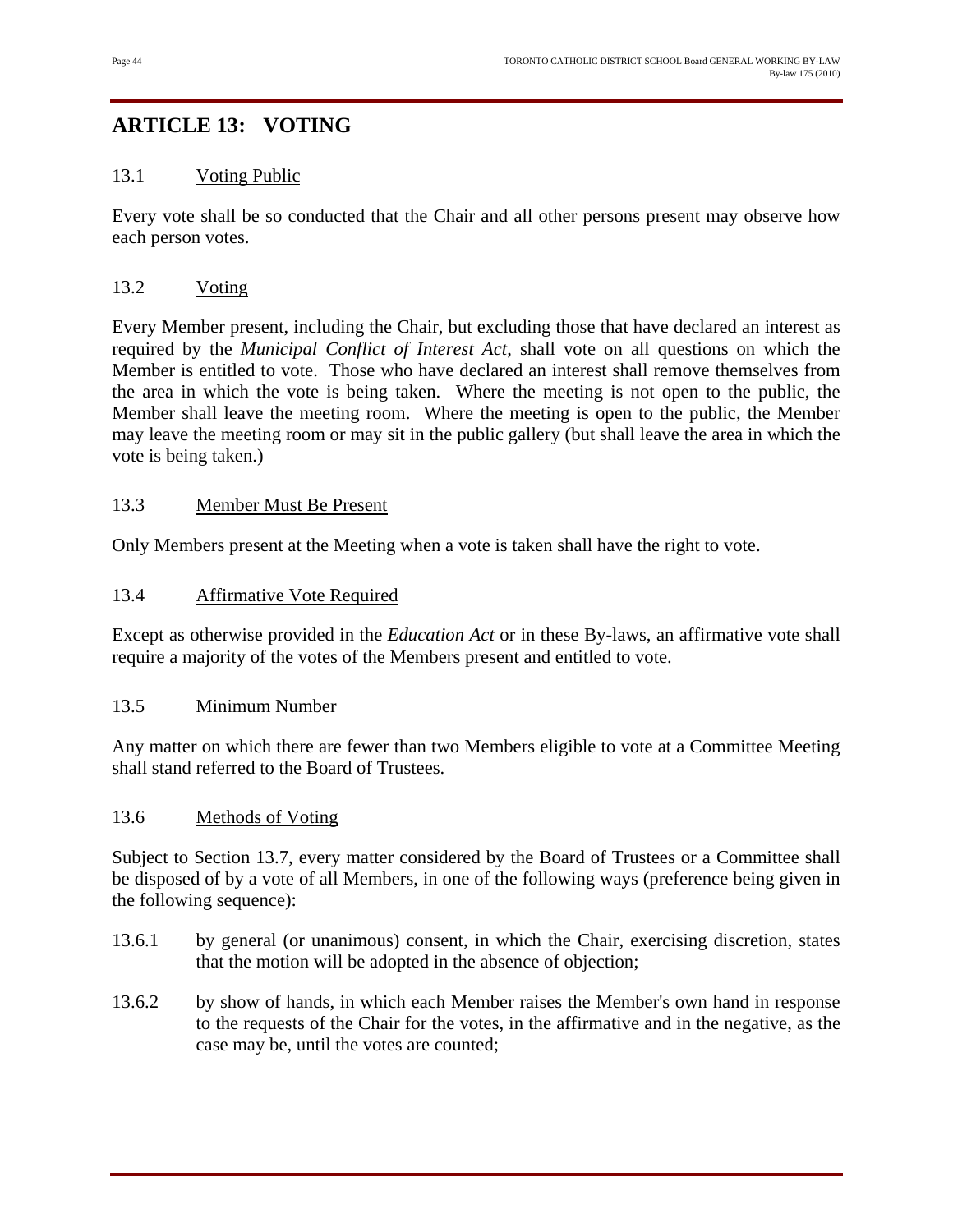## ARTICLE 13: VOTING

### 13.1 Voting Public

Every vote shall be so conducted that the Chair and all other persons present may observe how each person votes.

### 13.2 Voting

Every Member present, including the Chair, but excluding those that have declared an interest as required by the *Municipal Conflict of Interest Act*, shall vote on all questions on which the Member is entitled to vote. Those who have declared an interest shall remove themselves from the area in which the vote is being taken. Where the meeting is not open to the public, the Member shall leave the meeting room. Where the meeting is open to the public, the Member may leave the meeting room or may sit in the public gallery (but shall leave the area in which the vote is being taken.)

### 13.3 Member Must Be Present

Only Members present at the Meeting when a vote is taken shall have the right to vote.

### 13.4 Affirmative Vote Required

Except as otherwise provided in the *Education Act* or in these By-laws, an affirmative vote shall require a majority of the votes of the Members present and entitled to vote.

### 13.5 Minimum Number

Any matter on which there are fewer than two Members eligible to vote at a Committee Meeting shall stand referred to the Board of Trustees.

### 13.6 Methods of Voting

Subject to Section 13.7, every matter considered by the Board of Trustees or a Committee shall be disposed of by a vote of all Members, in one of the following ways (preference being given in the following sequence):

13.6.1 by general (or unanimous) consent, in which the Chair, exercising discretion, states that the motion will be adopted in the absence of objection;

13.6.2 by show of hands, in which each Member raises the Member's own hand in response to the requests of the Chair for the votes, in the affirmative and in the negative, as the case may be, until the votes are counted;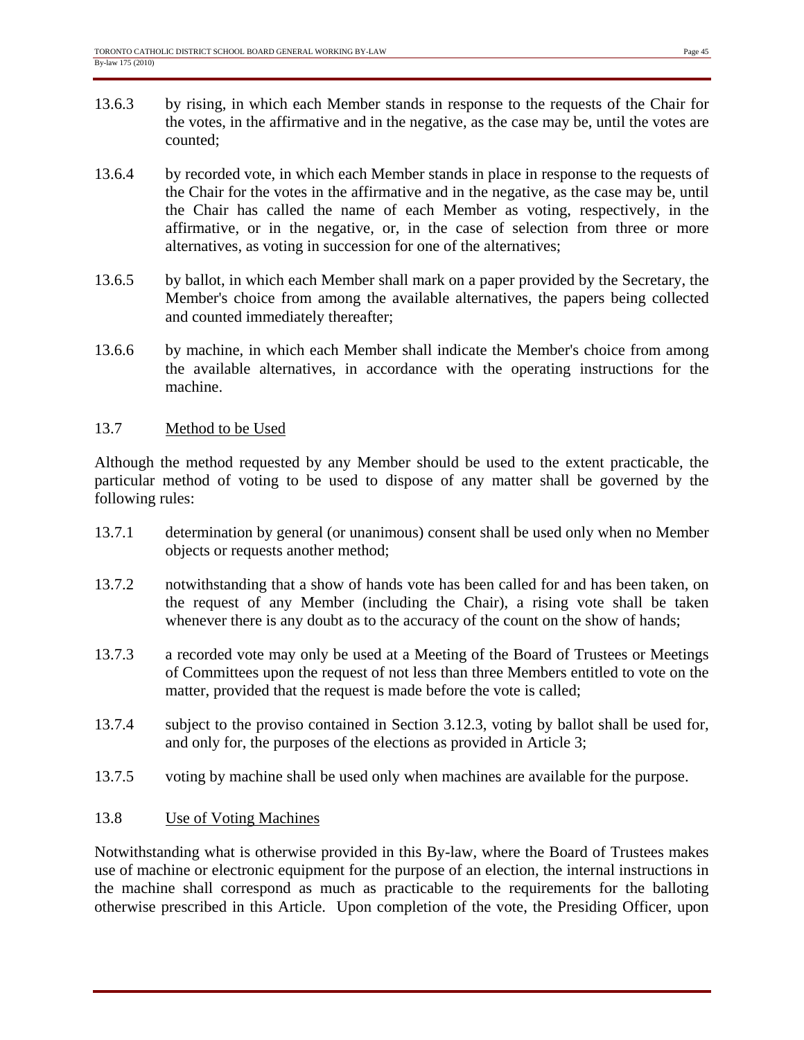13.6.3 by rising, in which each Member stands in response to the requests of the Chair for the votes, in the affirmative and in the negative, as the case may be, until the votes are counted;

13.6.4 by recorded vote, in which each Member stands in place in response to the requests of the Chair for the votes in the affirmative and in the negative, as the case may be, until the Chair has called the name of each Member as voting, respectively, in the affirmative, or in the negative, or, in the case of selection from three or more alternatives, as voting in succession for one of the alternatives;

13.6.5 by ballot, in which each Member shall mark on a paper provided by the Secretary, the Member's choice from among the available alternatives, the papers being collected and counted immediately thereafter;

13.6.6 by machine, in which each Member shall indicate the Member's choice from among the available alternatives, in accordance with the operating instructions for the machine.

### 13.7 Method to be Used

Although the method requested by any Member should be used to the extent practicable, the particular method of voting to be used to dispose of any matter shall be governed by the following rules:

13.7.1 determination by general (or unanimous) consent shall be used only when no Member objects or requests another method;

13.7.2 notwithstanding that a show of hands vote has been called for and has been taken, on the request of any Member (including the Chair), a rising vote shall be taken whenever there is any doubt as to the accuracy of the count on the show of hands;

13.7.3 a recorded vote may only be used at a Meeting of the Board of Trustees or Meetings of Committees upon the request of not less than three Members entitled to vote on the matter, provided that the request is made before the vote is called;

13.7.4 subject to the proviso contained in Section 3.12.3, voting by ballot shall be used for, and only for, the purposes of the elections as provided in Article 3;

13.7.5 voting by machine shall be used only when machines are available for the purpose.

### 13.8 Use of Voting Machines

Notwithstanding what is otherwise provided in this By-law, where the Board of Trustees makes use of machine or electronic equipment for the purpose of an election, the internal instructions in the machine shall correspond as much as practicable to the requirements for the balloting otherwise prescribed in this Article. Upon completion of the vote, the Presiding Officer, upon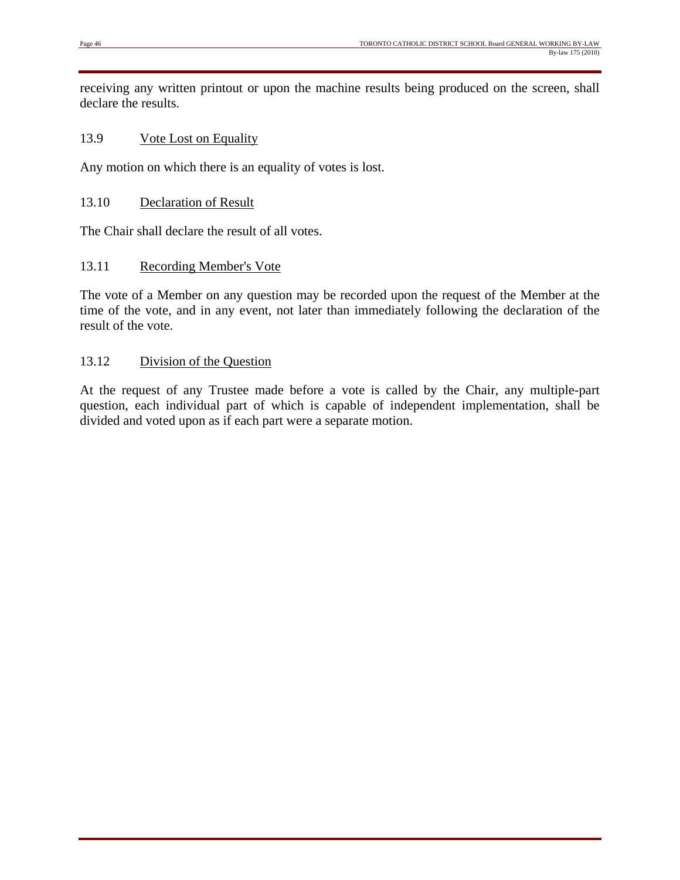receiving any written printout or upon the machine results being produced on the screen, shall declare the results.

### 13.9 Vote Lost on Equality

Any motion on which there is an equality of votes is lost.

### 13.10 Declaration of Result

The Chair shall declare the result of all votes.

### 13.11 Recording Member's Vote

The vote of a Member on any question may be recorded upon the request of the Member at the time of the vote, and in any event, not later than immediately following the declaration of the result of the vote.

### 13.12 Division of the Question

At the request of any Trustee made before a vote is called by the Chair, any multiple-part question, each individual part of which is capable of independent implementation, shall be divided and voted upon as if each part were a separate motion.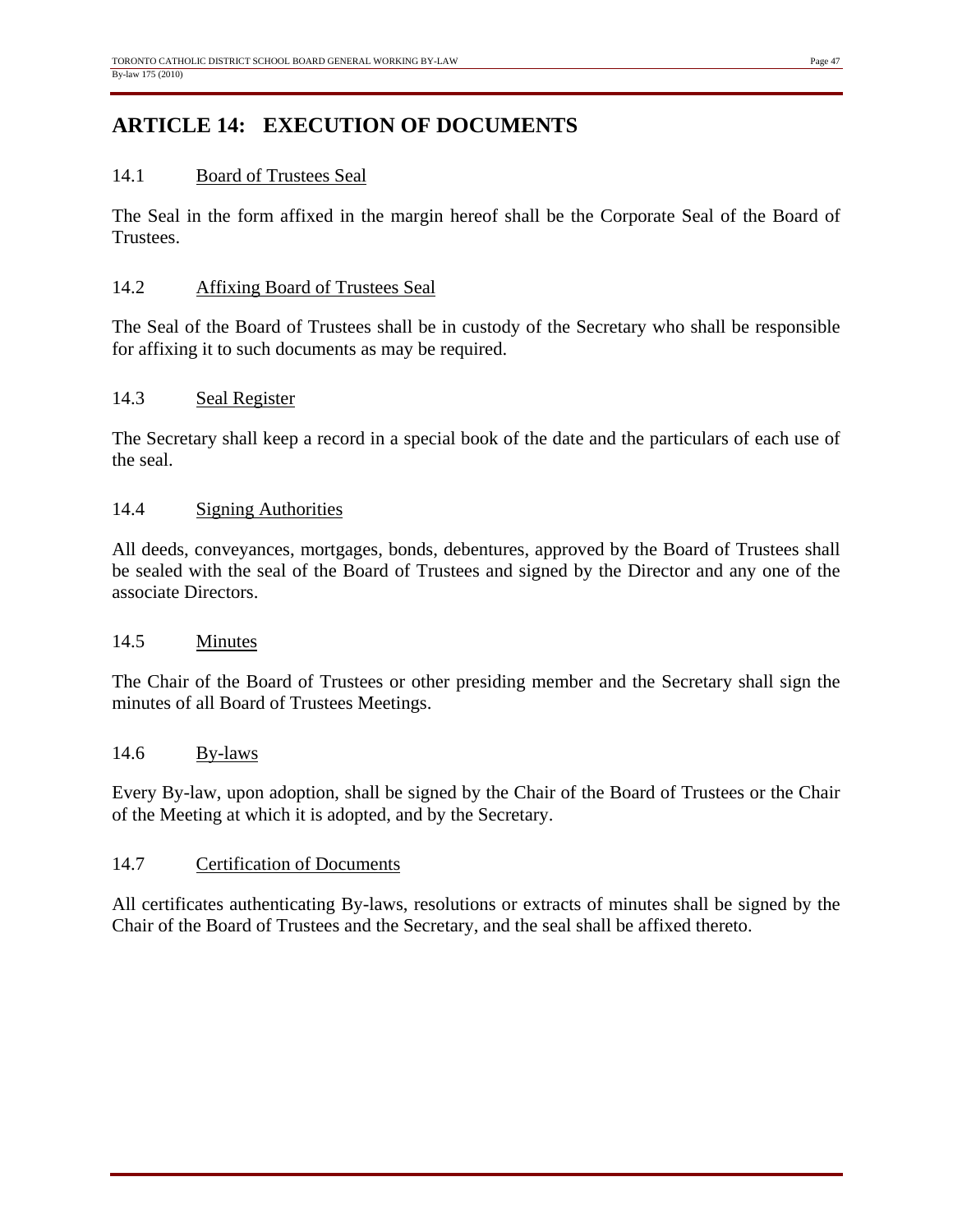# ARTICLE 14: EXECUTION OF DOCUMENTS

## 14.1 Board of Trustees Seal

The Seal in the form affixed in the margin hereof shall be the Corporate Seal of the Board of Trustees.

## 14.2 Affixing Board of Trustees Seal

The Seal of the Board of Trustees shall be in custody of the Secretary who shall be responsible for affixing it to such documents as may be required.

## 14.3 Seal Register

The Secretary shall keep a record in a special book of the date and the particulars of each use of the seal.

## 14.4 Signing Authorities

All deeds, conveyances, mortgages, bonds, debentures, approved by the Board of Trustees shall be sealed with the seal of the Board of Trustees and signed by the Director and any one of the associate Directors.

## 14.5 Minutes

The Chair of the Board of Trustees or other presiding member and the Secretary shall sign the minutes of all Board of Trustees Meetings.

## 14.6 By-laws

Every By-law, upon adoption, shall be signed by the Chair of the Board of Trustees or the Chair of the Meeting at which it is adopted, and by the Secretary.

## 14.7 Certification of Documents

All certificates authenticating By-laws, resolutions or extracts of minutes shall be signed by the Chair of the Board of Trustees and the Secretary, and the seal shall be affixed thereto.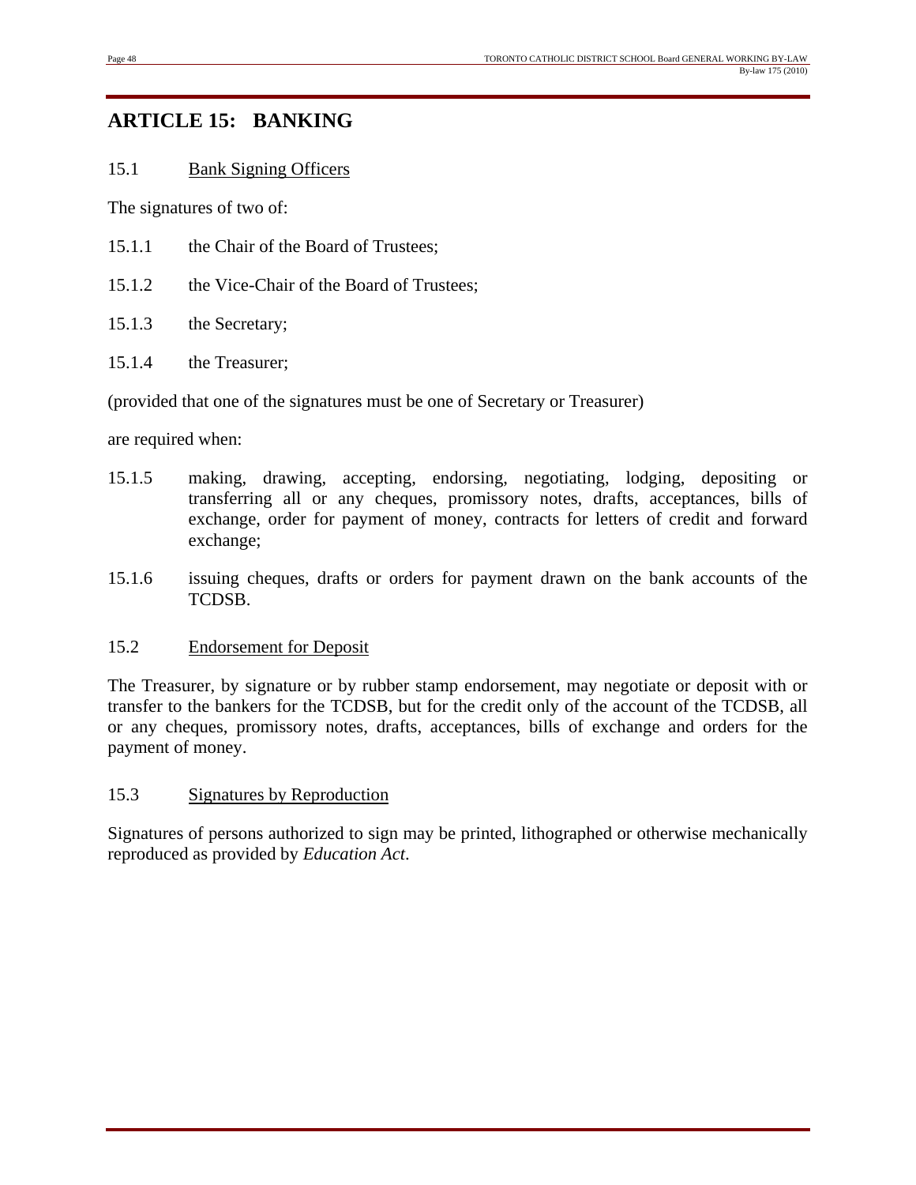## ARTICLE 15: BANKING

15.1 Bank Signing Officers

The signatures of two of:

15.1.1 the Chair of the Board of Trustees;

15.1.2 the Vice-Chair of the Board of Trustees;

15.1.3 the Secretary;

15.1.4 the Treasurer;

(provided that one of the signatures must be one of Secretary or Treasurer)

are required when:

15.1.5 making, drawing, accepting, endorsing, negotiating, lodging, depositing or transferring all or any cheques, promissory notes, drafts, acceptances, bills of exchange, order for payment of money, contracts for letters of credit and forward exchange;

15.1.6 issuing cheques, drafts or orders for payment drawn on the bank accounts of the TCDSB.

15.2 Endorsement for Deposit

The Treasurer, by signature or by rubber stamp endorsement, may negotiate or deposit with or transfer to the bankers for the TCDSB, but for the credit only of the account of the TCDSB, all or any cheques, promissory notes, drafts, acceptances, bills of exchange and orders for the payment of money.

15.3 Signatures by Reproduction

Signatures of persons authorized to sign may be printed, lithographed or otherwise mechanically reproduced as provided by *Education Act*.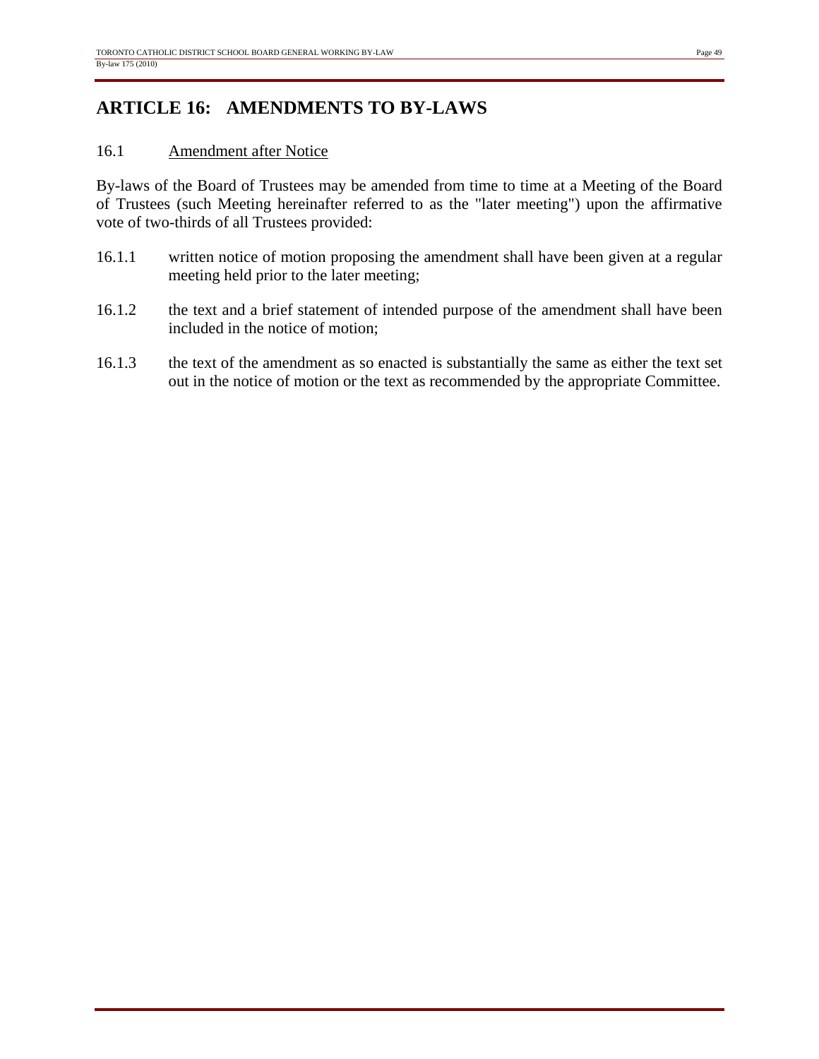# ARTICLE 16: AMENDMENTS TO BY-LAWS

16.1 Amendment after Notice

By-laws of the Board of Trustees may be amended from time to time at a Meeting of the Board of Trustees (such Meeting hereinafter referred to as the "later meeting") upon the affirmative vote of two-thirds of all Trustees provided:

16.1.1 written notice of motion proposing the amendment shall have been given at a regular meeting held prior to the later meeting;

16.1.2 the text and a brief statement of intended purpose of the amendment shall have been included in the notice of motion;

16.1.3 the text of the amendment as so enacted is substantially the same as either the text set out in the notice of motion or the text as recommended by the appropriate Committee.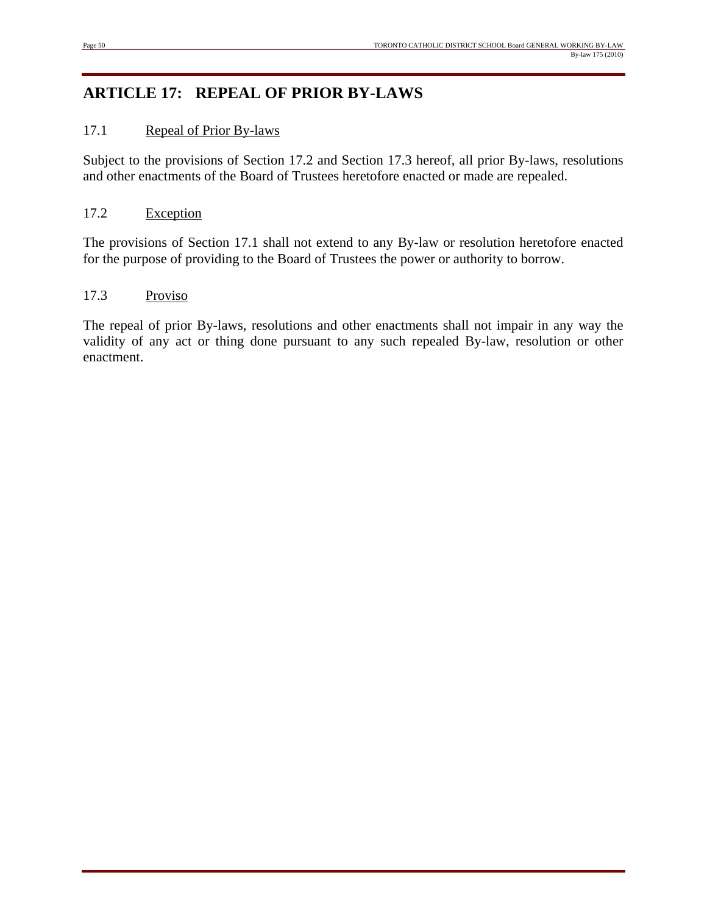# ARTICLE 17: REPEAL OF PRIOR BY-LAWS

17.1 Repeal of Prior By-laws

Subject to the provisions of Section 17.2 and Section 17.3 hereof, all prior By-laws, resolutions and other enactments of the Board of Trustees heretofore enacted or made are repealed.

17.2 Exception

The provisions of Section 17.1 shall not extend to any By-law or resolution heretofore enacted for the purpose of providing to the Board of Trustees the power or authority to borrow.

17.3 Proviso

The repeal of prior By-laws, resolutions and other enactments shall not impair in any way the validity of any act or thing done pursuant to any such repealed By-law, resolution or other enactment.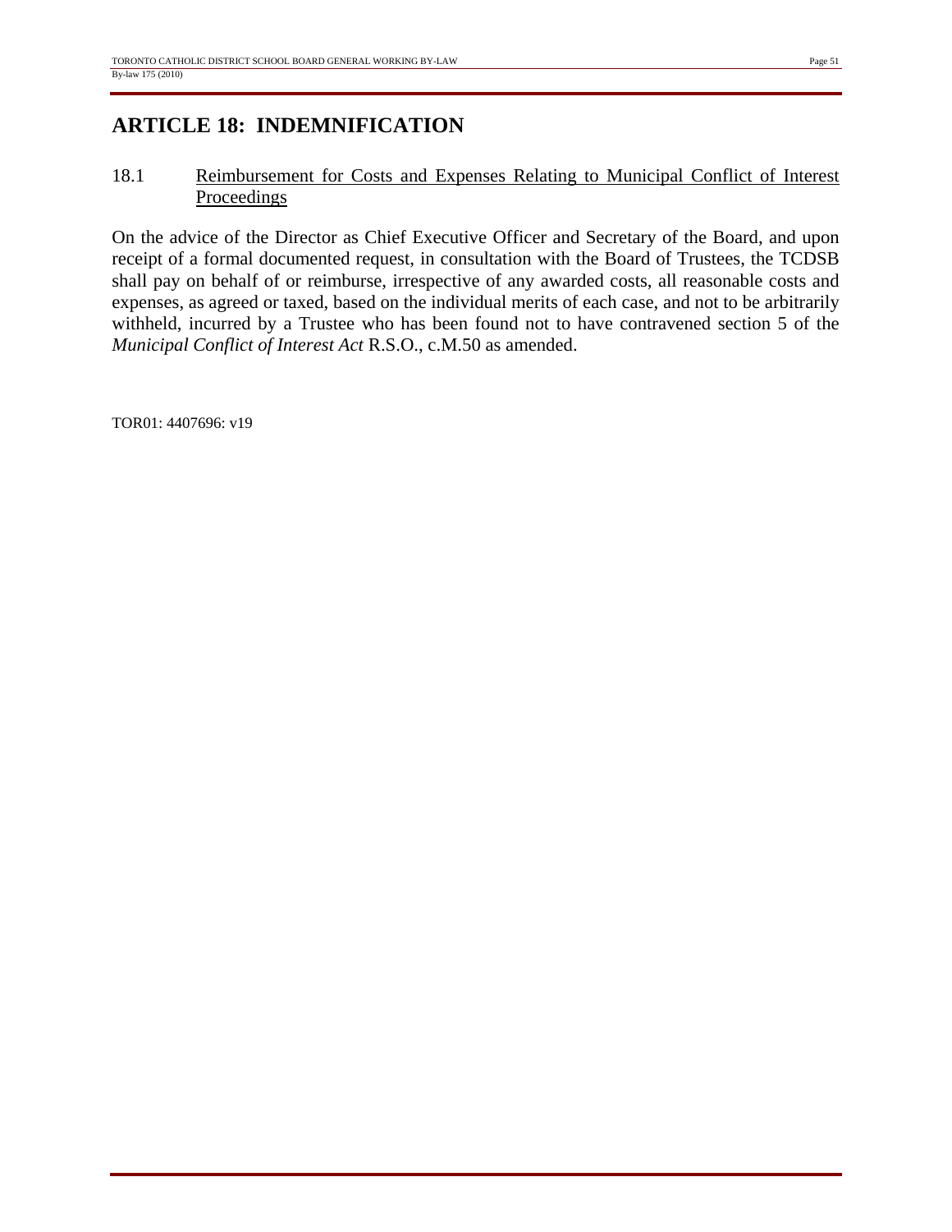# ARTICLE 18: INDEMNIFICATION

18.1 Reimbursement for Costs and Expenses Relating to Municipal Conflict of Interest Proceedings

On the advice of the Director as Chief Executive Officer and Secretary of the Board, and upon receipt of a formal documented request, in consultation with the Board of Trustees, the TCDSB shall pay on behalf of or reimburse, irrespective of any awarded costs, all reasonable costs and expenses, as agreed or taxed, based on the individual merits of each case, and not to be arbitrarily withheld, incurred by a Trustee who has been found not to have contravened section 5 of the *Municipal Conflict of Interest Act* R.S.O., c.M.50 as amended.

TOR01: 4407696: v19